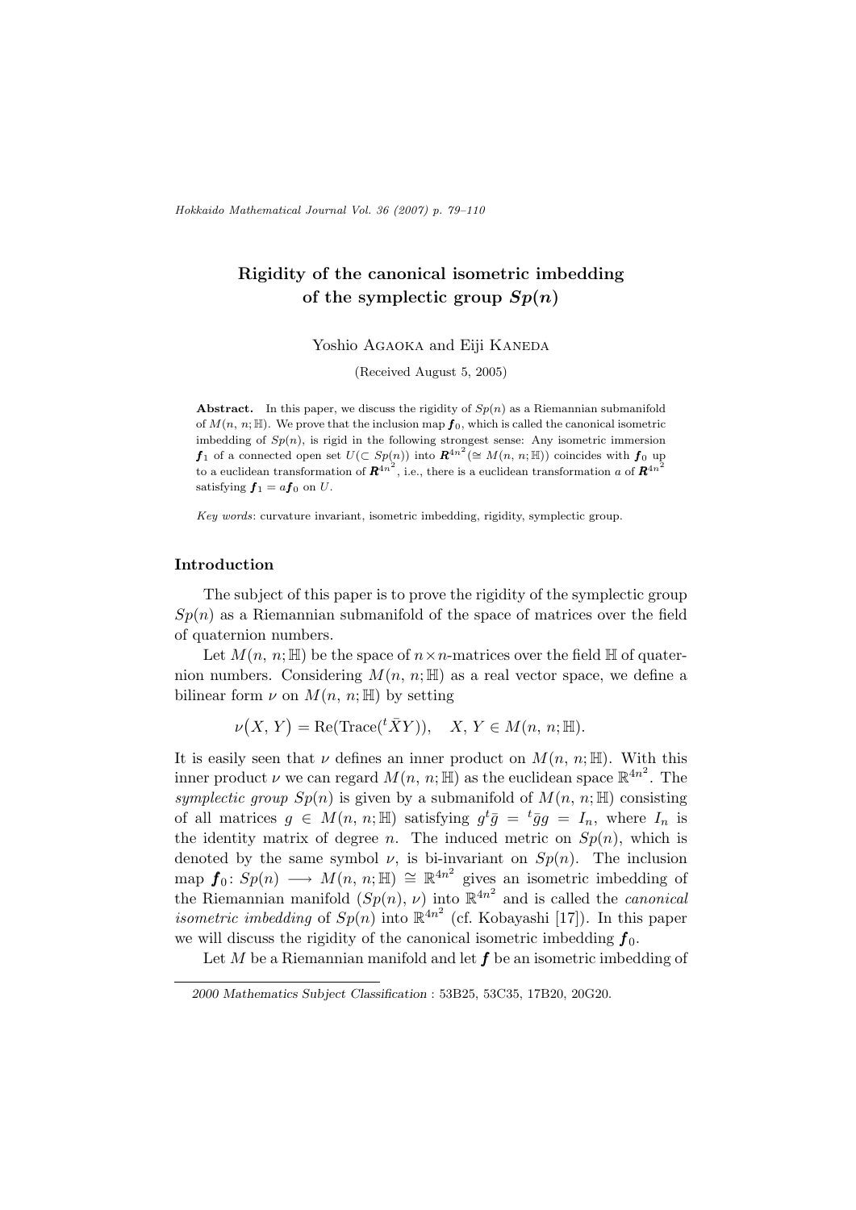# Rigidity of the canonical isometric imbedding of the symplectic group $Sp(n)$

Yoshio Agaoka and Eiji Kaneda

(Received August 5, 2005)

**Abstract.** In this paper, we discuss the rigidity of $Sp(n)$ as a Riemannian submanifold of $M(n, n; \mathbb{H})$. We prove that the inclusion map $\boldsymbol{f}_0$, which is called the canonical isometric imbedding of $Sp(n)$, is rigid in the following strongest sense: Any isometric immersion $\boldsymbol{f}_1$ of a connected open set $U (\subset Sp(n))$ into $\boldsymbol{R}^{4n^2} (\cong M(n, n; \mathbb{H}))$ coincides with $\boldsymbol{f}_0$ up to a euclidean transformation of $\boldsymbol{R}^{4n^2}$, i.e., there is a euclidean transformation $a$ of $\boldsymbol{R}^{4n^2}$ satisfying $\boldsymbol{f}_1 = a\boldsymbol{f}_0$ on $U$.

*Key words*: curvature invariant, isometric imbedding, rigidity, symplectic group.

## Introduction

The subject of this paper is to prove the rigidity of the symplectic group $Sp(n)$ as a Riemannian submanifold of the space of matrices over the field of quaternion numbers.

Let $M(n, n; \mathbb{H})$ be the space of $n \times n$-matrices over the field $\mathbb{H}$ of quaternion numbers. Considering $M(n, n; \mathbb{H})$ as a real vector space, we define a bilinear form $\nu$ on $M(n, n; \mathbb{H})$ by setting

$$\nu\big(X, Y\big) = \mathrm{Re}(\mathrm{Trace}({}^t\bar{X}Y)), \quad X, Y \in M(n, n; \mathbb{H}).$$

It is easily seen that $\nu$ defines an inner product on $M(n, n; \mathbb{H})$. With this inner product $\nu$ we can regard $M(n, n; \mathbb{H})$ as the euclidean space $\mathbb{R}^{4n^2}$. The *symplectic group* $Sp(n)$ is given by a submanifold of $M(n, n; \mathbb{H})$ consisting of all matrices $g \in M(n, n; \mathbb{H})$ satisfying $g{}^t\bar{g} = {}^t\bar{g}g = I_n$, where $I_n$ is the identity matrix of degree $n$. The induced metric on $Sp(n)$, which is denoted by the same symbol $\nu$, is bi-invariant on $Sp(n)$. The inclusion map $\boldsymbol{f}_0 \colon Sp(n) \longrightarrow M(n, n; \mathbb{H}) \cong \mathbb{R}^{4n^2}$ gives an isometric imbedding of the Riemannian manifold $(Sp(n), \nu)$ into $\mathbb{R}^{4n^2}$ and is called the *canonical isometric imbedding* of $Sp(n)$ into $\mathbb{R}^{4n^2}$ (cf. Kobayashi [17]). In this paper we will discuss the rigidity of the canonical isometric imbedding $\boldsymbol{f}_0$.

Let $M$ be a Riemannian manifold and let $\boldsymbol{f}$ be an isometric imbedding of

---

*2000 Mathematics Subject Classification* : 53B25, 53C35, 17B20, 20G20.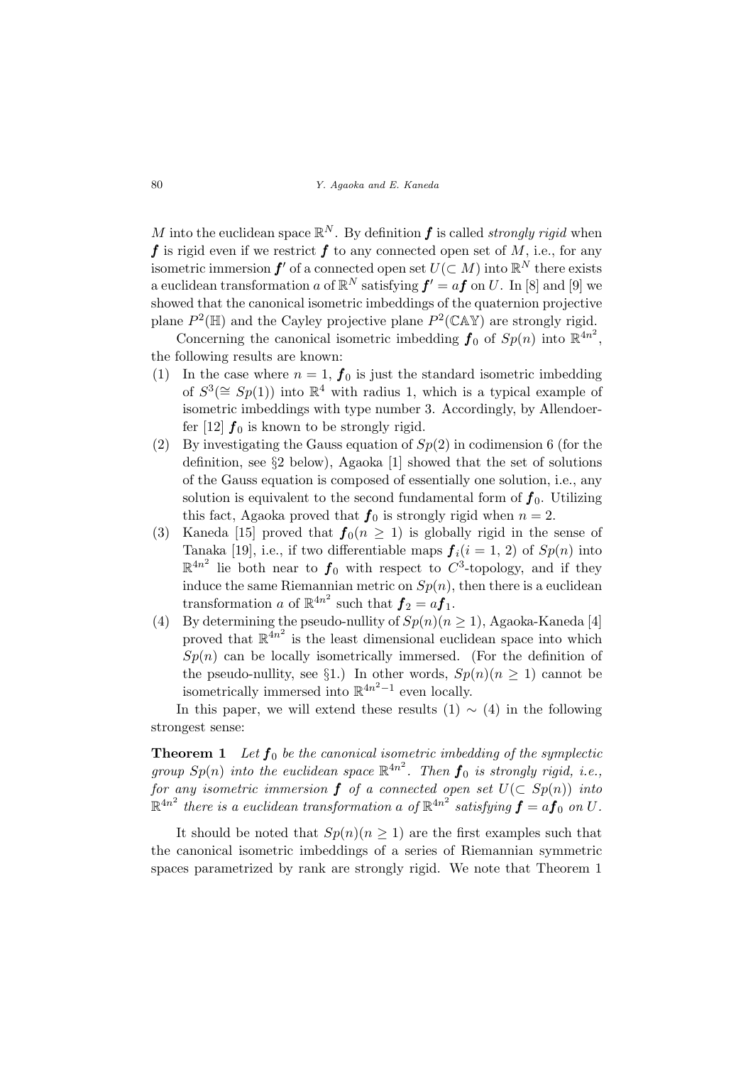$M$ into the euclidean space $\mathbb{R}^N$. By definition $\boldsymbol{f}$ is called *strongly rigid* when $\boldsymbol{f}$ is rigid even if we restrict $\boldsymbol{f}$ to any connected open set of $M$, i.e., for any isometric immersion $\boldsymbol{f}'$ of a connected open set $U(\subset M)$ into $\mathbb{R}^N$ there exists a euclidean transformation $a$ of $\mathbb{R}^N$ satisfying $\boldsymbol{f}' = a\boldsymbol{f}$ on $U$. In [8] and [9] we showed that the canonical isometric imbeddings of the quaternion projective plane $P^2(\mathbb{H})$ and the Cayley projective plane $P^2(\mathbb{CAY})$ are strongly rigid.

Concerning the canonical isometric imbedding $\boldsymbol{f}_0$ of $Sp(n)$ into $\mathbb{R}^{4n^2}$, the following results are known:

(1) In the case where $n = 1$, $\boldsymbol{f}_0$ is just the standard isometric imbedding of $S^3(\cong Sp(1))$ into $\mathbb{R}^4$ with radius 1, which is a typical example of isometric imbeddings with type number 3. Accordingly, by Allendoerfer [12] $\boldsymbol{f}_0$ is known to be strongly rigid.

(2) By investigating the Gauss equation of $Sp(2)$ in codimension 6 (for the definition, see §2 below), Agaoka [1] showed that the set of solutions of the Gauss equation is composed of essentially one solution, i.e., any solution is equivalent to the second fundamental form of $\boldsymbol{f}_0$. Utilizing this fact, Agaoka proved that $\boldsymbol{f}_0$ is strongly rigid when $n = 2$.

(3) Kaneda [15] proved that $\boldsymbol{f}_0 (n \geq 1)$ is globally rigid in the sense of Tanaka [19], i.e., if two differentiable maps $\boldsymbol{f}_i (i = 1, 2)$ of $Sp(n)$ into $\mathbb{R}^{4n^2}$ lie both near to $\boldsymbol{f}_0$ with respect to $C^3$-topology, and if they induce the same Riemannian metric on $Sp(n)$, then there is a euclidean transformation $a$ of $\mathbb{R}^{4n^2}$ such that $\boldsymbol{f}_2 = a\boldsymbol{f}_1$.

(4) By determining the pseudo-nullity of $Sp(n) (n \geq 1)$, Agaoka-Kaneda [4] proved that $\mathbb{R}^{4n^2}$ is the least dimensional euclidean space into which $Sp(n)$ can be locally isometrically immersed. (For the definition of the pseudo-nullity, see §1.) In other words, $Sp(n) (n \geq 1)$ cannot be isometrically immersed into $\mathbb{R}^{4n^2-1}$ even locally.

In this paper, we will extend these results (1) $\sim$ (4) in the following strongest sense:

**Theorem 1** *Let $\boldsymbol{f}_0$ be the canonical isometric imbedding of the symplectic group $Sp(n)$ into the euclidean space $\mathbb{R}^{4n^2}$. Then $\boldsymbol{f}_0$ is strongly rigid, i.e., for any isometric immersion $\boldsymbol{f}$ of a connected open set $U(\subset Sp(n))$ into $\mathbb{R}^{4n^2}$ there is a euclidean transformation $a$ of $\mathbb{R}^{4n^2}$ satisfying $\boldsymbol{f} = a\boldsymbol{f}_0$ on $U$.*

It should be noted that $Sp(n) (n \geq 1)$ are the first examples such that the canonical isometric imbeddings of a series of Riemannian symmetric spaces parametrized by rank are strongly rigid. We note that Theorem 1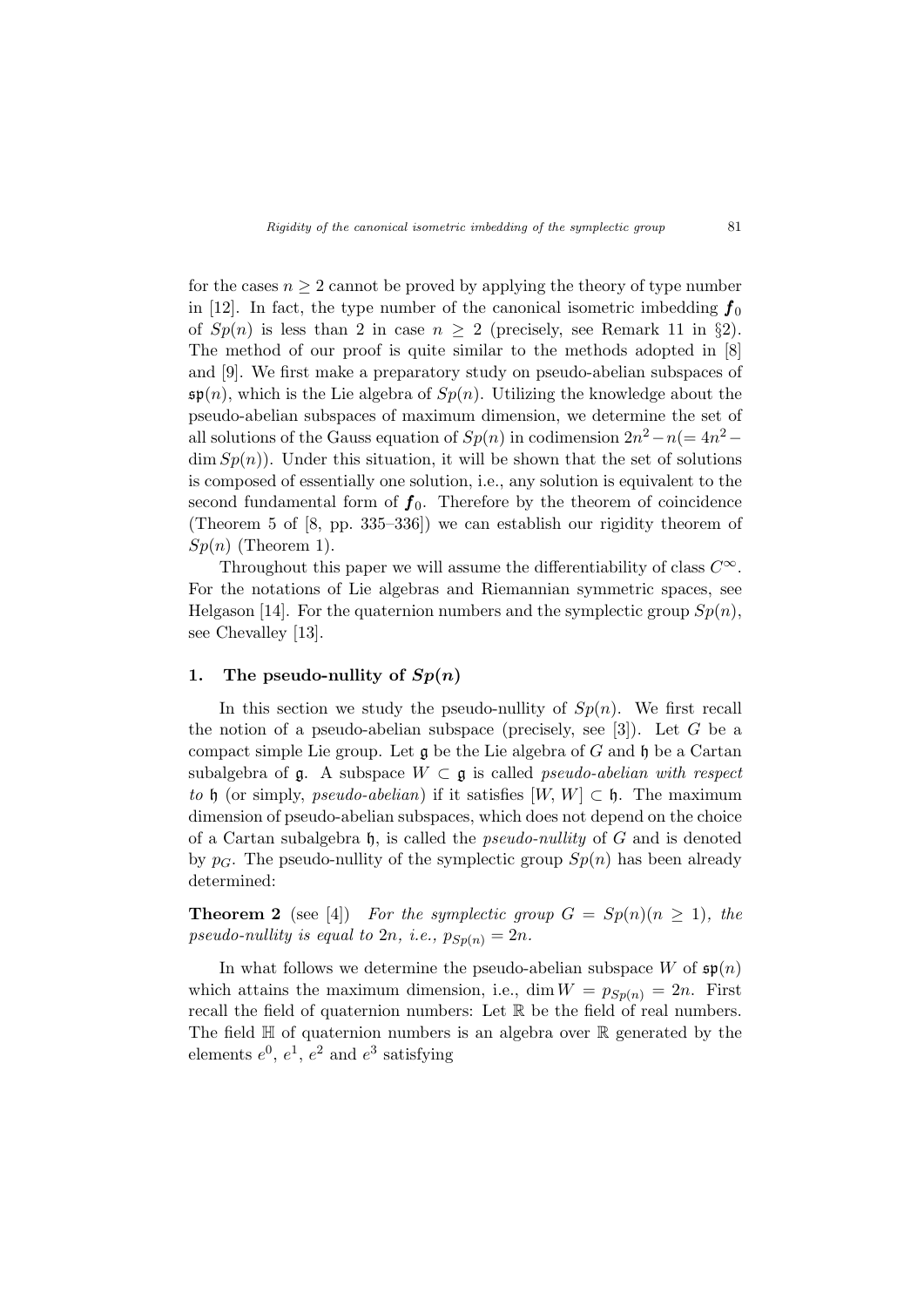for the cases $n \geq 2$ cannot be proved by applying the theory of type number in [12]. In fact, the type number of the canonical isometric imbedding $\boldsymbol{f}_0$ of $Sp(n)$ is less than 2 in case $n \geq 2$ (precisely, see Remark 11 in §2). The method of our proof is quite similar to the methods adopted in [8] and [9]. We first make a preparatory study on pseudo-abelian subspaces of $\mathfrak{sp}(n)$, which is the Lie algebra of $Sp(n)$. Utilizing the knowledge about the pseudo-abelian subspaces of maximum dimension, we determine the set of all solutions of the Gauss equation of $Sp(n)$ in codimension $2n^2 - n (= 4n^2 - \dim Sp(n))$. Under this situation, it will be shown that the set of solutions is composed of essentially one solution, i.e., any solution is equivalent to the second fundamental form of $\boldsymbol{f}_0$. Therefore by the theorem of coincidence (Theorem 5 of [8, pp. 335–336]) we can establish our rigidity theorem of $Sp(n)$ (Theorem 1).

Throughout this paper we will assume the differentiability of class $C^\infty$. For the notations of Lie algebras and Riemannian symmetric spaces, see Helgason [14]. For the quaternion numbers and the symplectic group $Sp(n)$, see Chevalley [13].

## 1. The pseudo-nullity of $Sp(n)$

In this section we study the pseudo-nullity of $Sp(n)$. We first recall the notion of a pseudo-abelian subspace (precisely, see [3]). Let $G$ be a compact simple Lie group. Let $\mathfrak{g}$ be the Lie algebra of $G$ and $\mathfrak{h}$ be a Cartan subalgebra of $\mathfrak{g}$. A subspace $W \subset \mathfrak{g}$ is called *pseudo-abelian with respect to* $\mathfrak{h}$ (or simply, *pseudo-abelian*) if it satisfies $[W, W] \subset \mathfrak{h}$. The maximum dimension of pseudo-abelian subspaces, which does not depend on the choice of a Cartan subalgebra $\mathfrak{h}$, is called the *pseudo-nullity* of $G$ and is denoted by $p_G$. The pseudo-nullity of the symplectic group $Sp(n)$ has been already determined:

**Theorem 2** (see [4]) *For the symplectic group $G = Sp(n) (n \geq 1)$, the pseudo-nullity is equal to $2n$, i.e., $p_{Sp(n)} = 2n$.*

In what follows we determine the pseudo-abelian subspace $W$ of $\mathfrak{sp}(n)$ which attains the maximum dimension, i.e., $\dim W = p_{Sp(n)} = 2n$. First recall the field of quaternion numbers: Let $\mathbb{R}$ be the field of real numbers. The field $\mathbb{H}$ of quaternion numbers is an algebra over $\mathbb{R}$ generated by the elements $e^0$, $e^1$, $e^2$ and $e^3$ satisfying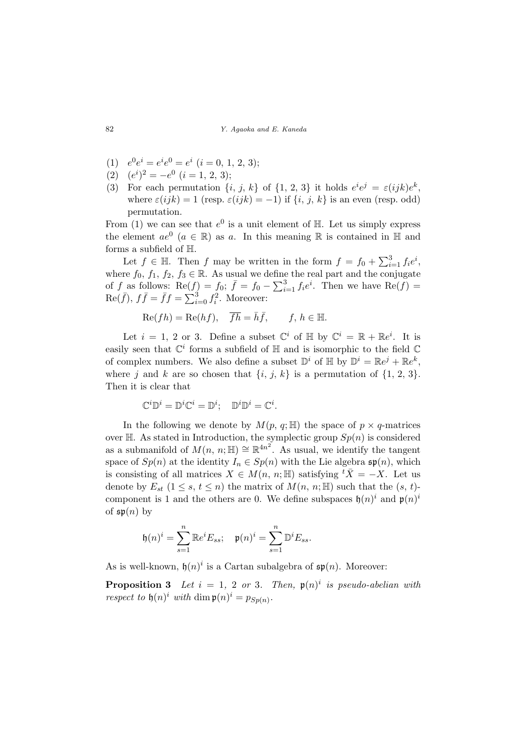(1) $e^0 e^i = e^i e^0 = e^i$ $(i = 0, 1, 2, 3)$;
(2) $(e^i)^2 = -e^0$ $(i = 1, 2, 3)$;
(3) For each permutation $\{i, j, k\}$ of $\{1, 2, 3\}$ it holds $e^i e^j = \varepsilon(ijk) e^k$, where $\varepsilon(ijk) = 1$ (resp. $\varepsilon(ijk) = -1$) if $\{i, j, k\}$ is an even (resp. odd) permutation.

From (1) we can see that $e^0$ is a unit element of $\mathbb{H}$. Let us simply express the element $ae^0$ $(a \in \mathbb{R})$ as $a$. In this meaning $\mathbb{R}$ is contained in $\mathbb{H}$ and forms a subfield of $\mathbb{H}$.

Let $f \in \mathbb{H}$. Then $f$ may be written in the form $f = f_0 + \sum_{i=1}^{3} f_i e^i$, where $f_0, f_1, f_2, f_3 \in \mathbb{R}$. As usual we define the real part and the conjugate of $f$ as follows: $\mathrm{Re}(f) = f_0$; $\bar{f} = f_0 - \sum_{i=1}^{3} f_i e^i$. Then we have $\mathrm{Re}(f) = \mathrm{Re}(\bar{f})$, $f\bar{f} = \bar{f}f = \sum_{i=0}^{3} f_i^2$. Moreover:

$$\mathrm{Re}(fh) = \mathrm{Re}(hf), \quad \overline{fh} = \bar{h}\bar{f}, \qquad f, h \in \mathbb{H}.$$

Let $i = 1$, 2 or 3. Define a subset $\mathbb{C}^i$ of $\mathbb{H}$ by $\mathbb{C}^i = \mathbb{R} + \mathbb{R}e^i$. It is easily seen that $\mathbb{C}^i$ forms a subfield of $\mathbb{H}$ and is isomorphic to the field $\mathbb{C}$ of complex numbers. We also define a subset $\mathbb{D}^i$ of $\mathbb{H}$ by $\mathbb{D}^i = \mathbb{R}e^j + \mathbb{R}e^k$, where $j$ and $k$ are so chosen that $\{i, j, k\}$ is a permutation of $\{1, 2, 3\}$. Then it is clear that

$$\mathbb{C}^i \mathbb{D}^i = \mathbb{D}^i \mathbb{C}^i = \mathbb{D}^i; \quad \mathbb{D}^i \mathbb{D}^i = \mathbb{C}^i.$$

In the following we denote by $M(p, q; \mathbb{H})$ the space of $p \times q$-matrices over $\mathbb{H}$. As stated in Introduction, the symplectic group $Sp(n)$ is considered as a submanifold of $M(n, n; \mathbb{H}) \cong \mathbb{R}^{4n^2}$. As usual, we identify the tangent space of $Sp(n)$ at the identity $I_n \in Sp(n)$ with the Lie algebra $\mathfrak{sp}(n)$, which is consisting of all matrices $X \in M(n, n; \mathbb{H})$ satisfying ${}^t\bar{X} = -X$. Let us denote by $E_{st}$ $(1 \leq s, t \leq n)$ the matrix of $M(n, n; \mathbb{H})$ such that the $(s, t)$-component is 1 and the others are 0. We define subspaces $\mathfrak{h}(n)^i$ and $\mathfrak{p}(n)^i$ of $\mathfrak{sp}(n)$ by

$$\mathfrak{h}(n)^i = \sum_{s=1}^{n} \mathbb{R}e^i E_{ss}; \quad \mathfrak{p}(n)^i = \sum_{s=1}^{n} \mathbb{D}^i E_{ss}.$$

As is well-known, $\mathfrak{h}(n)^i$ is a Cartan subalgebra of $\mathfrak{sp}(n)$. Moreover:

**Proposition 3** *Let $i = 1$, 2 or 3. Then, $\mathfrak{p}(n)^i$ is pseudo-abelian with respect to $\mathfrak{h}(n)^i$ with $\dim \mathfrak{p}(n)^i = p_{Sp(n)}$.*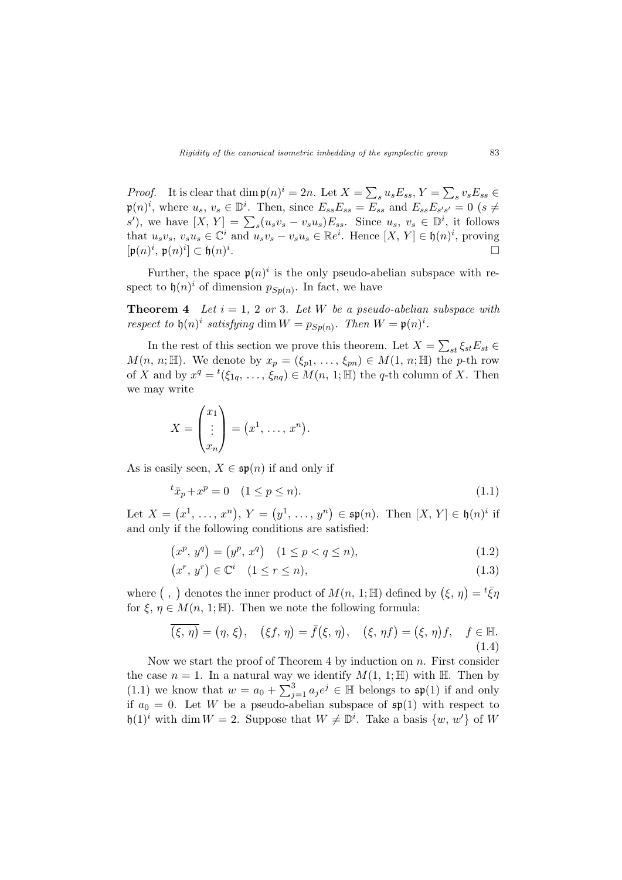*Proof.* It is clear that $\dim \mathfrak{p}(n)^i = 2n$. Let $X = \sum_s u_s E_{ss}$, $Y = \sum_s v_s E_{ss} \in \mathfrak{p}(n)^i$, where $u_s, v_s \in \mathbb{D}^i$. Then, since $E_{ss}E_{ss} = E_{ss}$ and $E_{ss}E_{s's'} = 0$ $(s \neq s')$, we have $[X, Y] = \sum_s (u_s v_s - v_s u_s) E_{ss}$. Since $u_s, v_s \in \mathbb{D}^i$, it follows that $u_s v_s, v_s u_s \in \mathbb{C}^i$ and $u_s v_s - v_s u_s \in \mathbb{R}e^i$. Hence $[X, Y] \in \mathfrak{h}(n)^i$, proving $[\mathfrak{p}(n)^i, \mathfrak{p}(n)^i] \subset \mathfrak{h}(n)^i$. $\square$

Further, the space $\mathfrak{p}(n)^i$ is the only pseudo-abelian subspace with respect to $\mathfrak{h}(n)^i$ of dimension $p_{Sp(n)}$. In fact, we have

**Theorem 4** *Let $i = 1$, $2$ or $3$. Let $W$ be a pseudo-abelian subspace with respect to $\mathfrak{h}(n)^i$ satisfying $\dim W = p_{Sp(n)}$. Then $W = \mathfrak{p}(n)^i$.*

In the rest of this section we prove this theorem. Let $X = \sum_{st} \xi_{st} E_{st} \in M(n, n; \mathbb{H})$. We denote by $x_p = (\xi_{p1}, \ldots, \xi_{pn}) \in M(1, n; \mathbb{H})$ the $p$-th row of $X$ and by $x^q = {}^t(\xi_{1q}, \ldots, \xi_{nq}) \in M(n, 1; \mathbb{H})$ the $q$-th column of $X$. Then we may write

$$X = \begin{pmatrix} x_1 \\ \vdots \\ x_n \end{pmatrix} = \left(x^1, \ldots, x^n\right).$$

As is easily seen, $X \in \mathfrak{sp}(n)$ if and only if

$${}^t\bar{x}_p + x^p = 0 \quad (1 \leq p \leq n). \tag{1.1}$$

Let $X = \left(x^1, \ldots, x^n\right)$, $Y = \left(y^1, \ldots, y^n\right) \in \mathfrak{sp}(n)$. Then $[X, Y] \in \mathfrak{h}(n)^i$ if and only if the following conditions are satisfied:

$$\left(x^p, y^q\right) = \left(y^p, x^q\right) \quad (1 \leq p < q \leq n), \tag{1.2}$$

$$\left(x^r, y^r\right) \in \mathbb{C}^i \quad (1 \leq r \leq n), \tag{1.3}$$

where $\left( \, , \, \right)$ denotes the inner product of $M(n, 1; \mathbb{H})$ defined by $\left(\xi, \eta\right) = {}^t\bar{\xi}\eta$ for $\xi, \eta \in M(n, 1; \mathbb{H})$. Then we note the following formula:

$$\overline{(\xi, \eta)} = \left(\eta, \xi\right), \quad \left(\xi f, \eta\right) = \bar{f}\left(\xi, \eta\right), \quad \left(\xi, \eta f\right) = \left(\xi, \eta\right) f, \quad f \in \mathbb{H}. \tag{1.4}$$

Now we start the proof of Theorem 4 by induction on $n$. First consider the case $n = 1$. In a natural way we identify $M(1, 1; \mathbb{H})$ with $\mathbb{H}$. Then by (1.1) we know that $w = a_0 + \sum_{j=1}^{3} a_j e^j \in \mathbb{H}$ belongs to $\mathfrak{sp}(1)$ if and only if $a_0 = 0$. Let $W$ be a pseudo-abelian subspace of $\mathfrak{sp}(1)$ with respect to $\mathfrak{h}(1)^i$ with $\dim W = 2$. Suppose that $W \neq \mathbb{D}^i$. Take a basis $\{w, w'\}$ of $W$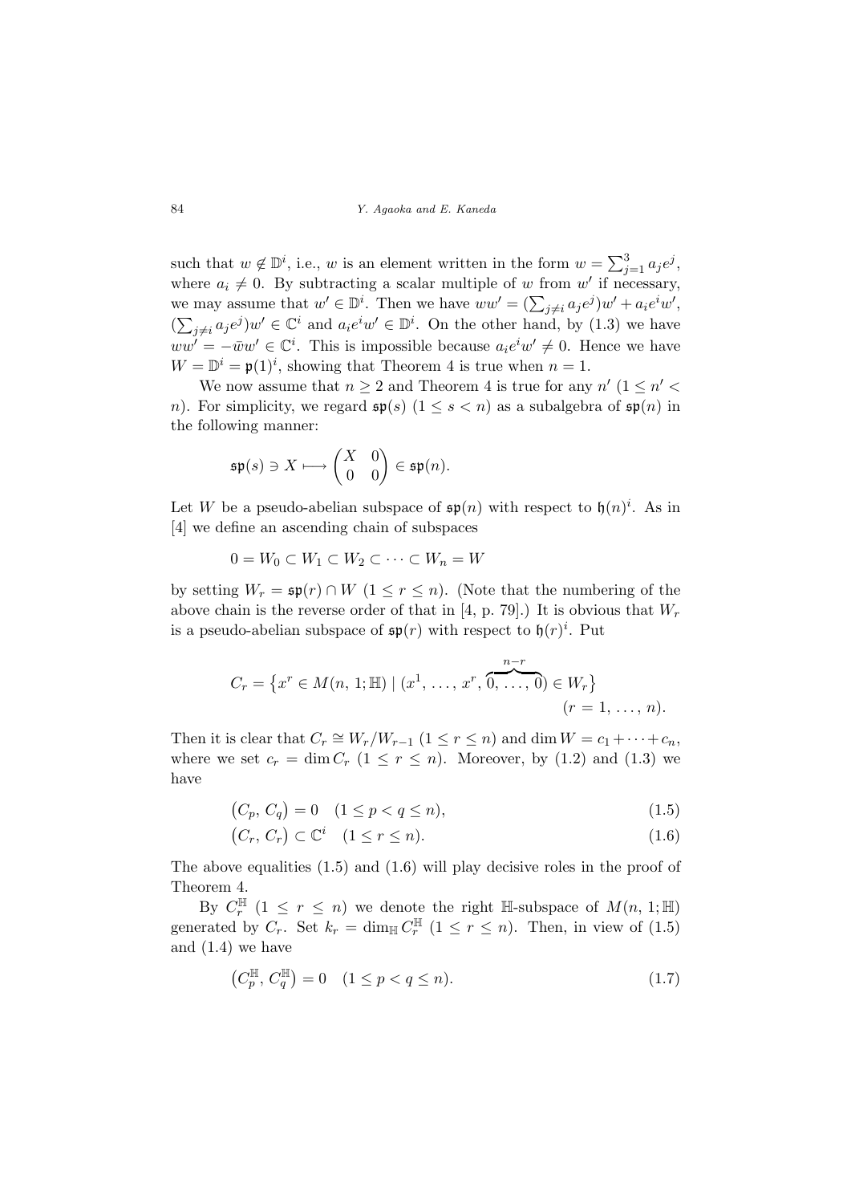such that $w \notin \mathbb{D}^i$, i.e., $w$ is an element written in the form $w = \sum_{j=1}^{3} a_j e^j$, where $a_i \neq 0$. By subtracting a scalar multiple of $w$ from $w'$ if necessary, we may assume that $w' \in \mathbb{D}^i$. Then we have $ww' = (\sum_{j \neq i} a_j e^j) w' + a_i e^i w'$, $(\sum_{j \neq i} a_j e^j) w' \in \mathbb{C}^i$ and $a_i e^i w' \in \mathbb{D}^i$. On the other hand, by (1.3) we have $ww' = -\bar{w} w' \in \mathbb{C}^i$. This is impossible because $a_i e^i w' \neq 0$. Hence we have $W = \mathbb{D}^i = \mathfrak{p}(1)^i$, showing that Theorem 4 is true when $n = 1$.

We now assume that $n \geq 2$ and Theorem 4 is true for any $n'$ $(1 \leq n' < n)$. For simplicity, we regard $\mathfrak{sp}(s)$ $(1 \leq s < n)$ as a subalgebra of $\mathfrak{sp}(n)$ in the following manner:

$$\mathfrak{sp}(s) \ni X \longmapsto \begin{pmatrix} X & 0 \\ 0 & 0 \end{pmatrix} \in \mathfrak{sp}(n).$$

Let $W$ be a pseudo-abelian subspace of $\mathfrak{sp}(n)$ with respect to $\mathfrak{h}(n)^i$. As in [4] we define an ascending chain of subspaces

$$0 = W_0 \subset W_1 \subset W_2 \subset \cdots \subset W_n = W$$

by setting $W_r = \mathfrak{sp}(r) \cap W$ $(1 \leq r \leq n)$. (Note that the numbering of the above chain is the reverse order of that in [4, p. 79].) It is obvious that $W_r$ is a pseudo-abelian subspace of $\mathfrak{sp}(r)$ with respect to $\mathfrak{h}(r)^i$. Put

$$C_r = \{ x^r \in M(n, 1; \mathbb{H}) \mid (x^1, \ldots, x^r, \overbrace{0, \ldots, 0}^{n-r}) \in W_r \} \qquad (r = 1, \ldots, n).$$

Then it is clear that $C_r \cong W_r / W_{r-1}$ $(1 \leq r \leq n)$ and $\dim W = c_1 + \cdots + c_n$, where we set $c_r = \dim C_r$ $(1 \leq r \leq n)$. Moreover, by (1.2) and (1.3) we have

$$(C_p, C_q) = 0 \quad (1 \leq p < q \leq n), \tag{1.5}$$

$$(C_r, C_r) \subset \mathbb{C}^i \quad (1 \leq r \leq n). \tag{1.6}$$

The above equalities (1.5) and (1.6) will play decisive roles in the proof of Theorem 4.

By $C_r^{\mathbb{H}}$ $(1 \leq r \leq n)$ we denote the right $\mathbb{H}$-subspace of $M(n, 1; \mathbb{H})$ generated by $C_r$. Set $k_r = \dim_{\mathbb{H}} C_r^{\mathbb{H}}$ $(1 \leq r \leq n)$. Then, in view of (1.5) and (1.4) we have

$$(C_p^{\mathbb{H}}, C_q^{\mathbb{H}}) = 0 \quad (1 \leq p < q \leq n). \tag{1.7}$$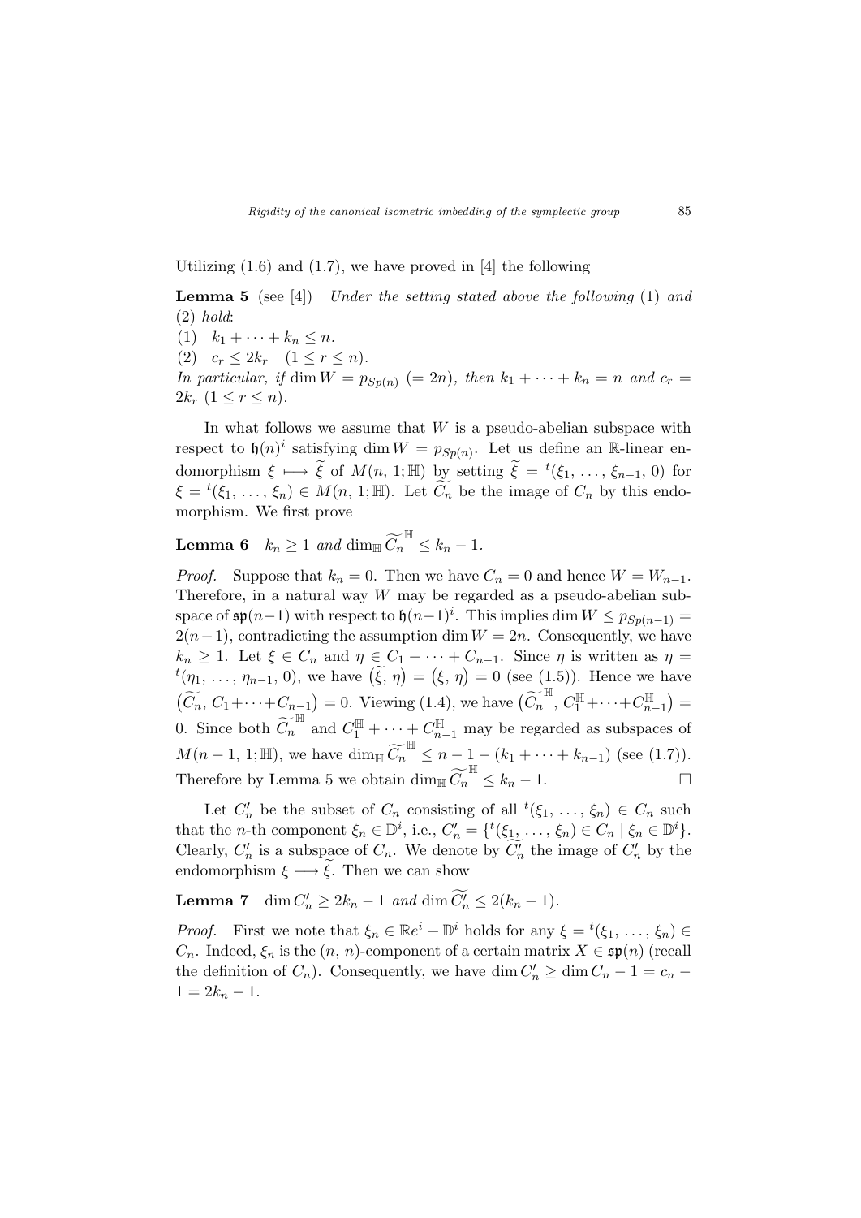Utilizing (1.6) and (1.7), we have proved in [4] the following

**Lemma 5** (see [4]) *Under the setting stated above the following* (1) *and* (2) *hold*:

(1) $k_1 + \cdots + k_n \leq n$.

(2) $c_r \leq 2k_r \quad (1 \leq r \leq n)$.

*In particular, if* $\dim W = p_{Sp(n)}$ $(= 2n)$, *then* $k_1 + \cdots + k_n = n$ *and* $c_r = 2k_r$ $(1 \leq r \leq n)$.

In what follows we assume that $W$ is a pseudo-abelian subspace with respect to $\mathfrak{h}(n)^i$ satisfying $\dim W = p_{Sp(n)}$. Let us define an $\mathbb{R}$-linear endomorphism $\xi \longmapsto \widetilde{\xi}$ of $M(n, 1; \mathbb{H})$ by setting $\widetilde{\xi} = {}^t(\xi_1, \ldots, \xi_{n-1}, 0)$ for $\xi = {}^t(\xi_1, \ldots, \xi_n) \in M(n, 1; \mathbb{H})$. Let $\widetilde{C_n}$ be the image of $C_n$ by this endomorphism. We first prove

**Lemma 6** $k_n \geq 1$ *and* $\dim_{\mathbb{H}} \widetilde{C_n}^{\mathbb{H}} \leq k_n - 1$.

*Proof.* Suppose that $k_n = 0$. Then we have $C_n = 0$ and hence $W = W_{n-1}$. Therefore, in a natural way $W$ may be regarded as a pseudo-abelian subspace of $\mathfrak{sp}(n-1)$ with respect to $\mathfrak{h}(n-1)^i$. This implies $\dim W \leq p_{Sp(n-1)} = 2(n-1)$, contradicting the assumption $\dim W = 2n$. Consequently, we have $k_n \geq 1$. Let $\xi \in C_n$ and $\eta \in C_1 + \cdots + C_{n-1}$. Since $\eta$ is written as $\eta = {}^t(\eta_1, \ldots, \eta_{n-1}, 0)$, we have $(\widetilde{\xi}, \eta) = (\xi, \eta) = 0$ (see (1.5)). Hence we have $(\widetilde{C_n}, C_1 + \cdots + C_{n-1}) = 0$. Viewing (1.4), we have $(\widetilde{C_n}^{\mathbb{H}}, C_1^{\mathbb{H}} + \cdots + C_{n-1}^{\mathbb{H}}) = 0$. Since both $\widetilde{C_n}^{\mathbb{H}}$ and $C_1^{\mathbb{H}} + \cdots + C_{n-1}^{\mathbb{H}}$ may be regarded as subspaces of $M(n-1, 1; \mathbb{H})$, we have $\dim_{\mathbb{H}} \widetilde{C_n}^{\mathbb{H}} \leq n - 1 - (k_1 + \cdots + k_{n-1})$ (see (1.7)). Therefore by Lemma 5 we obtain $\dim_{\mathbb{H}} \widetilde{C_n}^{\mathbb{H}} \leq k_n - 1$. $\square$

Let $C_n'$ be the subset of $C_n$ consisting of all ${}^t(\xi_1, \ldots, \xi_n) \in C_n$ such that the $n$-th component $\xi_n \in \mathbb{D}^i$, i.e., $C_n' = \{{}^t(\xi_1, \ldots, \xi_n) \in C_n \mid \xi_n \in \mathbb{D}^i\}$. Clearly, $C_n'$ is a subspace of $C_n$. We denote by $\widetilde{C_n'}$ the image of $C_n'$ by the endomorphism $\xi \longmapsto \widetilde{\xi}$. Then we can show

**Lemma 7** $\dim C_n' \geq 2k_n - 1$ *and* $\dim \widetilde{C_n'} \leq 2(k_n - 1)$.

*Proof.* First we note that $\xi_n \in \mathbb{R}e^i + \mathbb{D}^i$ holds for any $\xi = {}^t(\xi_1, \ldots, \xi_n) \in C_n$. Indeed, $\xi_n$ is the $(n, n)$-component of a certain matrix $X \in \mathfrak{sp}(n)$ (recall the definition of $C_n$). Consequently, we have $\dim C_n' \geq \dim C_n - 1 = c_n - 1 = 2k_n - 1$.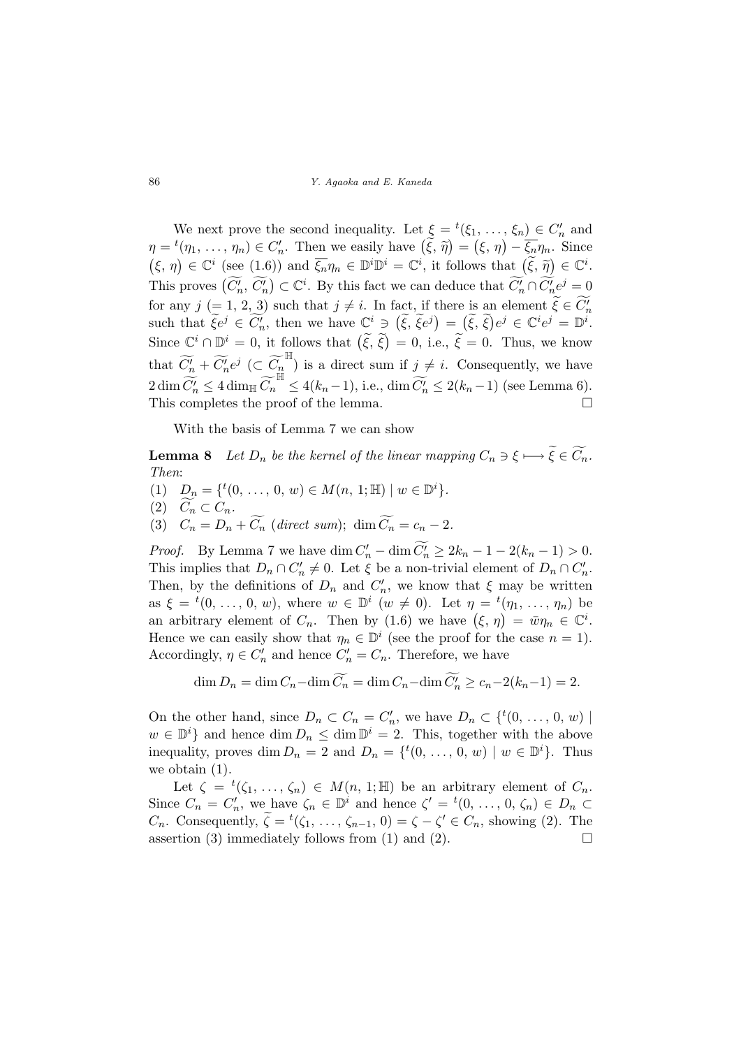We next prove the second inequality. Let $\xi = {}^t(\xi_1, \ldots, \xi_n) \in C'_n$ and $\eta = {}^t(\eta_1, \ldots, \eta_n) \in C'_n$. Then we easily have $\big(\widetilde{\xi}, \widetilde{\eta}\big) = \big(\xi, \eta\big) - \overline{\xi_n}\eta_n$. Since $\big(\xi, \eta\big) \in \mathbb{C}^i$ (see (1.6)) and $\overline{\xi_n}\eta_n \in \mathbb{D}^i\mathbb{D}^i = \mathbb{C}^i$, it follows that $\big(\widetilde{\xi}, \widetilde{\eta}\big) \in \mathbb{C}^i$. This proves $\big(\widetilde{C'_n}, \widetilde{C'_n}\big) \subset \mathbb{C}^i$. By this fact we can deduce that $\widetilde{C'_n} \cap \widetilde{C'_n}e^j = 0$ for any $j$ $(= 1, 2, 3)$ such that $j \neq i$. In fact, if there is an element $\widetilde{\xi} \in \widetilde{C'_n}$ such that $\widetilde{\xi}e^j \in \widetilde{C'_n}$, then we have $\mathbb{C}^i \ni \big(\widetilde{\xi}, \widetilde{\xi}e^j\big) = \big(\widetilde{\xi}, \widetilde{\xi}\big)e^j \in \mathbb{C}^i e^j = \mathbb{D}^i$. Since $\mathbb{C}^i \cap \mathbb{D}^i = 0$, it follows that $\big(\widetilde{\xi}, \widetilde{\xi}\big) = 0$, i.e., $\widetilde{\xi} = 0$. Thus, we know that $\widetilde{C'_n} + \widetilde{C'_n}e^j$ $(\subset \widetilde{C_n}^{\mathbb{H}})$ is a direct sum if $j \neq i$. Consequently, we have $2\dim \widetilde{C'_n} \leq 4\dim_{\mathbb{H}} \widetilde{C_n}^{\mathbb{H}} \leq 4(k_n - 1)$, i.e., $\dim \widetilde{C'_n} \leq 2(k_n - 1)$ (see Lemma 6). This completes the proof of the lemma. □

With the basis of Lemma 7 we can show

**Lemma 8** *Let $D_n$ be the kernel of the linear mapping $C_n \ni \xi \longmapsto \widetilde{\xi} \in \widetilde{C_n}$. Then*:

(1) $D_n = \{{}^t(0, \ldots, 0, w) \in M(n, 1; \mathbb{H}) \mid w \in \mathbb{D}^i\}$.

(2) $\widetilde{C_n} \subset C_n$.

(3) $C_n = D_n + \widetilde{C_n}$ *(direct sum)*; $\dim \widetilde{C_n} = c_n - 2$.

*Proof.* By Lemma 7 we have $\dim C'_n - \dim \widetilde{C'_n} \geq 2k_n - 1 - 2(k_n - 1) > 0$. This implies that $D_n \cap C'_n \neq 0$. Let $\xi$ be a non-trivial element of $D_n \cap C'_n$. Then, by the definitions of $D_n$ and $C'_n$, we know that $\xi$ may be written as $\xi = {}^t(0, \ldots, 0, w)$, where $w \in \mathbb{D}^i$ $(w \neq 0)$. Let $\eta = {}^t(\eta_1, \ldots, \eta_n)$ be an arbitrary element of $C_n$. Then by (1.6) we have $\big(\xi, \eta\big) = \bar{w}\eta_n \in \mathbb{C}^i$. Hence we can easily show that $\eta_n \in \mathbb{D}^i$ (see the proof for the case $n = 1$). Accordingly, $\eta \in C'_n$ and hence $C'_n = C_n$. Therefore, we have

$$\dim D_n = \dim C_n - \dim \widetilde{C_n} = \dim C_n - \dim \widetilde{C'_n} \geq c_n - 2(k_n - 1) = 2.$$

On the other hand, since $D_n \subset C_n = C'_n$, we have $D_n \subset \{{}^t(0, \ldots, 0, w) \mid w \in \mathbb{D}^i\}$ and hence $\dim D_n \leq \dim \mathbb{D}^i = 2$. This, together with the above inequality, proves $\dim D_n = 2$ and $D_n = \{{}^t(0, \ldots, 0, w) \mid w \in \mathbb{D}^i\}$. Thus we obtain (1).

Let $\zeta = {}^t(\zeta_1, \ldots, \zeta_n) \in M(n, 1; \mathbb{H})$ be an arbitrary element of $C_n$. Since $C_n = C'_n$, we have $\zeta_n \in \mathbb{D}^i$ and hence $\zeta' = {}^t(0, \ldots, 0, \zeta_n) \in D_n \subset C_n$. Consequently, $\widetilde{\zeta} = {}^t(\zeta_1, \ldots, \zeta_{n-1}, 0) = \zeta - \zeta' \in C_n$, showing (2). The assertion (3) immediately follows from (1) and (2). □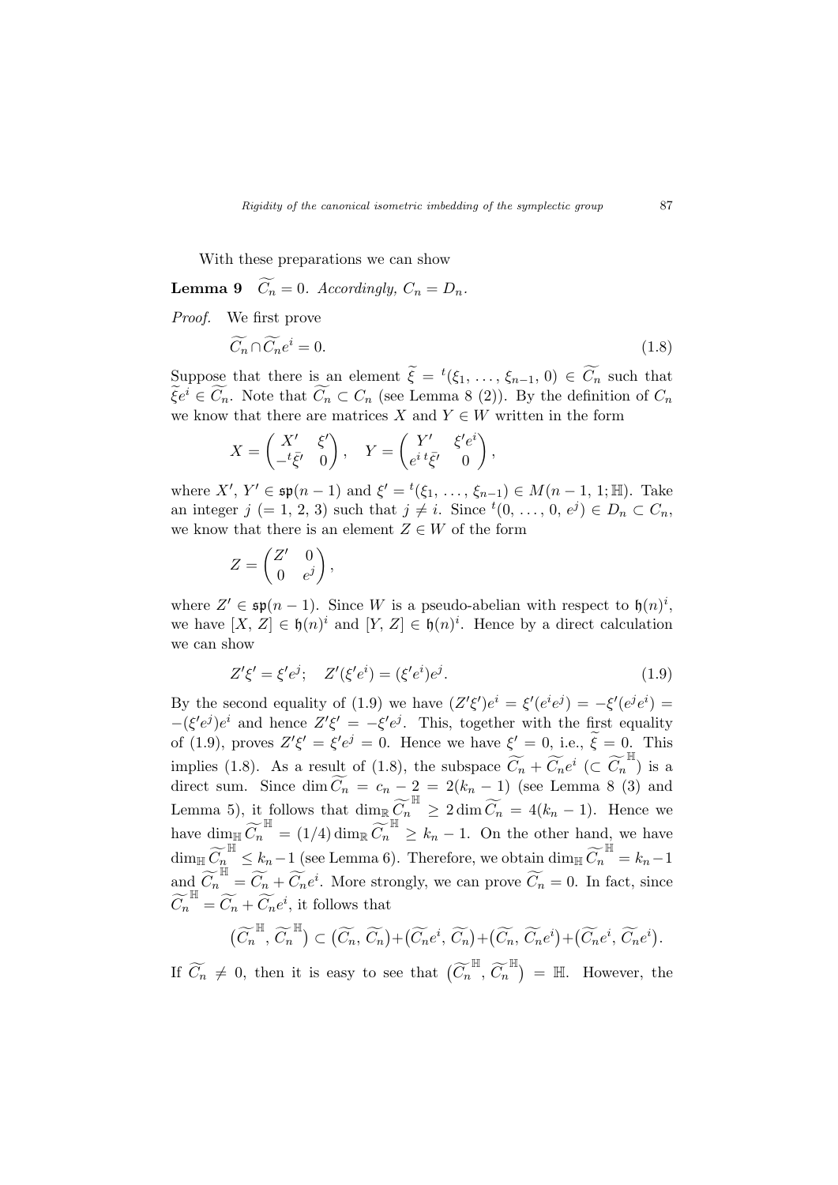With these preparations we can show

**Lemma 9** *$\widetilde{C_n} = 0$. Accordingly, $C_n = D_n$.*

*Proof.* We first prove

$$\widetilde{C_n} \cap \widetilde{C_n} e^i = 0. \tag{1.8}$$

Suppose that there is an element $\widetilde{\xi} = {}^t(\xi_1, \ldots, \xi_{n-1}, 0) \in \widetilde{C_n}$ such that $\widetilde{\xi} e^i \in \widetilde{C_n}$. Note that $\widetilde{C_n} \subset C_n$ (see Lemma 8 (2)). By the definition of $C_n$ we know that there are matrices $X$ and $Y \in W$ written in the form

$$X = \begin{pmatrix} X' & \xi' \\ -{}^t\bar{\xi}' & 0 \end{pmatrix}, \quad Y = \begin{pmatrix} Y' & \xi' e^i \\ e^i\, {}^t\bar{\xi}' & 0 \end{pmatrix},$$

where $X', Y' \in \mathfrak{sp}(n-1)$ and $\xi' = {}^t(\xi_1, \ldots, \xi_{n-1}) \in M(n-1, 1; \mathbb{H})$. Take an integer $j$ $(= 1, 2, 3)$ such that $j \neq i$. Since ${}^t(0, \ldots, 0, e^j) \in D_n \subset C_n$, we know that there is an element $Z \in W$ of the form

$$Z = \begin{pmatrix} Z' & 0 \\ 0 & e^j \end{pmatrix},$$

where $Z' \in \mathfrak{sp}(n-1)$. Since $W$ is a pseudo-abelian with respect to $\mathfrak{h}(n)^i$, we have $[X, Z] \in \mathfrak{h}(n)^i$ and $[Y, Z] \in \mathfrak{h}(n)^i$. Hence by a direct calculation we can show

$$Z'\xi' = \xi' e^j; \quad Z'(\xi' e^i) = (\xi' e^i) e^j. \tag{1.9}$$

By the second equality of (1.9) we have $(Z'\xi')e^i = \xi'(e^i e^j) = -\xi'(e^j e^i) = -(\xi' e^j)e^i$ and hence $Z'\xi' = -\xi' e^j$. This, together with the first equality of (1.9), proves $Z'\xi' = \xi' e^j = 0$. Hence we have $\xi' = 0$, i.e., $\widetilde{\xi} = 0$. This implies (1.8). As a result of (1.8), the subspace $\widetilde{C_n} + \widetilde{C_n} e^i$ $(\subset \widetilde{C_n}^{\mathbb{H}})$ is a direct sum. Since $\dim \widetilde{C_n} = c_n - 2 = 2(k_n - 1)$ (see Lemma 8 (3) and Lemma 5), it follows that $\dim_{\mathbb{R}} \widetilde{C_n}^{\mathbb{H}} \geq 2 \dim \widetilde{C_n} = 4(k_n - 1)$. Hence we have $\dim_{\mathbb{H}} \widetilde{C_n}^{\mathbb{H}} = (1/4) \dim_{\mathbb{R}} \widetilde{C_n}^{\mathbb{H}} \geq k_n - 1$. On the other hand, we have $\dim_{\mathbb{H}} \widetilde{C_n}^{\mathbb{H}} \leq k_n - 1$ (see Lemma 6). Therefore, we obtain $\dim_{\mathbb{H}} \widetilde{C_n}^{\mathbb{H}} = k_n - 1$ and $\widetilde{C_n}^{\mathbb{H}} = \widetilde{C_n} + \widetilde{C_n} e^i$. More strongly, we can prove $\widetilde{C_n} = 0$. In fact, since $\widetilde{C_n}^{\mathbb{H}} = \widetilde{C_n} + \widetilde{C_n} e^i$, it follows that

$$\big(\widetilde{C_n}^{\mathbb{H}}, \widetilde{C_n}^{\mathbb{H}}\big) \subset \big(\widetilde{C_n}, \widetilde{C_n}\big) + \big(\widetilde{C_n} e^i, \widetilde{C_n}\big) + \big(\widetilde{C_n}, \widetilde{C_n} e^i\big) + \big(\widetilde{C_n} e^i, \widetilde{C_n} e^i\big).$$

If $\widetilde{C_n} \neq 0$, then it is easy to see that $\big(\widetilde{C_n}^{\mathbb{H}}, \widetilde{C_n}^{\mathbb{H}}\big) = \mathbb{H}$. However, the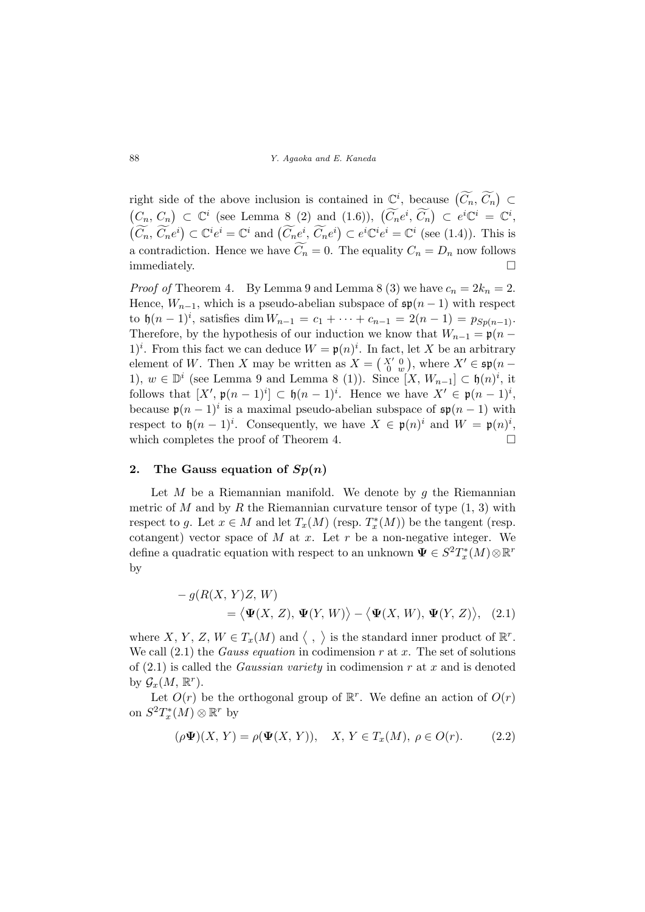right side of the above inclusion is contained in $\mathbb{C}^i$, because $\big(\widetilde{C_n}, \widetilde{C_n}\big) \subset \big(C_n, C_n\big) \subset \mathbb{C}^i$ (see Lemma 8 (2) and (1.6)), $\big(\widetilde{C_n}e^i, \widetilde{C_n}\big) \subset e^i\mathbb{C}^i = \mathbb{C}^i$, $\big(\widetilde{C_n}, \widetilde{C_n}e^i\big) \subset \mathbb{C}^i e^i = \mathbb{C}^i$ and $\big(\widetilde{C_n}e^i, \widetilde{C_n}e^i\big) \subset e^i\mathbb{C}^i e^i = \mathbb{C}^i$ (see (1.4)). This is a contradiction. Hence we have $\widetilde{C_n} = 0$. The equality $C_n = D_n$ now follows immediately. $\square$

*Proof of* Theorem 4. By Lemma 9 and Lemma 8 (3) we have $c_n = 2k_n = 2$. Hence, $W_{n-1}$, which is a pseudo-abelian subspace of $\mathfrak{sp}(n-1)$ with respect to $\mathfrak{h}(n-1)^i$, satisfies $\dim W_{n-1} = c_1 + \cdots + c_{n-1} = 2(n-1) = p_{Sp(n-1)}$. Therefore, by the hypothesis of our induction we know that $W_{n-1} = \mathfrak{p}(n-1)^i$. From this fact we can deduce $W = \mathfrak{p}(n)^i$. In fact, let $X$ be an arbitrary element of $W$. Then $X$ may be written as $X = \left(\begin{smallmatrix} X' & 0 \\ 0 & w \end{smallmatrix}\right)$, where $X' \in \mathfrak{sp}(n-1)$, $w \in \mathbb{D}^i$ (see Lemma 9 and Lemma 8 (1)). Since $[X, W_{n-1}] \subset \mathfrak{h}(n)^i$, it follows that $[X', \mathfrak{p}(n-1)^i] \subset \mathfrak{h}(n-1)^i$. Hence we have $X' \in \mathfrak{p}(n-1)^i$, because $\mathfrak{p}(n-1)^i$ is a maximal pseudo-abelian subspace of $\mathfrak{sp}(n-1)$ with respect to $\mathfrak{h}(n-1)^i$. Consequently, we have $X \in \mathfrak{p}(n)^i$ and $W = \mathfrak{p}(n)^i$, which completes the proof of Theorem 4. $\square$

## 2. The Gauss equation of $Sp(n)$

Let $M$ be a Riemannian manifold. We denote by $g$ the Riemannian metric of $M$ and by $R$ the Riemannian curvature tensor of type (1, 3) with respect to $g$. Let $x \in M$ and let $T_x(M)$ (resp. $T_x^*(M)$) be the tangent (resp. cotangent) vector space of $M$ at $x$. Let $r$ be a non-negative integer. We define a quadratic equation with respect to an unknown $\mathbf{\Psi} \in S^2T_x^*(M) \otimes \mathbb{R}^r$ by

$$-g(R(X, Y)Z, W) = \big\langle \mathbf{\Psi}(X, Z), \mathbf{\Psi}(Y, W)\big\rangle - \big\langle \mathbf{\Psi}(X, W), \mathbf{\Psi}(Y, Z)\big\rangle, \quad (2.1)$$

where $X, Y, Z, W \in T_x(M)$ and $\langle\ ,\ \rangle$ is the standard inner product of $\mathbb{R}^r$. We call (2.1) the *Gauss equation* in codimension $r$ at $x$. The set of solutions of (2.1) is called the *Gaussian variety* in codimension $r$ at $x$ and is denoted by $\mathcal{G}_x(M, \mathbb{R}^r)$.

Let $O(r)$ be the orthogonal group of $\mathbb{R}^r$. We define an action of $O(r)$ on $S^2T_x^*(M) \otimes \mathbb{R}^r$ by

$$(\rho\mathbf{\Psi})(X, Y) = \rho(\mathbf{\Psi}(X, Y)), \quad X, Y \in T_x(M),\ \rho \in O(r). \quad (2.2)$$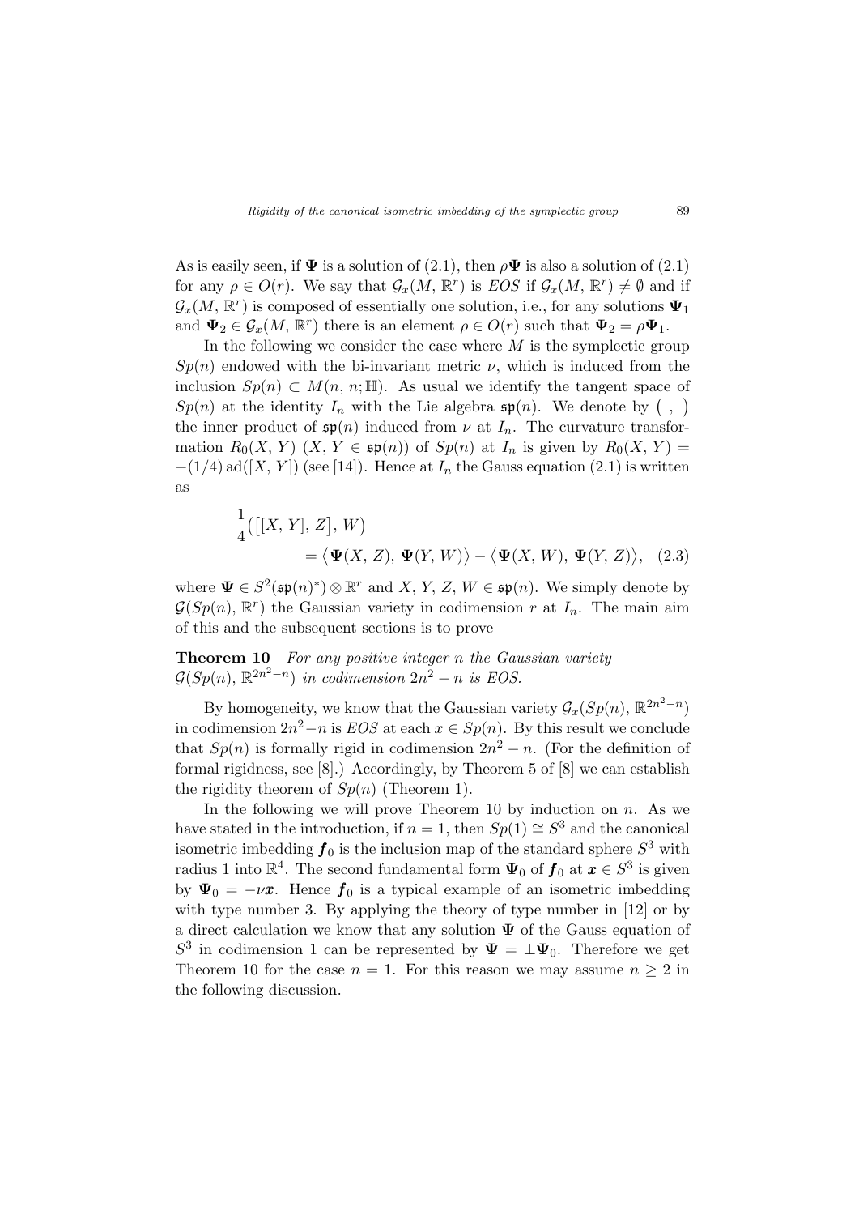As is easily seen, if $\mathbf{\Psi}$ is a solution of (2.1), then $\rho\mathbf{\Psi}$ is also a solution of (2.1) for any $\rho \in O(r)$. We say that $\mathcal{G}_x(M, \mathbb{R}^r)$ is *EOS* if $\mathcal{G}_x(M, \mathbb{R}^r) \neq \emptyset$ and if $\mathcal{G}_x(M, \mathbb{R}^r)$ is composed of essentially one solution, i.e., for any solutions $\mathbf{\Psi}_1$ and $\mathbf{\Psi}_2 \in \mathcal{G}_x(M, \mathbb{R}^r)$ there is an element $\rho \in O(r)$ such that $\mathbf{\Psi}_2 = \rho\mathbf{\Psi}_1$.

In the following we consider the case where $M$ is the symplectic group $Sp(n)$ endowed with the bi-invariant metric $\nu$, which is induced from the inclusion $Sp(n) \subset M(n, n; \mathbb{H})$. As usual we identify the tangent space of $Sp(n)$ at the identity $I_n$ with the Lie algebra $\mathfrak{sp}(n)$. We denote by $(\ ,\ )$ the inner product of $\mathfrak{sp}(n)$ induced from $\nu$ at $I_n$. The curvature transformation $R_0(X, Y)$ $(X, Y \in \mathfrak{sp}(n))$ of $Sp(n)$ at $I_n$ is given by $R_0(X, Y) = -(1/4)\,\mathrm{ad}([X, Y])$ (see [14]). Hence at $I_n$ the Gauss equation (2.1) is written as

$$\frac{1}{4}\big(\big[[X, Y], Z\big], W\big) = \big\langle \mathbf{\Psi}(X, Z), \mathbf{\Psi}(Y, W)\big\rangle - \big\langle \mathbf{\Psi}(X, W), \mathbf{\Psi}(Y, Z)\big\rangle, \quad (2.3)$$

where $\mathbf{\Psi} \in S^2(\mathfrak{sp}(n)^*) \otimes \mathbb{R}^r$ and $X, Y, Z, W \in \mathfrak{sp}(n)$. We simply denote by $\mathcal{G}(Sp(n), \mathbb{R}^r)$ the Gaussian variety in codimension $r$ at $I_n$. The main aim of this and the subsequent sections is to prove

**Theorem 10** *For any positive integer $n$ the Gaussian variety $\mathcal{G}(Sp(n), \mathbb{R}^{2n^2-n})$ in codimension $2n^2 - n$ is EOS.*

By homogeneity, we know that the Gaussian variety $\mathcal{G}_x(Sp(n), \mathbb{R}^{2n^2-n})$ in codimension $2n^2-n$ is *EOS* at each $x \in Sp(n)$. By this result we conclude that $Sp(n)$ is formally rigid in codimension $2n^2 - n$. (For the definition of formal rigidness, see [8].) Accordingly, by Theorem 5 of [8] we can establish the rigidity theorem of $Sp(n)$ (Theorem 1).

In the following we will prove Theorem 10 by induction on $n$. As we have stated in the introduction, if $n = 1$, then $Sp(1) \cong S^3$ and the canonical isometric imbedding $\boldsymbol{f}_0$ is the inclusion map of the standard sphere $S^3$ with radius 1 into $\mathbb{R}^4$. The second fundamental form $\mathbf{\Psi}_0$ of $\boldsymbol{f}_0$ at $\boldsymbol{x} \in S^3$ is given by $\mathbf{\Psi}_0 = -\nu\boldsymbol{x}$. Hence $\boldsymbol{f}_0$ is a typical example of an isometric imbedding with type number 3. By applying the theory of type number in [12] or by a direct calculation we know that any solution $\mathbf{\Psi}$ of the Gauss equation of $S^3$ in codimension 1 can be represented by $\mathbf{\Psi} = \pm\mathbf{\Psi}_0$. Therefore we get Theorem 10 for the case $n = 1$. For this reason we may assume $n \geq 2$ in the following discussion.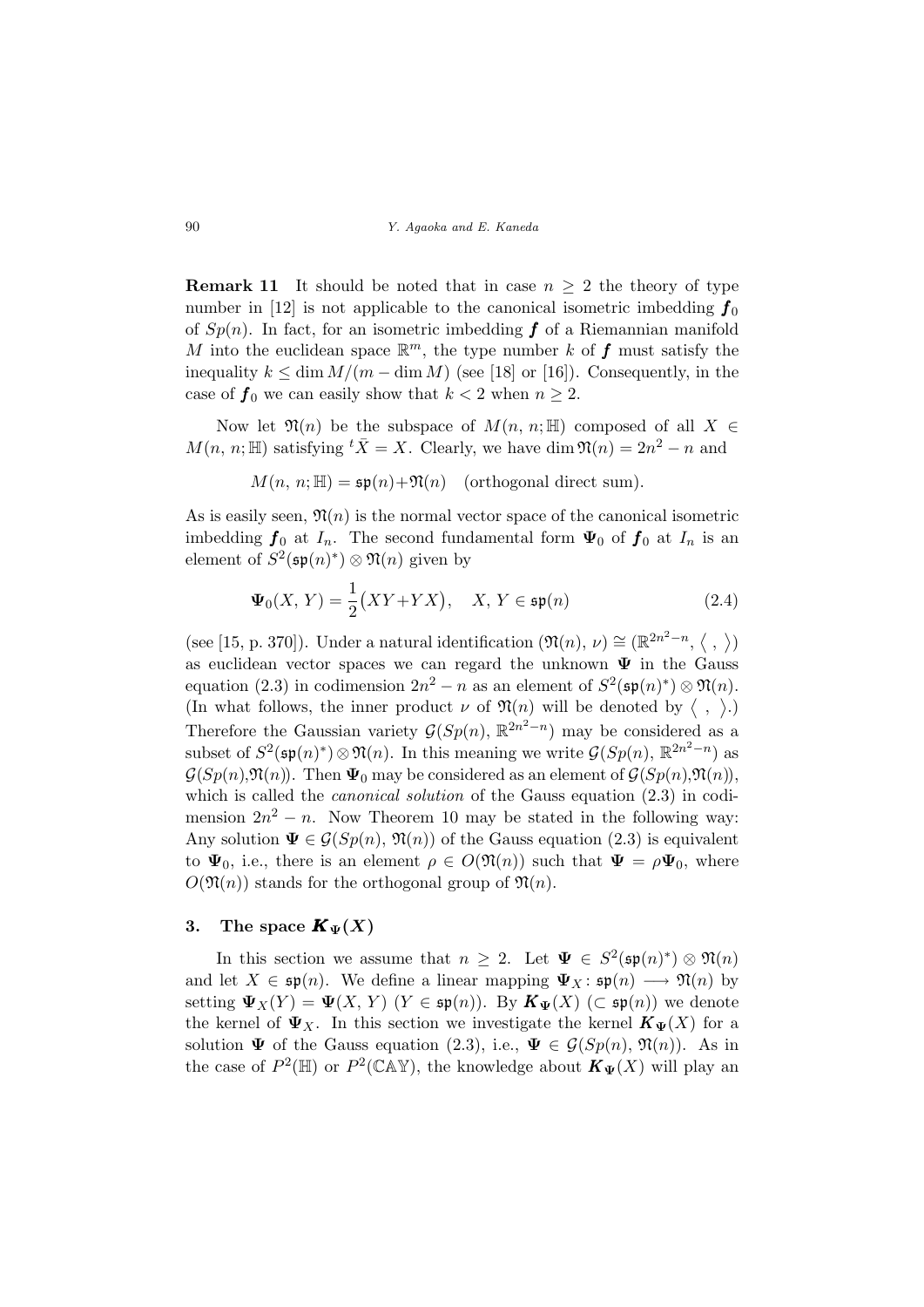**Remark 11** It should be noted that in case $n \geq 2$ the theory of type number in [12] is not applicable to the canonical isometric imbedding $\boldsymbol{f}_0$ of $Sp(n)$. In fact, for an isometric imbedding $\boldsymbol{f}$ of a Riemannian manifold $M$ into the euclidean space $\mathbb{R}^m$, the type number $k$ of $\boldsymbol{f}$ must satisfy the inequality $k \leq \dim M/(m - \dim M)$ (see [18] or [16]). Consequently, in the case of $\boldsymbol{f}_0$ we can easily show that $k < 2$ when $n \geq 2$.

Now let $\mathfrak{N}(n)$ be the subspace of $M(n, n; \mathbb{H})$ composed of all $X \in M(n, n; \mathbb{H})$ satisfying ${}^t\bar{X} = X$. Clearly, we have $\dim \mathfrak{N}(n) = 2n^2 - n$ and

$$M(n, n; \mathbb{H}) = \mathfrak{sp}(n) \dot{+} \mathfrak{N}(n) \quad \text{(orthogonal direct sum)}.$$

As is easily seen, $\mathfrak{N}(n)$ is the normal vector space of the canonical isometric imbedding $\boldsymbol{f}_0$ at $I_n$. The second fundamental form $\boldsymbol{\Psi}_0$ of $\boldsymbol{f}_0$ at $I_n$ is an element of $S^2(\mathfrak{sp}(n)^*) \otimes \mathfrak{N}(n)$ given by

$$\boldsymbol{\Psi}_0(X, Y) = \frac{1}{2}\big(XY + YX\big), \quad X, Y \in \mathfrak{sp}(n) \tag{2.4}$$

(see [15, p. 370]). Under a natural identification $(\mathfrak{N}(n), \nu) \cong (\mathbb{R}^{2n^2-n}, \langle\ ,\ \rangle)$ as euclidean vector spaces we can regard the unknown $\boldsymbol{\Psi}$ in the Gauss equation (2.3) in codimension $2n^2 - n$ as an element of $S^2(\mathfrak{sp}(n)^*) \otimes \mathfrak{N}(n)$. (In what follows, the inner product $\nu$ of $\mathfrak{N}(n)$ will be denoted by $\langle\ ,\ \rangle$.) Therefore the Gaussian variety $\mathcal{G}(Sp(n), \mathbb{R}^{2n^2-n})$ may be considered as a subset of $S^2(\mathfrak{sp}(n)^*) \otimes \mathfrak{N}(n)$. In this meaning we write $\mathcal{G}(Sp(n), \mathbb{R}^{2n^2-n})$ as $\mathcal{G}(Sp(n), \mathfrak{N}(n))$. Then $\boldsymbol{\Psi}_0$ may be considered as an element of $\mathcal{G}(Sp(n), \mathfrak{N}(n))$, which is called the *canonical solution* of the Gauss equation (2.3) in codimension $2n^2 - n$. Now Theorem 10 may be stated in the following way: Any solution $\boldsymbol{\Psi} \in \mathcal{G}(Sp(n), \mathfrak{N}(n))$ of the Gauss equation (2.3) is equivalent to $\boldsymbol{\Psi}_0$, i.e., there is an element $\rho \in O(\mathfrak{N}(n))$ such that $\boldsymbol{\Psi} = \rho \boldsymbol{\Psi}_0$, where $O(\mathfrak{N}(n))$ stands for the orthogonal group of $\mathfrak{N}(n)$.

## 3. The space $\boldsymbol{K}_{\boldsymbol{\Psi}}(X)$

In this section we assume that $n \geq 2$. Let $\boldsymbol{\Psi} \in S^2(\mathfrak{sp}(n)^*) \otimes \mathfrak{N}(n)$ and let $X \in \mathfrak{sp}(n)$. We define a linear mapping $\boldsymbol{\Psi}_X \colon \mathfrak{sp}(n) \longrightarrow \mathfrak{N}(n)$ by setting $\boldsymbol{\Psi}_X(Y) = \boldsymbol{\Psi}(X, Y)$ $(Y \in \mathfrak{sp}(n))$. By $\boldsymbol{K}_{\boldsymbol{\Psi}}(X)$ $(\subset \mathfrak{sp}(n))$ we denote the kernel of $\boldsymbol{\Psi}_X$. In this section we investigate the kernel $\boldsymbol{K}_{\boldsymbol{\Psi}}(X)$ for a solution $\boldsymbol{\Psi}$ of the Gauss equation (2.3), i.e., $\boldsymbol{\Psi} \in \mathcal{G}(Sp(n), \mathfrak{N}(n))$. As in the case of $P^2(\mathbb{H})$ or $P^2(\mathbb{CAY})$, the knowledge about $\boldsymbol{K}_{\boldsymbol{\Psi}}(X)$ will play an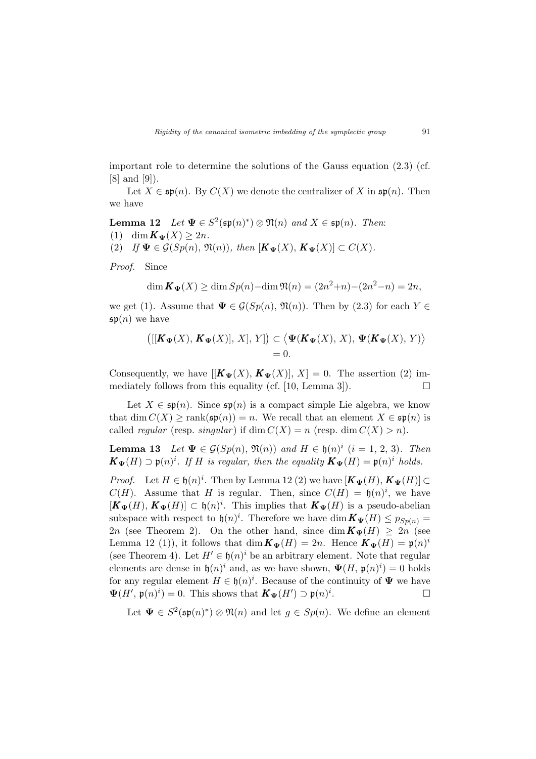important role to determine the solutions of the Gauss equation (2.3) (cf. [8] and [9]).

Let $X \in \mathfrak{sp}(n)$. By $C(X)$ we denote the centralizer of $X$ in $\mathfrak{sp}(n)$. Then we have

**Lemma 12** *Let $\boldsymbol{\Psi} \in S^2(\mathfrak{sp}(n)^*) \otimes \mathfrak{N}(n)$ and $X \in \mathfrak{sp}(n)$. Then*:
(1) $\dim \boldsymbol{K}_{\boldsymbol{\Psi}}(X) \geq 2n$.
(2) *If $\boldsymbol{\Psi} \in \mathcal{G}(Sp(n), \mathfrak{N}(n))$, then $[\boldsymbol{K}_{\boldsymbol{\Psi}}(X), \boldsymbol{K}_{\boldsymbol{\Psi}}(X)] \subset C(X)$.*

*Proof.* Since

$$\dim \boldsymbol{K}_{\boldsymbol{\Psi}}(X) \geq \dim Sp(n) - \dim \mathfrak{N}(n) = (2n^2+n)-(2n^2-n) = 2n,$$

we get (1). Assume that $\boldsymbol{\Psi} \in \mathcal{G}(Sp(n), \mathfrak{N}(n))$. Then by (2.3) for each $Y \in \mathfrak{sp}(n)$ we have

$$\begin{aligned}\big([[\boldsymbol{K}_{\boldsymbol{\Psi}}(X), \boldsymbol{K}_{\boldsymbol{\Psi}}(X)], X], Y]\big) &\subset \big\langle \boldsymbol{\Psi}(\boldsymbol{K}_{\boldsymbol{\Psi}}(X), X), \boldsymbol{\Psi}(\boldsymbol{K}_{\boldsymbol{\Psi}}(X), Y)\big\rangle \\ &= 0.\end{aligned}$$

Consequently, we have $[[\boldsymbol{K}_{\boldsymbol{\Psi}}(X), \boldsymbol{K}_{\boldsymbol{\Psi}}(X)], X] = 0$. The assertion (2) immediately follows from this equality (cf. [10, Lemma 3]). $\square$

Let $X \in \mathfrak{sp}(n)$. Since $\mathfrak{sp}(n)$ is a compact simple Lie algebra, we know that $\dim C(X) \geq \operatorname{rank}(\mathfrak{sp}(n)) = n$. We recall that an element $X \in \mathfrak{sp}(n)$ is called *regular* (resp. *singular*) if $\dim C(X) = n$ (resp. $\dim C(X) > n$).

**Lemma 13** *Let $\boldsymbol{\Psi} \in \mathcal{G}(Sp(n), \mathfrak{N}(n))$ and $H \in \mathfrak{h}(n)^i$ ($i = 1, 2, 3$). Then $\boldsymbol{K}_{\boldsymbol{\Psi}}(H) \supset \mathfrak{p}(n)^i$. If $H$ is regular, then the equality $\boldsymbol{K}_{\boldsymbol{\Psi}}(H) = \mathfrak{p}(n)^i$ holds.*

*Proof.* Let $H \in \mathfrak{h}(n)^i$. Then by Lemma 12 (2) we have $[\boldsymbol{K}_{\boldsymbol{\Psi}}(H), \boldsymbol{K}_{\boldsymbol{\Psi}}(H)] \subset C(H)$. Assume that $H$ is regular. Then, since $C(H) = \mathfrak{h}(n)^i$, we have $[\boldsymbol{K}_{\boldsymbol{\Psi}}(H), \boldsymbol{K}_{\boldsymbol{\Psi}}(H)] \subset \mathfrak{h}(n)^i$. This implies that $\boldsymbol{K}_{\boldsymbol{\Psi}}(H)$ is a pseudo-abelian subspace with respect to $\mathfrak{h}(n)^i$. Therefore we have $\dim \boldsymbol{K}_{\boldsymbol{\Psi}}(H) \leq p_{Sp(n)} = 2n$ (see Theorem 2). On the other hand, since $\dim \boldsymbol{K}_{\boldsymbol{\Psi}}(H) \geq 2n$ (see Lemma 12 (1)), it follows that $\dim \boldsymbol{K}_{\boldsymbol{\Psi}}(H) = 2n$. Hence $\boldsymbol{K}_{\boldsymbol{\Psi}}(H) = \mathfrak{p}(n)^i$ (see Theorem 4). Let $H' \in \mathfrak{h}(n)^i$ be an arbitrary element. Note that regular elements are dense in $\mathfrak{h}(n)^i$ and, as we have shown, $\boldsymbol{\Psi}(H, \mathfrak{p}(n)^i) = 0$ holds for any regular element $H \in \mathfrak{h}(n)^i$. Because of the continuity of $\boldsymbol{\Psi}$ we have $\boldsymbol{\Psi}(H', \mathfrak{p}(n)^i) = 0$. This shows that $\boldsymbol{K}_{\boldsymbol{\Psi}}(H') \supset \mathfrak{p}(n)^i$. $\square$

Let $\boldsymbol{\Psi} \in S^2(\mathfrak{sp}(n)^*) \otimes \mathfrak{N}(n)$ and let $g \in Sp(n)$. We define an element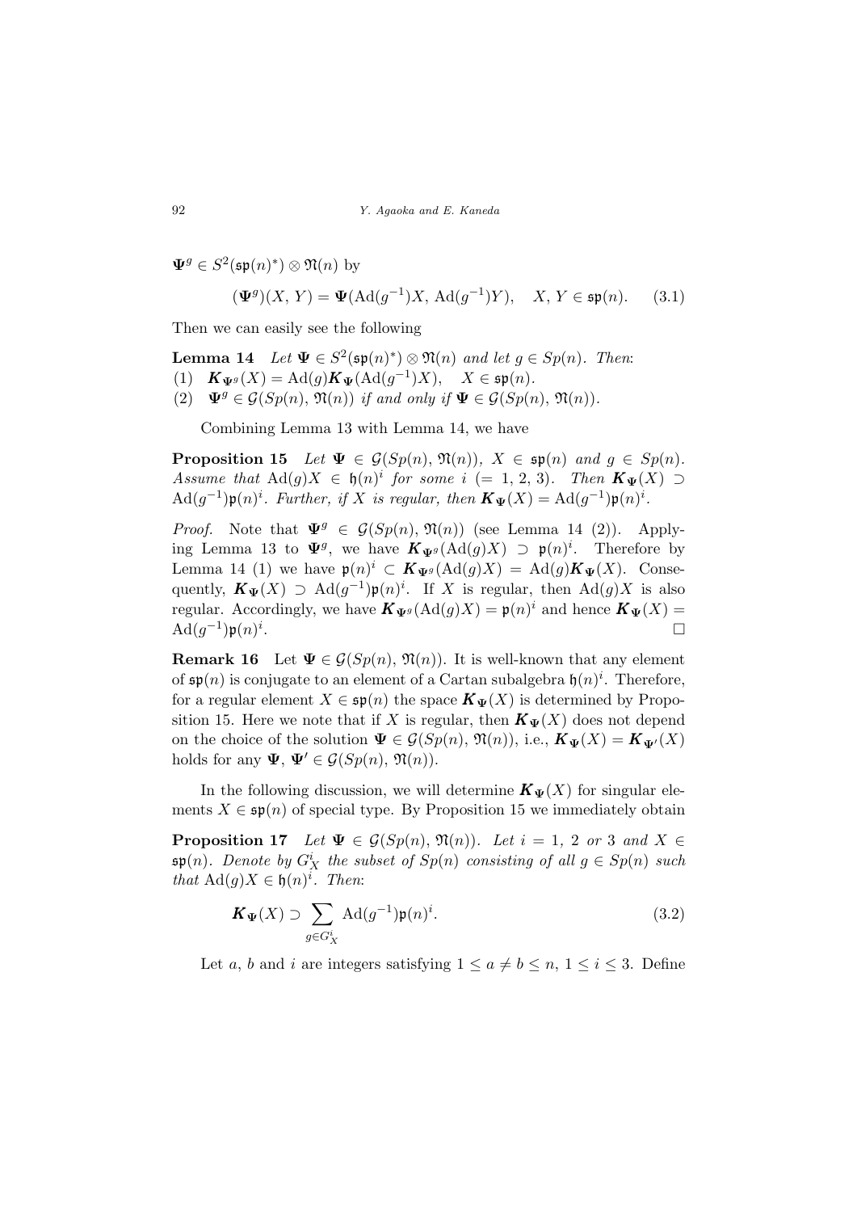$\boldsymbol{\Psi}^g \in S^2(\mathfrak{sp}(n)^*) \otimes \mathfrak{N}(n)$ by

$$(\boldsymbol{\Psi}^g)(X, Y) = \boldsymbol{\Psi}(\mathrm{Ad}(g^{-1})X, \mathrm{Ad}(g^{-1})Y), \quad X, Y \in \mathfrak{sp}(n). \tag{3.1}$$

Then we can easily see the following

**Lemma 14** *Let $\boldsymbol{\Psi} \in S^2(\mathfrak{sp}(n)^*) \otimes \mathfrak{N}(n)$ and let $g \in Sp(n)$. Then*:
(1) $\boldsymbol{K}_{\boldsymbol{\Psi}^g}(X) = \mathrm{Ad}(g)\boldsymbol{K}_{\boldsymbol{\Psi}}(\mathrm{Ad}(g^{-1})X), \quad X \in \mathfrak{sp}(n).$
(2) $\boldsymbol{\Psi}^g \in \mathcal{G}(Sp(n), \mathfrak{N}(n))$ *if and only if* $\boldsymbol{\Psi} \in \mathcal{G}(Sp(n), \mathfrak{N}(n))$.

Combining Lemma 13 with Lemma 14, we have

**Proposition 15** *Let $\boldsymbol{\Psi} \in \mathcal{G}(Sp(n), \mathfrak{N}(n))$, $X \in \mathfrak{sp}(n)$ and $g \in Sp(n)$. Assume that $\mathrm{Ad}(g)X \in \mathfrak{h}(n)^i$ for some $i$ $(= 1, 2, 3)$. Then $\boldsymbol{K}_{\boldsymbol{\Psi}}(X) \supset \mathrm{Ad}(g^{-1})\mathfrak{p}(n)^i$. Further, if $X$ is regular, then $\boldsymbol{K}_{\boldsymbol{\Psi}}(X) = \mathrm{Ad}(g^{-1})\mathfrak{p}(n)^i$.*

*Proof*. Note that $\boldsymbol{\Psi}^g \in \mathcal{G}(Sp(n), \mathfrak{N}(n))$ (see Lemma 14 (2)). Applying Lemma 13 to $\boldsymbol{\Psi}^g$, we have $\boldsymbol{K}_{\boldsymbol{\Psi}^g}(\mathrm{Ad}(g)X) \supset \mathfrak{p}(n)^i$. Therefore by Lemma 14 (1) we have $\mathfrak{p}(n)^i \subset \boldsymbol{K}_{\boldsymbol{\Psi}^g}(\mathrm{Ad}(g)X) = \mathrm{Ad}(g)\boldsymbol{K}_{\boldsymbol{\Psi}}(X)$. Consequently, $\boldsymbol{K}_{\boldsymbol{\Psi}}(X) \supset \mathrm{Ad}(g^{-1})\mathfrak{p}(n)^i$. If $X$ is regular, then $\mathrm{Ad}(g)X$ is also regular. Accordingly, we have $\boldsymbol{K}_{\boldsymbol{\Psi}^g}(\mathrm{Ad}(g)X) = \mathfrak{p}(n)^i$ and hence $\boldsymbol{K}_{\boldsymbol{\Psi}}(X) = \mathrm{Ad}(g^{-1})\mathfrak{p}(n)^i$. □

**Remark 16** Let $\boldsymbol{\Psi} \in \mathcal{G}(Sp(n), \mathfrak{N}(n))$. It is well-known that any element of $\mathfrak{sp}(n)$ is conjugate to an element of a Cartan subalgebra $\mathfrak{h}(n)^i$. Therefore, for a regular element $X \in \mathfrak{sp}(n)$ the space $\boldsymbol{K}_{\boldsymbol{\Psi}}(X)$ is determined by Proposition 15. Here we note that if $X$ is regular, then $\boldsymbol{K}_{\boldsymbol{\Psi}}(X)$ does not depend on the choice of the solution $\boldsymbol{\Psi} \in \mathcal{G}(Sp(n), \mathfrak{N}(n))$, i.e., $\boldsymbol{K}_{\boldsymbol{\Psi}}(X) = \boldsymbol{K}_{\boldsymbol{\Psi}'}(X)$ holds for any $\boldsymbol{\Psi}, \boldsymbol{\Psi}' \in \mathcal{G}(Sp(n), \mathfrak{N}(n))$.

In the following discussion, we will determine $\boldsymbol{K}_{\boldsymbol{\Psi}}(X)$ for singular elements $X \in \mathfrak{sp}(n)$ of special type. By Proposition 15 we immediately obtain

**Proposition 17** *Let $\boldsymbol{\Psi} \in \mathcal{G}(Sp(n), \mathfrak{N}(n))$. Let $i = 1$, $2$ or $3$ and $X \in \mathfrak{sp}(n)$. Denote by $G_X^i$ the subset of $Sp(n)$ consisting of all $g \in Sp(n)$ such that $\mathrm{Ad}(g)X \in \mathfrak{h}(n)^i$. Then*:

$$\boldsymbol{K}_{\boldsymbol{\Psi}}(X) \supset \sum_{g \in G_X^i} \mathrm{Ad}(g^{-1})\mathfrak{p}(n)^i. \tag{3.2}$$

Let $a$, $b$ and $i$ are integers satisfying $1 \leq a \neq b \leq n$, $1 \leq i \leq 3$. Define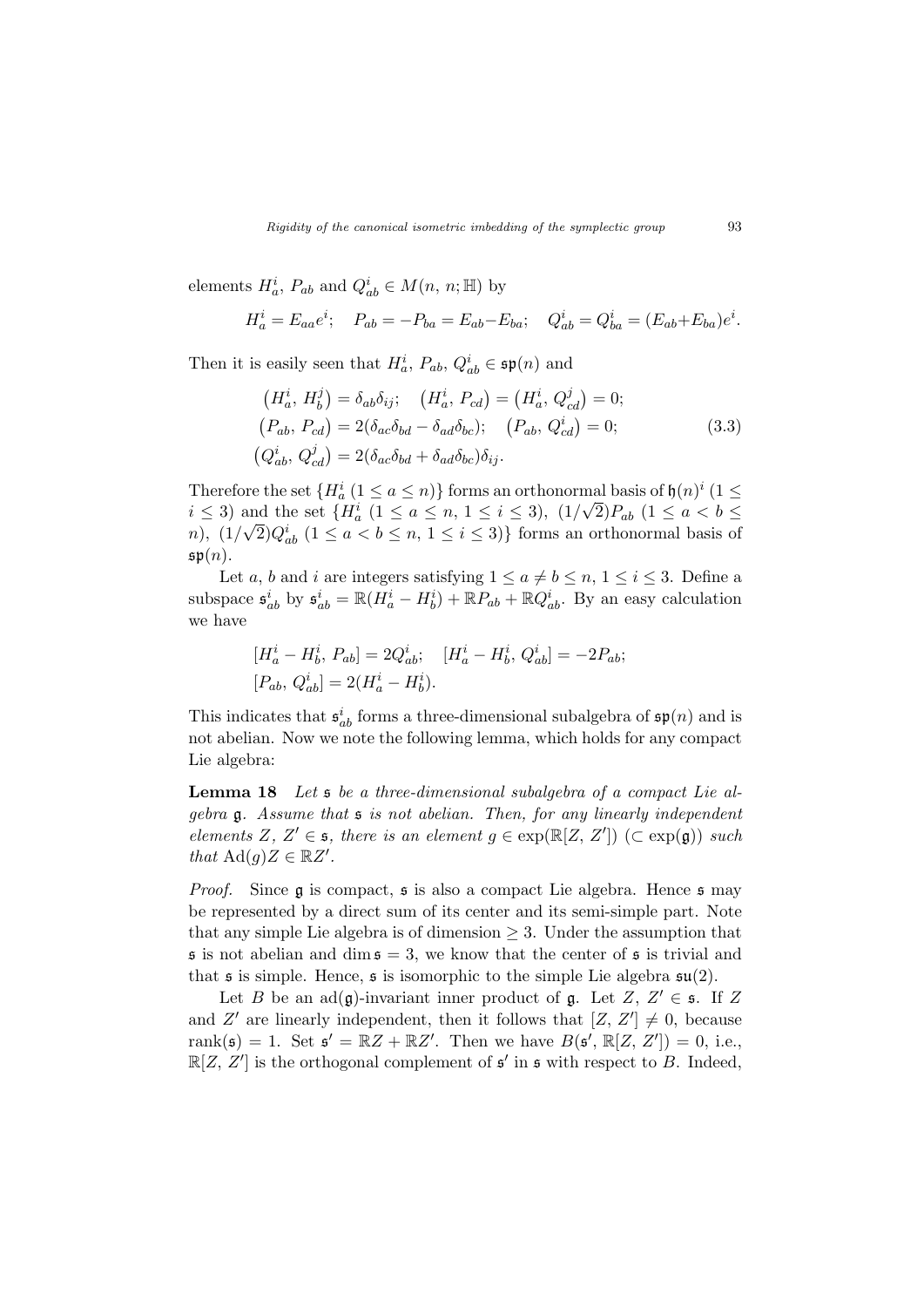elements $H_a^i$, $P_{ab}$ and $Q_{ab}^i \in M(n, n; \mathbb{H})$ by

$$H_a^i = E_{aa}e^i; \quad P_{ab} = -P_{ba} = E_{ab} - E_{ba}; \quad Q_{ab}^i = Q_{ba}^i = (E_{ab} + E_{ba})e^i.$$

Then it is easily seen that $H_a^i$, $P_{ab}$, $Q_{ab}^i \in \mathfrak{sp}(n)$ and

$$\begin{aligned}
&\big(H_a^i, H_b^j\big) = \delta_{ab}\delta_{ij}; \quad \big(H_a^i, P_{cd}\big) = \big(H_a^i, Q_{cd}^j\big) = 0; \\
&\big(P_{ab}, P_{cd}\big) = 2(\delta_{ac}\delta_{bd} - \delta_{ad}\delta_{bc}); \quad \big(P_{ab}, Q_{cd}^i\big) = 0; \\
&\big(Q_{ab}^i, Q_{cd}^j\big) = 2(\delta_{ac}\delta_{bd} + \delta_{ad}\delta_{bc})\delta_{ij}.
\end{aligned} \tag{3.3}$$

Therefore the set $\{H_a^i\ (1 \le a \le n)\}$ forms an orthonormal basis of $\mathfrak{h}(n)^i$ $(1 \le i \le 3)$ and the set $\{H_a^i\ (1 \le a \le n,\ 1 \le i \le 3),\ (1/\sqrt{2})P_{ab}\ (1 \le a < b \le n),\ (1/\sqrt{2})Q_{ab}^i\ (1 \le a < b \le n,\ 1 \le i \le 3)\}$ forms an orthonormal basis of $\mathfrak{sp}(n)$.

Let $a$, $b$ and $i$ are integers satisfying $1 \le a \ne b \le n$, $1 \le i \le 3$. Define a subspace $\mathfrak{s}_{ab}^i$ by $\mathfrak{s}_{ab}^i = \mathbb{R}(H_a^i - H_b^i) + \mathbb{R}P_{ab} + \mathbb{R}Q_{ab}^i$. By an easy calculation we have

$$\begin{aligned}
&[H_a^i - H_b^i, P_{ab}] = 2Q_{ab}^i; \quad [H_a^i - H_b^i, Q_{ab}^i] = -2P_{ab}; \\
&[P_{ab}, Q_{ab}^i] = 2(H_a^i - H_b^i).
\end{aligned}$$

This indicates that $\mathfrak{s}_{ab}^i$ forms a three-dimensional subalgebra of $\mathfrak{sp}(n)$ and is not abelian. Now we note the following lemma, which holds for any compact Lie algebra:

**Lemma 18** *Let $\mathfrak{s}$ be a three-dimensional subalgebra of a compact Lie algebra $\mathfrak{g}$. Assume that $\mathfrak{s}$ is not abelian. Then, for any linearly independent elements $Z$, $Z' \in \mathfrak{s}$, there is an element $g \in \exp(\mathbb{R}[Z, Z'])$ $(\subset \exp(\mathfrak{g}))$ such that $\mathrm{Ad}(g)Z \in \mathbb{R}Z'$.*

*Proof.* Since $\mathfrak{g}$ is compact, $\mathfrak{s}$ is also a compact Lie algebra. Hence $\mathfrak{s}$ may be represented by a direct sum of its center and its semi-simple part. Note that any simple Lie algebra is of dimension $\ge 3$. Under the assumption that $\mathfrak{s}$ is not abelian and $\dim \mathfrak{s} = 3$, we know that the center of $\mathfrak{s}$ is trivial and that $\mathfrak{s}$ is simple. Hence, $\mathfrak{s}$ is isomorphic to the simple Lie algebra $\mathfrak{su}(2)$.

Let $B$ be an $\mathrm{ad}(\mathfrak{g})$-invariant inner product of $\mathfrak{g}$. Let $Z$, $Z' \in \mathfrak{s}$. If $Z$ and $Z'$ are linearly independent, then it follows that $[Z, Z'] \ne 0$, because $\mathrm{rank}(\mathfrak{s}) = 1$. Set $\mathfrak{s}' = \mathbb{R}Z + \mathbb{R}Z'$. Then we have $B(\mathfrak{s}', \mathbb{R}[Z, Z']) = 0$, i.e., $\mathbb{R}[Z, Z']$ is the orthogonal complement of $\mathfrak{s}'$ in $\mathfrak{s}$ with respect to $B$. Indeed,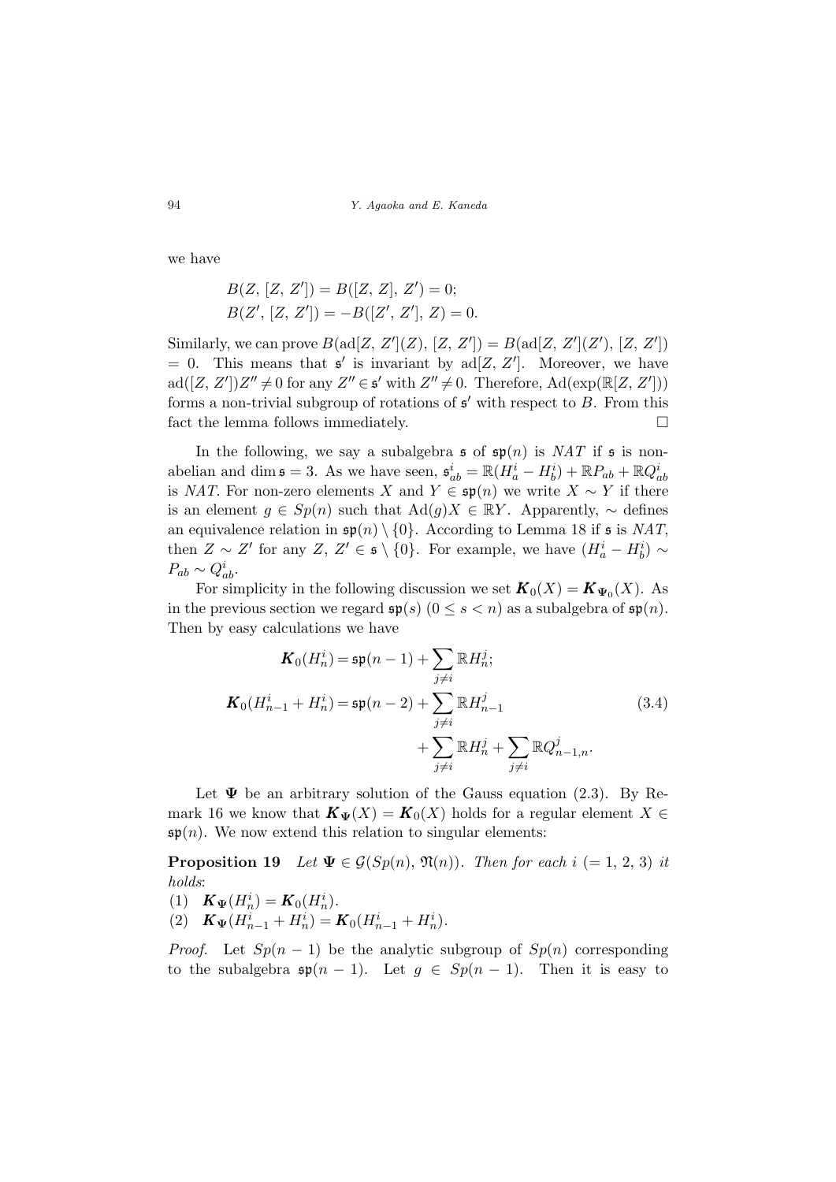we have

$$B(Z,\,[Z,\,Z']) = B([Z,\,Z],\,Z') = 0;$$
$$B(Z',\,[Z,\,Z']) = -B([Z',\,Z'],\,Z) = 0.$$

Similarly, we can prove $B(\mathrm{ad}[Z,\,Z'](Z),\,[Z,\,Z']) = B(\mathrm{ad}[Z,\,Z'](Z'),\,[Z,\,Z']) = 0$. This means that $\mathfrak{s}'$ is invariant by $\mathrm{ad}[Z,\,Z']$. Moreover, we have $\mathrm{ad}([Z,\,Z'])Z'' \neq 0$ for any $Z'' \in \mathfrak{s}'$ with $Z'' \neq 0$. Therefore, $\mathrm{Ad}(\exp(\mathbb{R}[Z,\,Z']))$ forms a non-trivial subgroup of rotations of $\mathfrak{s}'$ with respect to $B$. From this fact the lemma follows immediately. $\square$

In the following, we say a subalgebra $\mathfrak{s}$ of $\mathfrak{sp}(n)$ is *NAT* if $\mathfrak{s}$ is non-abelian and $\dim \mathfrak{s} = 3$. As we have seen, $\mathfrak{s}^i_{ab} = \mathbb{R}(H^i_a - H^i_b) + \mathbb{R}P_{ab} + \mathbb{R}Q^i_{ab}$ is *NAT*. For non-zero elements $X$ and $Y \in \mathfrak{sp}(n)$ we write $X \sim Y$ if there is an element $g \in Sp(n)$ such that $\mathrm{Ad}(g)X \in \mathbb{R}Y$. Apparently, $\sim$ defines an equivalence relation in $\mathfrak{sp}(n) \setminus \{0\}$. According to Lemma 18 if $\mathfrak{s}$ is *NAT*, then $Z \sim Z'$ for any $Z,\,Z' \in \mathfrak{s} \setminus \{0\}$. For example, we have $(H^i_a - H^i_b) \sim P_{ab} \sim Q^i_{ab}$.

For simplicity in the following discussion we set $\boldsymbol{K}_0(X) = \boldsymbol{K}_{\boldsymbol{\Psi}_0}(X)$. As in the previous section we regard $\mathfrak{sp}(s)$ $(0 \leq s < n)$ as a subalgebra of $\mathfrak{sp}(n)$. Then by easy calculations we have

$$\begin{aligned}
\boldsymbol{K}_0(H^i_n) &= \mathfrak{sp}(n-1) + \sum_{j \neq i} \mathbb{R}H^j_n; \\
\boldsymbol{K}_0(H^i_{n-1} + H^i_n) &= \mathfrak{sp}(n-2) + \sum_{j \neq i} \mathbb{R}H^j_{n-1} \\
&\qquad + \sum_{j \neq i} \mathbb{R}H^j_n + \sum_{j \neq i} \mathbb{R}Q^j_{n-1,n}.
\end{aligned} \tag{3.4}$$

Let $\boldsymbol{\Psi}$ be an arbitrary solution of the Gauss equation (2.3). By Remark 16 we know that $\boldsymbol{K}_{\boldsymbol{\Psi}}(X) = \boldsymbol{K}_0(X)$ holds for a regular element $X \in \mathfrak{sp}(n)$. We now extend this relation to singular elements:

**Proposition 19** *Let $\boldsymbol{\Psi} \in \mathcal{G}(Sp(n),\,\mathfrak{N}(n))$. Then for each $i$ $(= 1,\,2,\,3)$ it holds*:

(1) $\boldsymbol{K}_{\boldsymbol{\Psi}}(H^i_n) = \boldsymbol{K}_0(H^i_n)$.

(2) $\boldsymbol{K}_{\boldsymbol{\Psi}}(H^i_{n-1} + H^i_n) = \boldsymbol{K}_0(H^i_{n-1} + H^i_n)$.

*Proof.* Let $Sp(n-1)$ be the analytic subgroup of $Sp(n)$ corresponding to the subalgebra $\mathfrak{sp}(n-1)$. Let $g \in Sp(n-1)$. Then it is easy to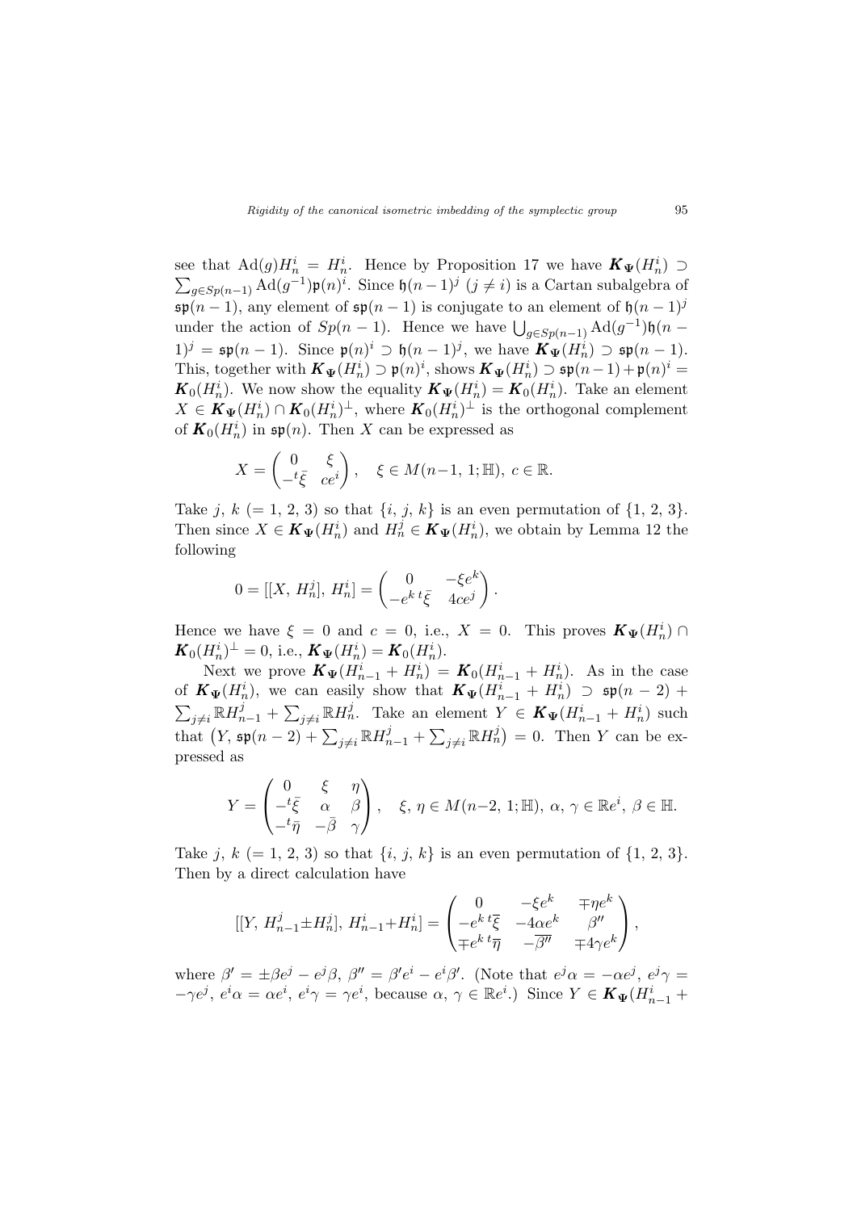see that $\mathrm{Ad}(g)H_n^i = H_n^i$. Hence by Proposition 17 we have $\boldsymbol{K}_{\boldsymbol{\Psi}}(H_n^i) \supset \sum_{g \in Sp(n-1)} \mathrm{Ad}(g^{-1})\mathfrak{p}(n)^i$. Since $\mathfrak{h}(n-1)^j$ $(j \neq i)$ is a Cartan subalgebra of $\mathfrak{sp}(n-1)$, any element of $\mathfrak{sp}(n-1)$ is conjugate to an element of $\mathfrak{h}(n-1)^j$ under the action of $Sp(n-1)$. Hence we have $\bigcup_{g \in Sp(n-1)} \mathrm{Ad}(g^{-1})\mathfrak{h}(n-1)^j = \mathfrak{sp}(n-1)$. Since $\mathfrak{p}(n)^i \supset \mathfrak{h}(n-1)^j$, we have $\boldsymbol{K}_{\boldsymbol{\Psi}}(H_n^i) \supset \mathfrak{sp}(n-1)$. This, together with $\boldsymbol{K}_{\boldsymbol{\Psi}}(H_n^i) \supset \mathfrak{p}(n)^i$, shows $\boldsymbol{K}_{\boldsymbol{\Psi}}(H_n^i) \supset \mathfrak{sp}(n-1) + \mathfrak{p}(n)^i = \boldsymbol{K}_0(H_n^i)$. We now show the equality $\boldsymbol{K}_{\boldsymbol{\Psi}}(H_n^i) = \boldsymbol{K}_0(H_n^i)$. Take an element $X \in \boldsymbol{K}_{\boldsymbol{\Psi}}(H_n^i) \cap \boldsymbol{K}_0(H_n^i)^{\perp}$, where $\boldsymbol{K}_0(H_n^i)^{\perp}$ is the orthogonal complement of $\boldsymbol{K}_0(H_n^i)$ in $\mathfrak{sp}(n)$. Then $X$ can be expressed as

$$X = \begin{pmatrix} 0 & \xi \\ -{}^t\bar{\xi} & ce^i \end{pmatrix}, \quad \xi \in M(n-1,\, 1; \mathbb{H}),\ c \in \mathbb{R}.$$

Take $j$, $k$ $(= 1, 2, 3)$ so that $\{i, j, k\}$ is an even permutation of $\{1, 2, 3\}$. Then since $X \in \boldsymbol{K}_{\boldsymbol{\Psi}}(H_n^i)$ and $H_n^j \in \boldsymbol{K}_{\boldsymbol{\Psi}}(H_n^i)$, we obtain by Lemma 12 the following

$$0 = [[X,\, H_n^j],\, H_n^i] = \begin{pmatrix} 0 & -\xi e^k \\ -e^k\, {}^t\bar{\xi} & 4ce^j \end{pmatrix}.$$

Hence we have $\xi = 0$ and $c = 0$, i.e., $X = 0$. This proves $\boldsymbol{K}_{\boldsymbol{\Psi}}(H_n^i) \cap \boldsymbol{K}_0(H_n^i)^{\perp} = 0$, i.e., $\boldsymbol{K}_{\boldsymbol{\Psi}}(H_n^i) = \boldsymbol{K}_0(H_n^i)$.

Next we prove $\boldsymbol{K}_{\boldsymbol{\Psi}}(H_{n-1}^i + H_n^i) = \boldsymbol{K}_0(H_{n-1}^i + H_n^i)$. As in the case of $\boldsymbol{K}_{\boldsymbol{\Psi}}(H_n^i)$, we can easily show that $\boldsymbol{K}_{\boldsymbol{\Psi}}(H_{n-1}^i + H_n^i) \supset \mathfrak{sp}(n-2) + \sum_{j \neq i} \mathbb{R}H_{n-1}^j + \sum_{j \neq i} \mathbb{R}H_n^j$. Take an element $Y \in \boldsymbol{K}_{\boldsymbol{\Psi}}(H_{n-1}^i + H_n^i)$ such that $\left(Y,\, \mathfrak{sp}(n-2) + \sum_{j \neq i} \mathbb{R}H_{n-1}^j + \sum_{j \neq i} \mathbb{R}H_n^j\right) = 0$. Then $Y$ can be expressed as

$$Y = \begin{pmatrix} 0 & \xi & \eta \\ -{}^t\bar{\xi} & \alpha & \beta \\ -{}^t\bar{\eta} & -\bar{\beta} & \gamma \end{pmatrix}, \quad \xi,\, \eta \in M(n-2,\, 1; \mathbb{H}),\ \alpha,\, \gamma \in \mathbb{R}e^i,\ \beta \in \mathbb{H}.$$

Take $j$, $k$ $(= 1, 2, 3)$ so that $\{i, j, k\}$ is an even permutation of $\{1, 2, 3\}$. Then by a direct calculation have

$$[[Y,\, H_{n-1}^j \pm H_n^j],\, H_{n-1}^i + H_n^i] = \begin{pmatrix} 0 & -\xi e^k & \mp\eta e^k \\ -e^k\, {}^t\overline{\xi} & -4\alpha e^k & \beta'' \\ \mp e^k\, {}^t\overline{\eta} & -\overline{\beta''} & \mp 4\gamma e^k \end{pmatrix},$$

where $\beta' = \pm\beta e^j - e^j\beta$, $\beta'' = \beta' e^i - e^i\beta'$. (Note that $e^j\alpha = -\alpha e^j$, $e^j\gamma = -\gamma e^j$, $e^i\alpha = \alpha e^i$, $e^i\gamma = \gamma e^i$, because $\alpha$, $\gamma \in \mathbb{R}e^i$.) Since $Y \in \boldsymbol{K}_{\boldsymbol{\Psi}}(H_{n-1}^i +$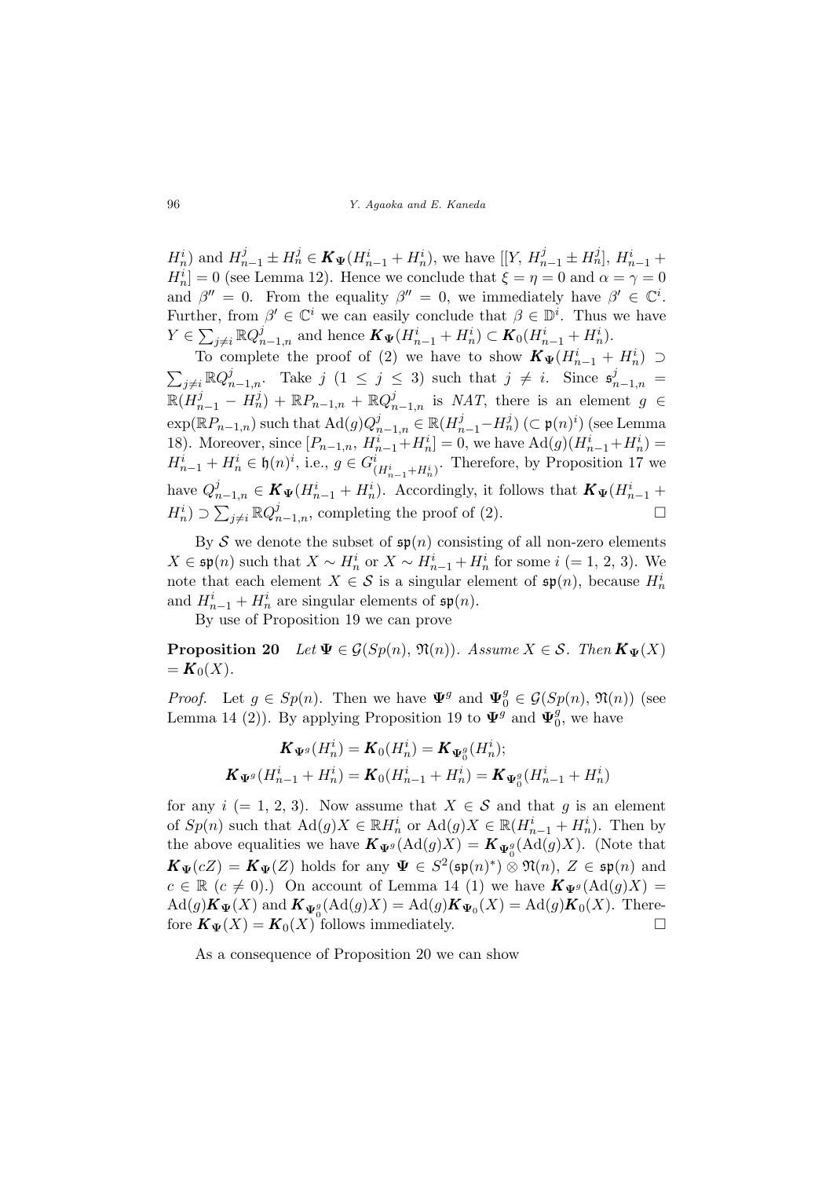$H^i_n$) and $H^j_{n-1} \pm H^j_n \in \boldsymbol{K}_{\boldsymbol{\Psi}}(H^i_{n-1} + H^i_n)$, we have $[[Y, H^j_{n-1} \pm H^j_n], H^i_{n-1} + H^i_n] = 0$ (see Lemma 12). Hence we conclude that $\xi = \eta = 0$ and $\alpha = \gamma = 0$ and $\beta'' = 0$. From the equality $\beta'' = 0$, we immediately have $\beta' \in \mathbb{C}^i$. Further, from $\beta' \in \mathbb{C}^i$ we can easily conclude that $\beta \in \mathbb{D}^i$. Thus we have $Y \in \sum_{j \neq i} \mathbb{R}Q^j_{n-1,n}$ and hence $\boldsymbol{K}_{\boldsymbol{\Psi}}(H^i_{n-1} + H^i_n) \subset \boldsymbol{K}_0(H^i_{n-1} + H^i_n)$.

To complete the proof of (2) we have to show $\boldsymbol{K}_{\boldsymbol{\Psi}}(H^i_{n-1} + H^i_n) \supset \sum_{j \neq i} \mathbb{R}Q^j_{n-1,n}$. Take $j$ ($1 \leq j \leq 3$) such that $j \neq i$. Since $\mathfrak{s}^j_{n-1,n} = \mathbb{R}(H^j_{n-1} - H^j_n) + \mathbb{R}P_{n-1,n} + \mathbb{R}Q^j_{n-1,n}$ is *NAT*, there is an element $g \in \exp(\mathbb{R}P_{n-1,n})$ such that $\mathrm{Ad}(g)Q^j_{n-1,n} \in \mathbb{R}(H^j_{n-1} - H^j_n)$ $(\subset \mathfrak{p}(n)^i)$ (see Lemma 18). Moreover, since $[P_{n-1,n}, H^i_{n-1} + H^i_n] = 0$, we have $\mathrm{Ad}(g)(H^i_{n-1} + H^i_n) = H^i_{n-1} + H^i_n \in \mathfrak{h}(n)^i$, i.e., $g \in G^i_{(H^i_{n-1}+H^i_n)}$. Therefore, by Proposition 17 we have $Q^j_{n-1,n} \in \boldsymbol{K}_{\boldsymbol{\Psi}}(H^i_{n-1} + H^i_n)$. Accordingly, it follows that $\boldsymbol{K}_{\boldsymbol{\Psi}}(H^i_{n-1} + H^i_n) \supset \sum_{j \neq i} \mathbb{R}Q^j_{n-1,n}$, completing the proof of (2). □

By $\mathcal{S}$ we denote the subset of $\mathfrak{sp}(n)$ consisting of all non-zero elements $X \in \mathfrak{sp}(n)$ such that $X \sim H^i_n$ or $X \sim H^i_{n-1} + H^i_n$ for some $i$ ($= 1, 2, 3$). We note that each element $X \in \mathcal{S}$ is a singular element of $\mathfrak{sp}(n)$, because $H^i_n$ and $H^i_{n-1} + H^i_n$ are singular elements of $\mathfrak{sp}(n)$.

By use of Proposition 19 we can prove

**Proposition 20** *Let $\boldsymbol{\Psi} \in \mathcal{G}(Sp(n), \mathfrak{N}(n))$. Assume $X \in \mathcal{S}$. Then $\boldsymbol{K}_{\boldsymbol{\Psi}}(X) = \boldsymbol{K}_0(X)$.*

*Proof.* Let $g \in Sp(n)$. Then we have $\boldsymbol{\Psi}^g$ and $\boldsymbol{\Psi}^g_0 \in \mathcal{G}(Sp(n), \mathfrak{N}(n))$ (see Lemma 14 (2)). By applying Proposition 19 to $\boldsymbol{\Psi}^g$ and $\boldsymbol{\Psi}^g_0$, we have

$$\boldsymbol{K}_{\boldsymbol{\Psi}^g}(H^i_n) = \boldsymbol{K}_0(H^i_n) = \boldsymbol{K}_{\boldsymbol{\Psi}^g_0}(H^i_n);$$
$$\boldsymbol{K}_{\boldsymbol{\Psi}^g}(H^i_{n-1} + H^i_n) = \boldsymbol{K}_0(H^i_{n-1} + H^i_n) = \boldsymbol{K}_{\boldsymbol{\Psi}^g_0}(H^i_{n-1} + H^i_n)$$

for any $i$ ($= 1, 2, 3$). Now assume that $X \in \mathcal{S}$ and that $g$ is an element of $Sp(n)$ such that $\mathrm{Ad}(g)X \in \mathbb{R}H^i_n$ or $\mathrm{Ad}(g)X \in \mathbb{R}(H^i_{n-1} + H^i_n)$. Then by the above equalities we have $\boldsymbol{K}_{\boldsymbol{\Psi}^g}(\mathrm{Ad}(g)X) = \boldsymbol{K}_{\boldsymbol{\Psi}^g_0}(\mathrm{Ad}(g)X)$. (Note that $\boldsymbol{K}_{\boldsymbol{\Psi}}(cZ) = \boldsymbol{K}_{\boldsymbol{\Psi}}(Z)$ holds for any $\boldsymbol{\Psi} \in S^2(\mathfrak{sp}(n)^*) \otimes \mathfrak{N}(n)$, $Z \in \mathfrak{sp}(n)$ and $c \in \mathbb{R}$ ($c \neq 0$).) On account of Lemma 14 (1) we have $\boldsymbol{K}_{\boldsymbol{\Psi}^g}(\mathrm{Ad}(g)X) = \mathrm{Ad}(g)\boldsymbol{K}_{\boldsymbol{\Psi}}(X)$ and $\boldsymbol{K}_{\boldsymbol{\Psi}^g_0}(\mathrm{Ad}(g)X) = \mathrm{Ad}(g)\boldsymbol{K}_{\boldsymbol{\Psi}_0}(X) = \mathrm{Ad}(g)\boldsymbol{K}_0(X)$. Therefore $\boldsymbol{K}_{\boldsymbol{\Psi}}(X) = \boldsymbol{K}_0(X)$ follows immediately. □

As a consequence of Proposition 20 we can show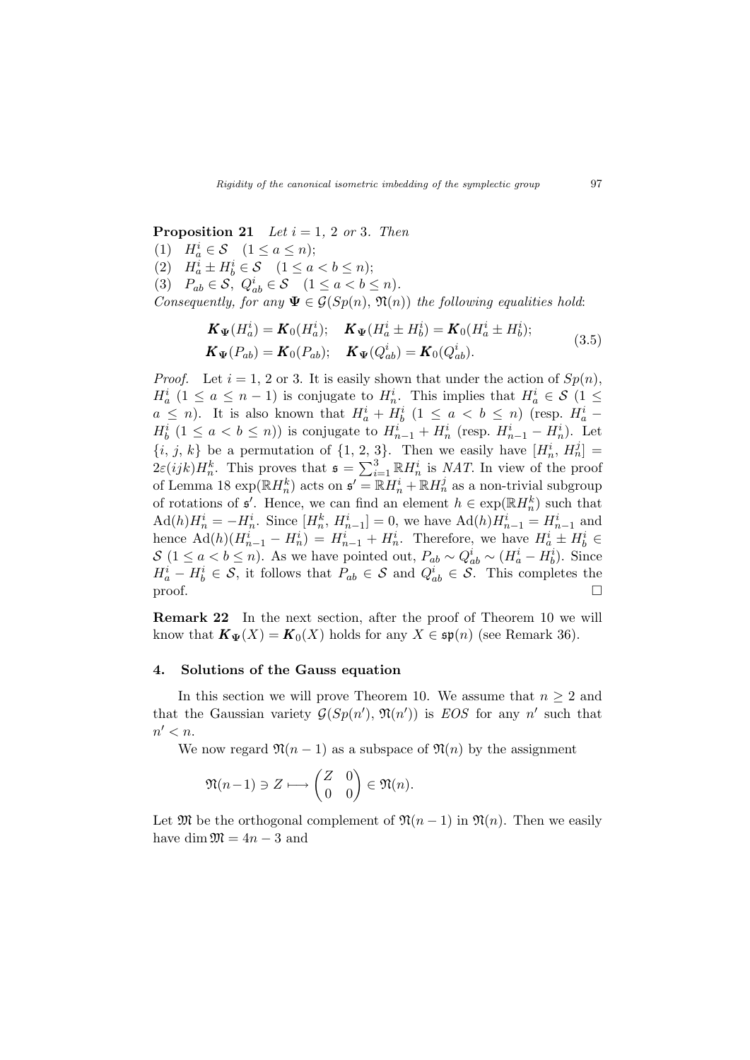**Proposition 21** *Let $i = 1, 2$ or $3$. Then*

(1) $H^i_a \in \mathcal{S} \quad (1 \le a \le n)$;

(2) $H^i_a \pm H^i_b \in \mathcal{S} \quad (1 \le a < b \le n)$;

(3) $P_{ab} \in \mathcal{S},\ Q^i_{ab} \in \mathcal{S} \quad (1 \le a < b \le n)$.

*Consequently, for any $\boldsymbol{\Psi} \in \mathcal{G}(Sp(n), \mathfrak{N}(n))$ the following equalities hold*:

$$\begin{aligned} &\boldsymbol{K}_{\boldsymbol{\Psi}}(H^i_a) = \boldsymbol{K}_0(H^i_a); \quad \boldsymbol{K}_{\boldsymbol{\Psi}}(H^i_a \pm H^i_b) = \boldsymbol{K}_0(H^i_a \pm H^i_b); \\ &\boldsymbol{K}_{\boldsymbol{\Psi}}(P_{ab}) = \boldsymbol{K}_0(P_{ab}); \quad \boldsymbol{K}_{\boldsymbol{\Psi}}(Q^i_{ab}) = \boldsymbol{K}_0(Q^i_{ab}). \end{aligned} \tag{3.5}$$

*Proof.* Let $i = 1, 2$ or $3$. It is easily shown that under the action of $Sp(n)$, $H^i_a$ $(1 \le a \le n-1)$ is conjugate to $H^i_n$. This implies that $H^i_a \in \mathcal{S}$ $(1 \le a \le n)$. It is also known that $H^i_a + H^i_b$ $(1 \le a < b \le n)$ (resp. $H^i_a - H^i_b$ $(1 \le a < b \le n)$) is conjugate to $H^i_{n-1} + H^i_n$ (resp. $H^i_{n-1} - H^i_n$). Let $\{i, j, k\}$ be a permutation of $\{1, 2, 3\}$. Then we easily have $[H^i_n, H^j_n] = 2\varepsilon(ijk)H^k_n$. This proves that $\mathfrak{s} = \sum_{i=1}^3 \mathbb{R}H^i_n$ is *NAT*. In view of the proof of Lemma 18 $\exp(\mathbb{R}H^k_n)$ acts on $\mathfrak{s}' = \mathbb{R}H^i_n + \mathbb{R}H^j_n$ as a non-trivial subgroup of rotations of $\mathfrak{s}'$. Hence, we can find an element $h \in \exp(\mathbb{R}H^k_n)$ such that $\mathrm{Ad}(h)H^i_n = -H^i_n$. Since $[H^k_n, H^i_{n-1}] = 0$, we have $\mathrm{Ad}(h)H^i_{n-1} = H^i_{n-1}$ and hence $\mathrm{Ad}(h)(H^i_{n-1} - H^i_n) = H^i_{n-1} + H^i_n$. Therefore, we have $H^i_a \pm H^i_b \in \mathcal{S}$ $(1 \le a < b \le n)$. As we have pointed out, $P_{ab} \sim Q^i_{ab} \sim (H^i_a - H^i_b)$. Since $H^i_a - H^i_b \in \mathcal{S}$, it follows that $P_{ab} \in \mathcal{S}$ and $Q^i_{ab} \in \mathcal{S}$. This completes the proof. $\square$

**Remark 22** In the next section, after the proof of Theorem 10 we will know that $\boldsymbol{K}_{\boldsymbol{\Psi}}(X) = \boldsymbol{K}_0(X)$ holds for any $X \in \mathfrak{sp}(n)$ (see Remark 36).

## 4. Solutions of the Gauss equation

In this section we will prove Theorem 10. We assume that $n \ge 2$ and that the Gaussian variety $\mathcal{G}(Sp(n'), \mathfrak{N}(n'))$ is *EOS* for any $n'$ such that $n' < n$.

We now regard $\mathfrak{N}(n-1)$ as a subspace of $\mathfrak{N}(n)$ by the assignment

$$\mathfrak{N}(n-1) \ni Z \longmapsto \begin{pmatrix} Z & 0 \\ 0 & 0 \end{pmatrix} \in \mathfrak{N}(n).$$

Let $\mathfrak{M}$ be the orthogonal complement of $\mathfrak{N}(n-1)$ in $\mathfrak{N}(n)$. Then we easily have $\dim \mathfrak{M} = 4n - 3$ and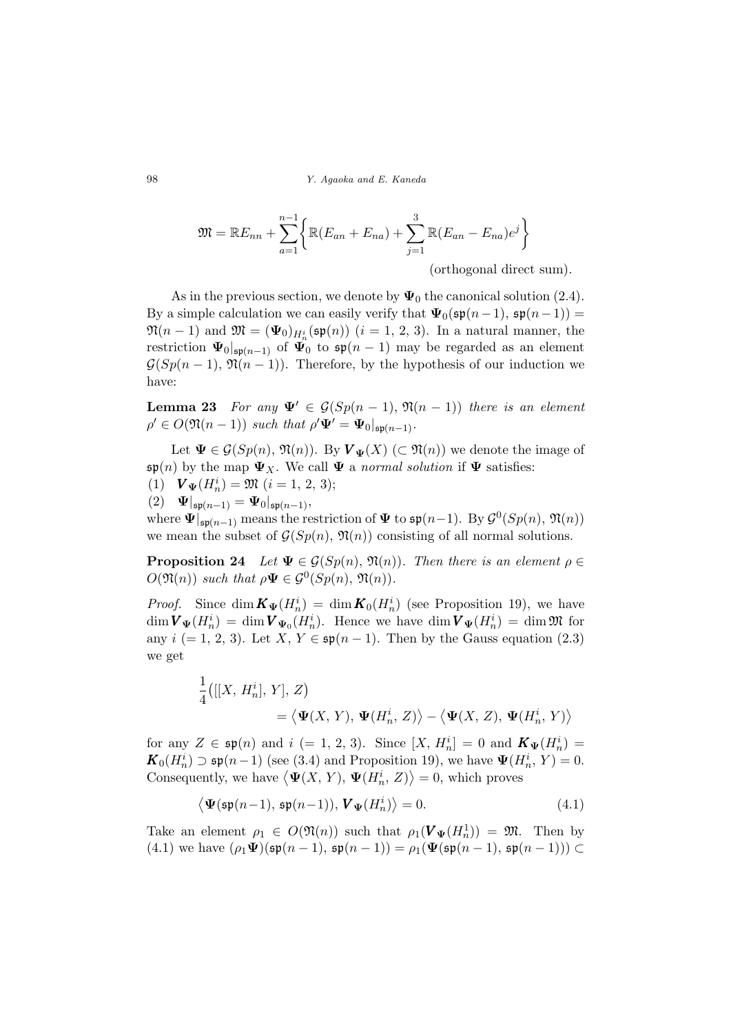$$\mathfrak{M} = \mathbb{R}E_{nn} + \sum_{a=1}^{n-1}\left\{\mathbb{R}(E_{an}+E_{na}) + \sum_{j=1}^{3}\mathbb{R}(E_{an}-E_{na})e^j\right\}$$

(orthogonal direct sum).

As in the previous section, we denote by $\boldsymbol{\Psi}_0$ the canonical solution (2.4). By a simple calculation we can easily verify that $\boldsymbol{\Psi}_0(\mathfrak{sp}(n-1),\,\mathfrak{sp}(n-1)) = \mathfrak{N}(n-1)$ and $\mathfrak{M} = (\boldsymbol{\Psi}_0)_{H_n^i}(\mathfrak{sp}(n))$ $(i = 1,\,2,\,3)$. In a natural manner, the restriction $\boldsymbol{\Psi}_0|_{\mathfrak{sp}(n-1)}$ of $\boldsymbol{\Psi}_0$ to $\mathfrak{sp}(n-1)$ may be regarded as an element $\mathcal{G}(Sp(n-1),\,\mathfrak{N}(n-1))$. Therefore, by the hypothesis of our induction we have:

**Lemma 23** *For any $\boldsymbol{\Psi}' \in \mathcal{G}(Sp(n-1),\,\mathfrak{N}(n-1))$ there is an element $\rho' \in O(\mathfrak{N}(n-1))$ such that $\rho'\boldsymbol{\Psi}' = \boldsymbol{\Psi}_0|_{\mathfrak{sp}(n-1)}$.*

Let $\boldsymbol{\Psi} \in \mathcal{G}(Sp(n),\,\mathfrak{N}(n))$. By $\boldsymbol{V}_{\boldsymbol{\Psi}}(X)$ $(\subset \mathfrak{N}(n))$ we denote the image of $\mathfrak{sp}(n)$ by the map $\boldsymbol{\Psi}_X$. We call $\boldsymbol{\Psi}$ a *normal solution* if $\boldsymbol{\Psi}$ satisfies:

(1) $\boldsymbol{V}_{\boldsymbol{\Psi}}(H_n^i) = \mathfrak{M}$ $(i = 1,\,2,\,3)$;

(2) $\boldsymbol{\Psi}|_{\mathfrak{sp}(n-1)} = \boldsymbol{\Psi}_0|_{\mathfrak{sp}(n-1)}$,

where $\boldsymbol{\Psi}|_{\mathfrak{sp}(n-1)}$ means the restriction of $\boldsymbol{\Psi}$ to $\mathfrak{sp}(n-1)$. By $\mathcal{G}^0(Sp(n),\,\mathfrak{N}(n))$ we mean the subset of $\mathcal{G}(Sp(n),\,\mathfrak{N}(n))$ consisting of all normal solutions.

**Proposition 24** *Let $\boldsymbol{\Psi} \in \mathcal{G}(Sp(n),\,\mathfrak{N}(n))$. Then there is an element $\rho \in O(\mathfrak{N}(n))$ such that $\rho\boldsymbol{\Psi} \in \mathcal{G}^0(Sp(n),\,\mathfrak{N}(n))$.*

*Proof.* Since $\dim \boldsymbol{K}_{\boldsymbol{\Psi}}(H_n^i) = \dim \boldsymbol{K}_0(H_n^i)$ (see Proposition 19), we have $\dim \boldsymbol{V}_{\boldsymbol{\Psi}}(H_n^i) = \dim \boldsymbol{V}_{\boldsymbol{\Psi}_0}(H_n^i)$. Hence we have $\dim \boldsymbol{V}_{\boldsymbol{\Psi}}(H_n^i) = \dim \mathfrak{M}$ for any $i$ $(= 1,\,2,\,3)$. Let $X,\,Y \in \mathfrak{sp}(n-1)$. Then by the Gauss equation (2.3) we get

$$\begin{aligned}\frac{1}{4}\big([[X,\,H_n^i],\,Y],\,Z\big) \\ = \big\langle \boldsymbol{\Psi}(X,\,Y),\,\boldsymbol{\Psi}(H_n^i,\,Z)\big\rangle - \big\langle \boldsymbol{\Psi}(X,\,Z),\,\boldsymbol{\Psi}(H_n^i,\,Y)\big\rangle\end{aligned}$$

for any $Z \in \mathfrak{sp}(n)$ and $i$ $(= 1,\,2,\,3)$. Since $[X,\,H_n^i] = 0$ and $\boldsymbol{K}_{\boldsymbol{\Psi}}(H_n^i) = \boldsymbol{K}_0(H_n^i) \supset \mathfrak{sp}(n-1)$ (see (3.4) and Proposition 19), we have $\boldsymbol{\Psi}(H_n^i,\,Y) = 0$. Consequently, we have $\big\langle \boldsymbol{\Psi}(X,\,Y),\,\boldsymbol{\Psi}(H_n^i,\,Z)\big\rangle = 0$, which proves

$$\big\langle \boldsymbol{\Psi}(\mathfrak{sp}(n-1),\,\mathfrak{sp}(n-1)),\,\boldsymbol{V}_{\boldsymbol{\Psi}}(H_n^i)\big\rangle = 0. \tag{4.1}$$

Take an element $\rho_1 \in O(\mathfrak{N}(n))$ such that $\rho_1(\boldsymbol{V}_{\boldsymbol{\Psi}}(H_n^1)) = \mathfrak{M}$. Then by (4.1) we have $(\rho_1\boldsymbol{\Psi})(\mathfrak{sp}(n-1),\,\mathfrak{sp}(n-1)) = \rho_1(\boldsymbol{\Psi}(\mathfrak{sp}(n-1),\,\mathfrak{sp}(n-1))) \subset$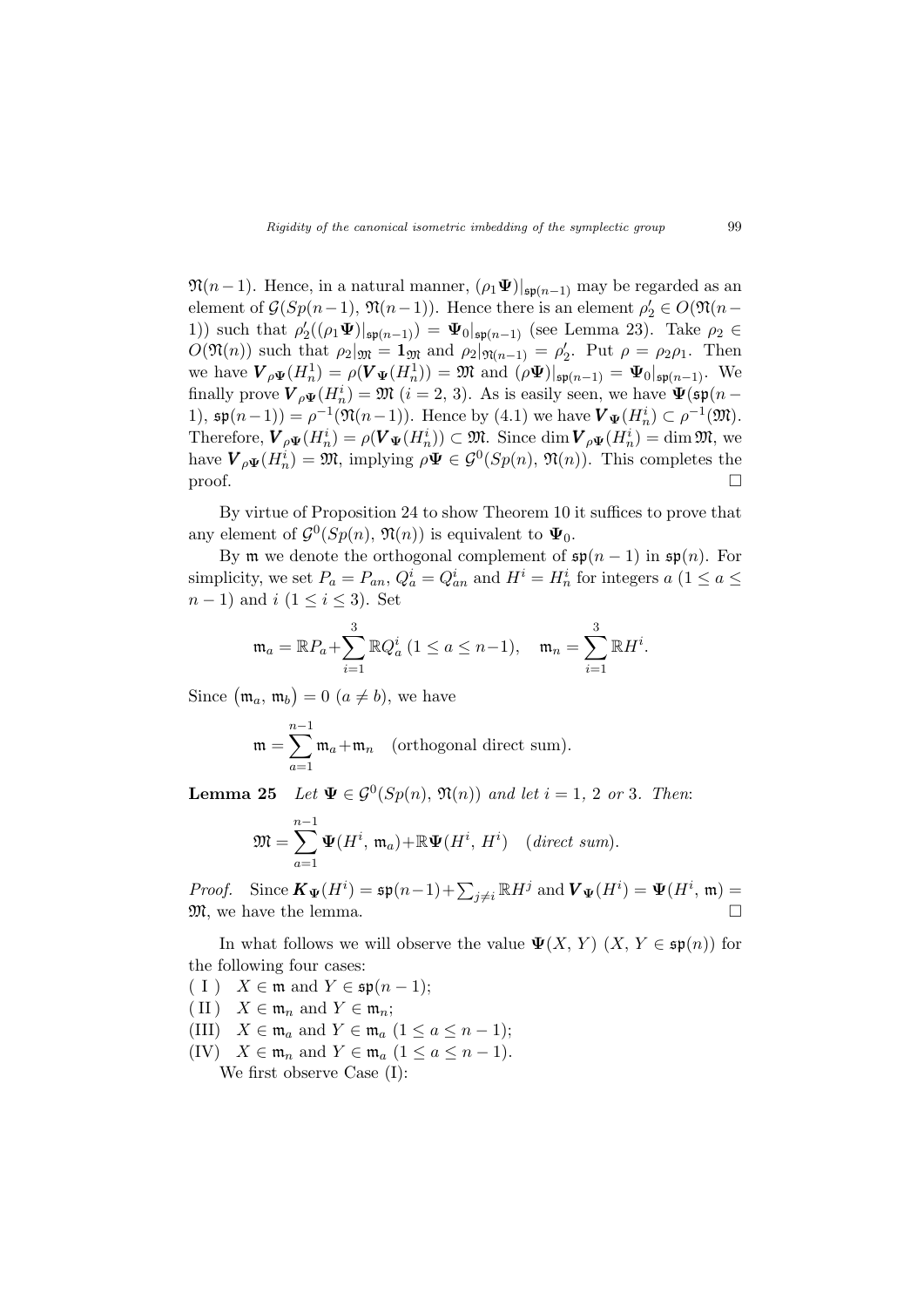$\mathfrak{N}(n-1)$. Hence, in a natural manner, $(\rho_1\boldsymbol{\Psi})|_{\mathfrak{sp}(n-1)}$ may be regarded as an element of $\mathcal{G}(Sp(n-1),\,\mathfrak{N}(n-1))$. Hence there is an element $\rho_2' \in O(\mathfrak{N}(n-1))$ such that $\rho_2'((\rho_1\boldsymbol{\Psi})|_{\mathfrak{sp}(n-1)}) = \boldsymbol{\Psi}_0|_{\mathfrak{sp}(n-1)}$ (see Lemma 23). Take $\rho_2 \in O(\mathfrak{N}(n))$ such that $\rho_2|_{\mathfrak{M}} = \mathbf{1}_{\mathfrak{M}}$ and $\rho_2|_{\mathfrak{N}(n-1)} = \rho_2'$. Put $\rho = \rho_2\rho_1$. Then we have $\boldsymbol{V}_{\rho\boldsymbol{\Psi}}(H_n^1) = \rho(\boldsymbol{V}_{\boldsymbol{\Psi}}(H_n^1)) = \mathfrak{M}$ and $(\rho\boldsymbol{\Psi})|_{\mathfrak{sp}(n-1)} = \boldsymbol{\Psi}_0|_{\mathfrak{sp}(n-1)}$. We finally prove $\boldsymbol{V}_{\rho\boldsymbol{\Psi}}(H_n^i) = \mathfrak{M}$ ($i = 2,\,3$). As is easily seen, we have $\boldsymbol{\Psi}(\mathfrak{sp}(n-1),\,\mathfrak{sp}(n-1)) = \rho^{-1}(\mathfrak{N}(n-1))$. Hence by (4.1) we have $\boldsymbol{V}_{\boldsymbol{\Psi}}(H_n^i) \subset \rho^{-1}(\mathfrak{M})$. Therefore, $\boldsymbol{V}_{\rho\boldsymbol{\Psi}}(H_n^i) = \rho(\boldsymbol{V}_{\boldsymbol{\Psi}}(H_n^i)) \subset \mathfrak{M}$. Since $\dim \boldsymbol{V}_{\rho\boldsymbol{\Psi}}(H_n^i) = \dim \mathfrak{M}$, we have $\boldsymbol{V}_{\rho\boldsymbol{\Psi}}(H_n^i) = \mathfrak{M}$, implying $\rho\boldsymbol{\Psi} \in \mathcal{G}^0(Sp(n),\,\mathfrak{N}(n))$. This completes the proof. $\square$

By virtue of Proposition 24 to show Theorem 10 it suffices to prove that any element of $\mathcal{G}^0(Sp(n),\,\mathfrak{N}(n))$ is equivalent to $\boldsymbol{\Psi}_0$.

By $\mathfrak{m}$ we denote the orthogonal complement of $\mathfrak{sp}(n-1)$ in $\mathfrak{sp}(n)$. For simplicity, we set $P_a = P_{an}$, $Q_a^i = Q_{an}^i$ and $H^i = H_n^i$ for integers $a$ ($1 \le a \le n-1$) and $i$ ($1 \le i \le 3$). Set

$$\mathfrak{m}_a = \mathbb{R}P_a + \sum_{i=1}^{3} \mathbb{R}Q_a^i \ (1 \le a \le n-1), \quad \mathfrak{m}_n = \sum_{i=1}^{3} \mathbb{R}H^i.$$

Since $\big(\mathfrak{m}_a,\,\mathfrak{m}_b\big) = 0$ ($a \neq b$), we have

$$\mathfrak{m} = \sum_{a=1}^{n-1} \mathfrak{m}_a + \mathfrak{m}_n \quad \text{(orthogonal direct sum)}.$$

**Lemma 25** *Let $\boldsymbol{\Psi} \in \mathcal{G}^0(Sp(n),\,\mathfrak{N}(n))$ and let $i = 1,\,2$ or $3$. Then:*

$$\mathfrak{M} = \sum_{a=1}^{n-1} \boldsymbol{\Psi}(H^i,\,\mathfrak{m}_a) + \mathbb{R}\boldsymbol{\Psi}(H^i,\,H^i) \quad (\textit{direct sum}).$$

*Proof.* Since $\boldsymbol{K}_{\boldsymbol{\Psi}}(H^i) = \mathfrak{sp}(n-1) + \sum_{j \neq i} \mathbb{R}H^j$ and $\boldsymbol{V}_{\boldsymbol{\Psi}}(H^i) = \boldsymbol{\Psi}(H^i,\,\mathfrak{m}) = \mathfrak{M}$, we have the lemma. $\square$

In what follows we will observe the value $\boldsymbol{\Psi}(X,\,Y)$ ($X,\,Y \in \mathfrak{sp}(n)$) for the following four cases:

( I ) $X \in \mathfrak{m}$ and $Y \in \mathfrak{sp}(n-1)$;

( II ) $X \in \mathfrak{m}_n$ and $Y \in \mathfrak{m}_n$;

(III) $X \in \mathfrak{m}_a$ and $Y \in \mathfrak{m}_a$ ($1 \le a \le n-1$);

(IV) $X \in \mathfrak{m}_n$ and $Y \in \mathfrak{m}_a$ ($1 \le a \le n-1$).

We first observe Case (I):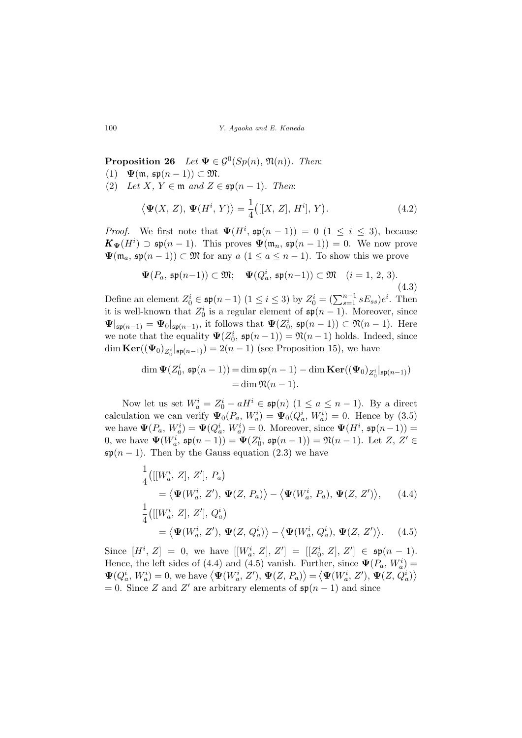**Proposition 26** *Let $\mathbf{\Psi} \in \mathcal{G}^0(Sp(n),\, \mathfrak{N}(n))$. Then*:

(1) $\mathbf{\Psi}(\mathfrak{m},\, \mathfrak{sp}(n-1)) \subset \mathfrak{M}$.

(2) *Let $X,\, Y \in \mathfrak{m}$ and $Z \in \mathfrak{sp}(n-1)$. Then*:

$$\big\langle \mathbf{\Psi}(X,\, Z),\, \mathbf{\Psi}(H^i,\, Y)\big\rangle = \frac{1}{4}\big([[X,\, Z],\, H^i],\, Y\big). \tag{4.2}$$

*Proof.* We first note that $\mathbf{\Psi}(H^i,\, \mathfrak{sp}(n-1)) = 0$ $(1 \leq i \leq 3)$, because $\boldsymbol{K}_{\mathbf{\Psi}}(H^i) \supset \mathfrak{sp}(n-1)$. This proves $\mathbf{\Psi}(\mathfrak{m}_n,\, \mathfrak{sp}(n-1)) = 0$. We now prove $\mathbf{\Psi}(\mathfrak{m}_a,\, \mathfrak{sp}(n-1)) \subset \mathfrak{M}$ for any $a$ $(1 \leq a \leq n-1)$. To show this we prove

$$\mathbf{\Psi}(P_a,\, \mathfrak{sp}(n-1)) \subset \mathfrak{M}; \quad \mathbf{\Psi}(Q_a^i,\, \mathfrak{sp}(n-1)) \subset \mathfrak{M} \quad (i = 1,\, 2,\, 3). \tag{4.3}$$

Define an element $Z_0^i \in \mathfrak{sp}(n-1)$ $(1 \leq i \leq 3)$ by $Z_0^i = (\sum_{s=1}^{n-1} sE_{ss})e^i$. Then it is well-known that $Z_0^i$ is a regular element of $\mathfrak{sp}(n-1)$. Moreover, since $\mathbf{\Psi}|_{\mathfrak{sp}(n-1)} = \mathbf{\Psi}_0|_{\mathfrak{sp}(n-1)}$, it follows that $\mathbf{\Psi}(Z_0^i,\, \mathfrak{sp}(n-1)) \subset \mathfrak{N}(n-1)$. Here we note that the equality $\mathbf{\Psi}(Z_0^i,\, \mathfrak{sp}(n-1)) = \mathfrak{N}(n-1)$ holds. Indeed, since $\dim \mathbf{Ker}((\mathbf{\Psi}_0)_{Z_0^i}|_{\mathfrak{sp}(n-1)}) = 2(n-1)$ (see Proposition 15), we have

$$\begin{aligned}\dim \mathbf{\Psi}(Z_0^i,\, \mathfrak{sp}(n-1)) &= \dim \mathfrak{sp}(n-1) - \dim \mathbf{Ker}((\mathbf{\Psi}_0)_{Z_0^i}|_{\mathfrak{sp}(n-1)}) \\ &= \dim \mathfrak{N}(n-1).\end{aligned}$$

Now let us set $W_a^i = Z_0^i - aH^i \in \mathfrak{sp}(n)$ $(1 \leq a \leq n-1)$. By a direct calculation we can verify $\mathbf{\Psi}_0(P_a,\, W_a^i) = \mathbf{\Psi}_0(Q_a^i,\, W_a^i) = 0$. Hence by (3.5) we have $\mathbf{\Psi}(P_a,\, W_a^i) = \mathbf{\Psi}(Q_a^i,\, W_a^i) = 0$. Moreover, since $\mathbf{\Psi}(H^i,\, \mathfrak{sp}(n-1)) = 0$, we have $\mathbf{\Psi}(W_a^i,\, \mathfrak{sp}(n-1)) = \mathbf{\Psi}(Z_0^i,\, \mathfrak{sp}(n-1)) = \mathfrak{N}(n-1)$. Let $Z,\, Z' \in \mathfrak{sp}(n-1)$. Then by the Gauss equation (2.3) we have

$$\begin{aligned}&\frac{1}{4}\big([[W_a^i,\, Z],\, Z'],\, P_a\big) \\ &\quad = \big\langle \mathbf{\Psi}(W_a^i,\, Z'),\, \mathbf{\Psi}(Z,\, P_a)\big\rangle - \big\langle \mathbf{\Psi}(W_a^i,\, P_a),\, \mathbf{\Psi}(Z,\, Z')\big\rangle, \end{aligned} \tag{4.4}$$

$$\begin{aligned}&\frac{1}{4}\big([[W_a^i,\, Z],\, Z'],\, Q_a^i\big) \\ &\quad = \big\langle \mathbf{\Psi}(W_a^i,\, Z'),\, \mathbf{\Psi}(Z,\, Q_a^i)\big\rangle - \big\langle \mathbf{\Psi}(W_a^i,\, Q_a^i),\, \mathbf{\Psi}(Z,\, Z')\big\rangle. \end{aligned} \tag{4.5}$$

Since $[H^i,\, Z] = 0$, we have $[[W_a^i,\, Z],\, Z'] = [[Z_0^i,\, Z],\, Z'] \in \mathfrak{sp}(n-1)$. Hence, the left sides of (4.4) and (4.5) vanish. Further, since $\mathbf{\Psi}(P_a,\, W_a^i) = \mathbf{\Psi}(Q_a^i,\, W_a^i) = 0$, we have $\big\langle \mathbf{\Psi}(W_a^i,\, Z'),\, \mathbf{\Psi}(Z,\, P_a)\big\rangle = \big\langle \mathbf{\Psi}(W_a^i,\, Z'),\, \mathbf{\Psi}(Z,\, Q_a^i)\big\rangle = 0$. Since $Z$ and $Z'$ are arbitrary elements of $\mathfrak{sp}(n-1)$ and since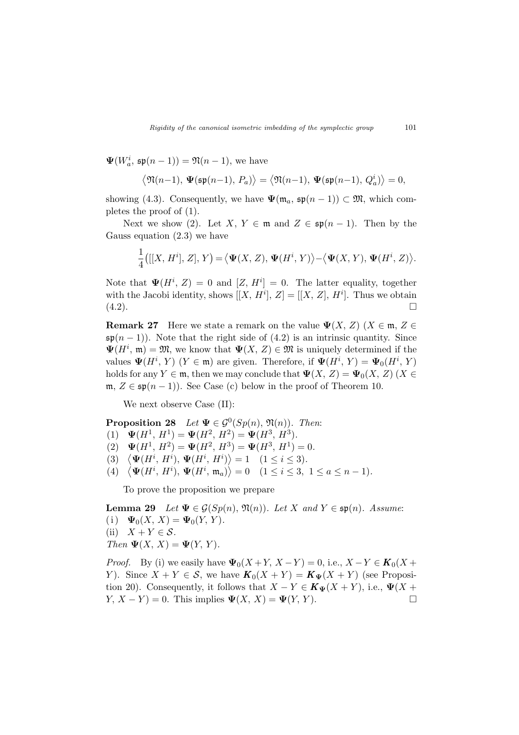$\mathbf{\Psi}(W_a^i,\, \mathfrak{sp}(n-1)) = \mathfrak{N}(n-1)$, we have

$$\big\langle \mathfrak{N}(n{-}1),\, \mathbf{\Psi}(\mathfrak{sp}(n{-}1),\, P_a)\big\rangle = \big\langle \mathfrak{N}(n{-}1),\, \mathbf{\Psi}(\mathfrak{sp}(n{-}1),\, Q_a^i)\big\rangle = 0,$$

showing (4.3). Consequently, we have $\mathbf{\Psi}(\mathfrak{m}_a,\, \mathfrak{sp}(n-1)) \subset \mathfrak{M}$, which completes the proof of (1).

Next we show (2). Let $X,\, Y \in \mathfrak{m}$ and $Z \in \mathfrak{sp}(n-1)$. Then by the Gauss equation (2.3) we have

$$\frac{1}{4}\big([[X,\, H^i],\, Z],\, Y\big) = \big\langle \mathbf{\Psi}(X,\, Z),\, \mathbf{\Psi}(H^i,\, Y)\big\rangle - \big\langle \mathbf{\Psi}(X,\, Y),\, \mathbf{\Psi}(H^i,\, Z)\big\rangle.$$

Note that $\mathbf{\Psi}(H^i,\, Z) = 0$ and $[Z,\, H^i] = 0$. The latter equality, together with the Jacobi identity, shows $[[X,\, H^i],\, Z] = [[X,\, Z],\, H^i]$. Thus we obtain (4.2). $\square$

**Remark 27** Here we state a remark on the value $\mathbf{\Psi}(X,\, Z)$ ($X \in \mathfrak{m}$, $Z \in \mathfrak{sp}(n-1)$). Note that the right side of (4.2) is an intrinsic quantity. Since $\mathbf{\Psi}(H^i,\, \mathfrak{m}) = \mathfrak{M}$, we know that $\mathbf{\Psi}(X,\, Z) \in \mathfrak{M}$ is uniquely determined if the values $\mathbf{\Psi}(H^i,\, Y)$ ($Y \in \mathfrak{m}$) are given. Therefore, if $\mathbf{\Psi}(H^i,\, Y) = \mathbf{\Psi}_0(H^i,\, Y)$ holds for any $Y \in \mathfrak{m}$, then we may conclude that $\mathbf{\Psi}(X,\, Z) = \mathbf{\Psi}_0(X,\, Z)$ ($X \in \mathfrak{m}$, $Z \in \mathfrak{sp}(n-1)$). See Case (c) below in the proof of Theorem 10.

We next observe Case (II):

**Proposition 28** *Let $\mathbf{\Psi} \in \mathcal{G}^0(Sp(n),\, \mathfrak{N}(n))$. Then*:

(1) $\mathbf{\Psi}(H^1,\, H^1) = \mathbf{\Psi}(H^2,\, H^2) = \mathbf{\Psi}(H^3,\, H^3)$.

(2) $\mathbf{\Psi}(H^1,\, H^2) = \mathbf{\Psi}(H^2,\, H^3) = \mathbf{\Psi}(H^3,\, H^1) = 0$.

(3) $\big\langle \mathbf{\Psi}(H^i,\, H^i),\, \mathbf{\Psi}(H^i,\, H^i)\big\rangle = 1 \quad (1 \le i \le 3)$.

(4) $\big\langle \mathbf{\Psi}(H^i,\, H^i),\, \mathbf{\Psi}(H^i,\, \mathfrak{m}_a)\big\rangle = 0 \quad (1 \le i \le 3,\ 1 \le a \le n-1)$.

To prove the proposition we prepare

**Lemma 29** *Let $\mathbf{\Psi} \in \mathcal{G}(Sp(n),\, \mathfrak{N}(n))$. Let $X$ and $Y \in \mathfrak{sp}(n)$. Assume*:

(i) $\mathbf{\Psi}_0(X,\, X) = \mathbf{\Psi}_0(Y,\, Y)$.

(ii) $X + Y \in \mathcal{S}$.

*Then $\mathbf{\Psi}(X,\, X) = \mathbf{\Psi}(Y,\, Y)$.*

*Proof.* By (i) we easily have $\mathbf{\Psi}_0(X+Y,\, X-Y) = 0$, i.e., $X - Y \in \boldsymbol{K}_0(X+Y)$. Since $X + Y \in \mathcal{S}$, we have $\boldsymbol{K}_0(X+Y) = \boldsymbol{K}_{\mathbf{\Psi}}(X+Y)$ (see Proposition 20). Consequently, it follows that $X - Y \in \boldsymbol{K}_{\mathbf{\Psi}}(X+Y)$, i.e., $\mathbf{\Psi}(X+Y,\, X-Y) = 0$. This implies $\mathbf{\Psi}(X,\, X) = \mathbf{\Psi}(Y,\, Y)$. $\square$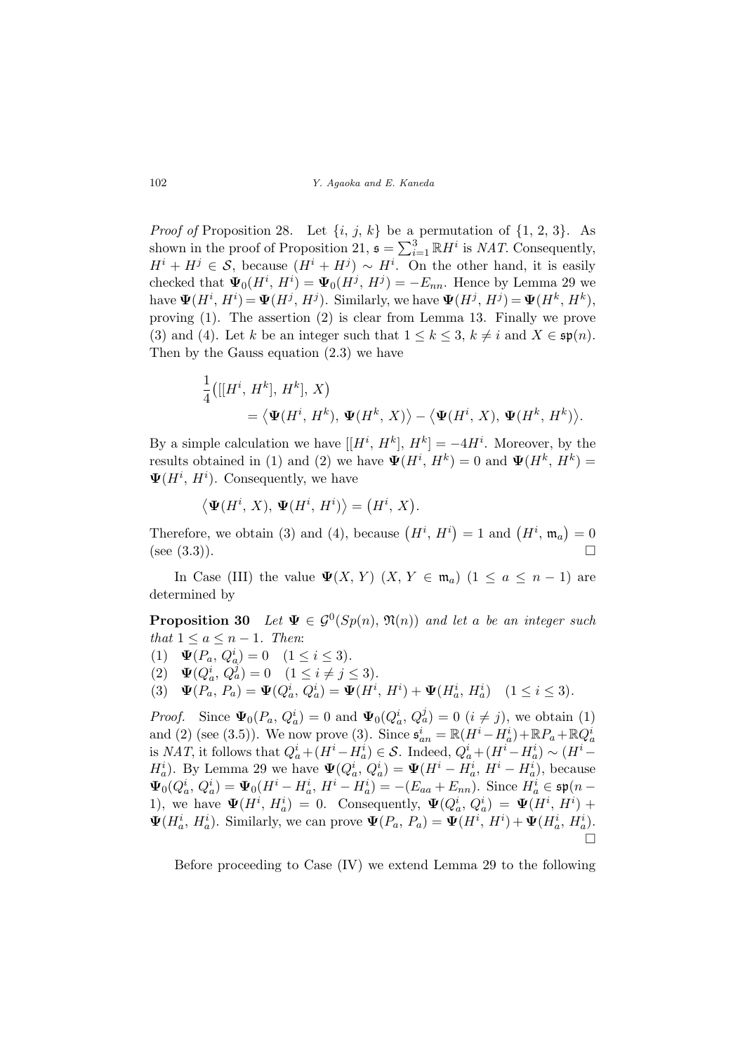*Proof of* Proposition 28. Let $\{i, j, k\}$ be a permutation of $\{1, 2, 3\}$. As shown in the proof of Proposition 21, $\mathfrak{s} = \sum_{i=1}^{3} \mathbb{R}H^i$ is *NAT*. Consequently, $H^i + H^j \in \mathcal{S}$, because $(H^i + H^j) \sim H^i$. On the other hand, it is easily checked that $\mathbf{\Psi}_0(H^i, H^i) = \mathbf{\Psi}_0(H^j, H^j) = -E_{nn}$. Hence by Lemma 29 we have $\mathbf{\Psi}(H^i, H^i) = \mathbf{\Psi}(H^j, H^j)$. Similarly, we have $\mathbf{\Psi}(H^j, H^j) = \mathbf{\Psi}(H^k, H^k)$, proving (1). The assertion (2) is clear from Lemma 13. Finally we prove (3) and (4). Let $k$ be an integer such that $1 \leq k \leq 3$, $k \neq i$ and $X \in \mathfrak{sp}(n)$. Then by the Gauss equation (2.3) we have

$$
\begin{aligned}
&\frac{1}{4}\big([[H^i, H^k], H^k], X\big) \\
&\qquad = \big\langle \mathbf{\Psi}(H^i, H^k), \mathbf{\Psi}(H^k, X)\big\rangle - \big\langle \mathbf{\Psi}(H^i, X), \mathbf{\Psi}(H^k, H^k)\big\rangle.
\end{aligned}
$$

By a simple calculation we have $[[H^i, H^k], H^k] = -4H^i$. Moreover, by the results obtained in (1) and (2) we have $\mathbf{\Psi}(H^i, H^k) = 0$ and $\mathbf{\Psi}(H^k, H^k) = \mathbf{\Psi}(H^i, H^i)$. Consequently, we have

$$
\big\langle \mathbf{\Psi}(H^i, X), \mathbf{\Psi}(H^i, H^i)\big\rangle = \big(H^i, X\big).
$$

Therefore, we obtain (3) and (4), because $\big(H^i, H^i\big) = 1$ and $\big(H^i, \mathfrak{m}_a\big) = 0$ (see (3.3)). $\square$

In Case (III) the value $\mathbf{\Psi}(X, Y)$ $(X, Y \in \mathfrak{m}_a)$ $(1 \leq a \leq n-1)$ are determined by

**Proposition 30** *Let $\mathbf{\Psi} \in \mathcal{G}^0(Sp(n), \mathfrak{N}(n))$ and let $a$ be an integer such that $1 \leq a \leq n-1$. Then:*

(1) $\mathbf{\Psi}(P_a, Q_a^i) = 0 \quad (1 \leq i \leq 3)$.

(2) $\mathbf{\Psi}(Q_a^i, Q_a^j) = 0 \quad (1 \leq i \neq j \leq 3)$.

(3) $\mathbf{\Psi}(P_a, P_a) = \mathbf{\Psi}(Q_a^i, Q_a^i) = \mathbf{\Psi}(H^i, H^i) + \mathbf{\Psi}(H_a^i, H_a^i) \quad (1 \leq i \leq 3)$.

*Proof.* Since $\mathbf{\Psi}_0(P_a, Q_a^i) = 0$ and $\mathbf{\Psi}_0(Q_a^i, Q_a^j) = 0$ $(i \neq j)$, we obtain (1) and (2) (see (3.5)). We now prove (3). Since $\mathfrak{s}_{an}^i = \mathbb{R}(H^i - H_a^i) + \mathbb{R}P_a + \mathbb{R}Q_a^i$ is *NAT*, it follows that $Q_a^i + (H^i - H_a^i) \in \mathcal{S}$. Indeed, $Q_a^i + (H^i - H_a^i) \sim (H^i - H_a^i)$. By Lemma 29 we have $\mathbf{\Psi}(Q_a^i, Q_a^i) = \mathbf{\Psi}(H^i - H_a^i, H^i - H_a^i)$, because $\mathbf{\Psi}_0(Q_a^i, Q_a^i) = \mathbf{\Psi}_0(H^i - H_a^i, H^i - H_a^i) = -(E_{aa} + E_{nn})$. Since $H_a^i \in \mathfrak{sp}(n-1)$, we have $\mathbf{\Psi}(H^i, H_a^i) = 0$. Consequently, $\mathbf{\Psi}(Q_a^i, Q_a^i) = \mathbf{\Psi}(H^i, H^i) + \mathbf{\Psi}(H_a^i, H_a^i)$. Similarly, we can prove $\mathbf{\Psi}(P_a, P_a) = \mathbf{\Psi}(H^i, H^i) + \mathbf{\Psi}(H_a^i, H_a^i)$. $\square$

Before proceeding to Case (IV) we extend Lemma 29 to the following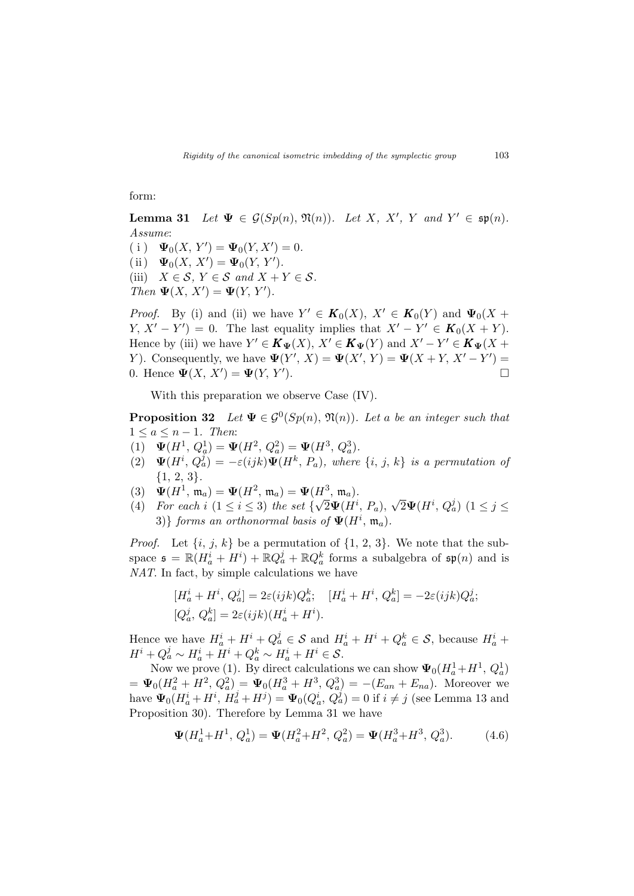form:

**Lemma 31** *Let $\mathbf{\Psi} \in \mathcal{G}(Sp(n), \mathfrak{N}(n))$. Let $X$, $X'$, $Y$ and $Y' \in \mathfrak{sp}(n)$. Assume*:

( i ) $\mathbf{\Psi}_0(X, Y') = \mathbf{\Psi}_0(Y, X') = 0$.

( ii ) $\mathbf{\Psi}_0(X, X') = \mathbf{\Psi}_0(Y, Y')$.

(iii) $X \in \mathcal{S}$, $Y \in \mathcal{S}$ *and* $X + Y \in \mathcal{S}$.

*Then* $\mathbf{\Psi}(X, X') = \mathbf{\Psi}(Y, Y')$.

*Proof.* By (i) and (ii) we have $Y' \in \boldsymbol{K}_0(X)$, $X' \in \boldsymbol{K}_0(Y)$ and $\mathbf{\Psi}_0(X + Y, X' - Y') = 0$. The last equality implies that $X' - Y' \in \boldsymbol{K}_0(X + Y)$. Hence by (iii) we have $Y' \in \boldsymbol{K}_{\mathbf{\Psi}}(X)$, $X' \in \boldsymbol{K}_{\mathbf{\Psi}}(Y)$ and $X' - Y' \in \boldsymbol{K}_{\mathbf{\Psi}}(X + Y)$. Consequently, we have $\mathbf{\Psi}(Y', X) = \mathbf{\Psi}(X', Y) = \mathbf{\Psi}(X + Y, X' - Y') = 0$. Hence $\mathbf{\Psi}(X, X') = \mathbf{\Psi}(Y, Y')$. □

With this preparation we observe Case (IV).

**Proposition 32** *Let $\mathbf{\Psi} \in \mathcal{G}^0(Sp(n), \mathfrak{N}(n))$. Let $a$ be an integer such that $1 \leq a \leq n - 1$. Then*:

(1) $\mathbf{\Psi}(H^1, Q_a^1) = \mathbf{\Psi}(H^2, Q_a^2) = \mathbf{\Psi}(H^3, Q_a^3)$.

(2) $\mathbf{\Psi}(H^i, Q_a^j) = -\varepsilon(ijk)\mathbf{\Psi}(H^k, P_a)$, *where $\{i, j, k\}$ is a permutation of $\{1, 2, 3\}$.*

(3) $\mathbf{\Psi}(H^1, \mathfrak{m}_a) = \mathbf{\Psi}(H^2, \mathfrak{m}_a) = \mathbf{\Psi}(H^3, \mathfrak{m}_a)$.

(4) *For each $i$ $(1 \leq i \leq 3)$ the set $\{\sqrt{2}\mathbf{\Psi}(H^i, P_a), \sqrt{2}\mathbf{\Psi}(H^i, Q_a^j)\ (1 \leq j \leq 3)\}$ forms an orthonormal basis of $\mathbf{\Psi}(H^i, \mathfrak{m}_a)$.*

*Proof.* Let $\{i, j, k\}$ be a permutation of $\{1, 2, 3\}$. We note that the subspace $\mathfrak{s} = \mathbb{R}(H_a^i + H^i) + \mathbb{R}Q_a^j + \mathbb{R}Q_a^k$ forms a subalgebra of $\mathfrak{sp}(n)$ and is *NAT*. In fact, by simple calculations we have

$$[H_a^i + H^i, Q_a^j] = 2\varepsilon(ijk)Q_a^k; \quad [H_a^i + H^i, Q_a^k] = -2\varepsilon(ijk)Q_a^j;$$
$$[Q_a^j, Q_a^k] = 2\varepsilon(ijk)(H_a^i + H^i).$$

Hence we have $H_a^i + H^i + Q_a^j \in \mathcal{S}$ and $H_a^i + H^i + Q_a^k \in \mathcal{S}$, because $H_a^i + H^i + Q_a^j \sim H_a^i + H^i + Q_a^k \sim H_a^i + H^i \in \mathcal{S}$.

Now we prove (1). By direct calculations we can show $\mathbf{\Psi}_0(H_a^1 + H^1, Q_a^1) = \mathbf{\Psi}_0(H_a^2 + H^2, Q_a^2) = \mathbf{\Psi}_0(H_a^3 + H^3, Q_a^3) = -(E_{an} + E_{na})$. Moreover we have $\mathbf{\Psi}_0(H_a^i + H^i, H_a^j + H^j) = \mathbf{\Psi}_0(Q_a^i, Q_a^j) = 0$ if $i \neq j$ (see Lemma 13 and Proposition 30). Therefore by Lemma 31 we have

$$\mathbf{\Psi}(H_a^1 + H^1, Q_a^1) = \mathbf{\Psi}(H_a^2 + H^2, Q_a^2) = \mathbf{\Psi}(H_a^3 + H^3, Q_a^3). \tag{4.6}$$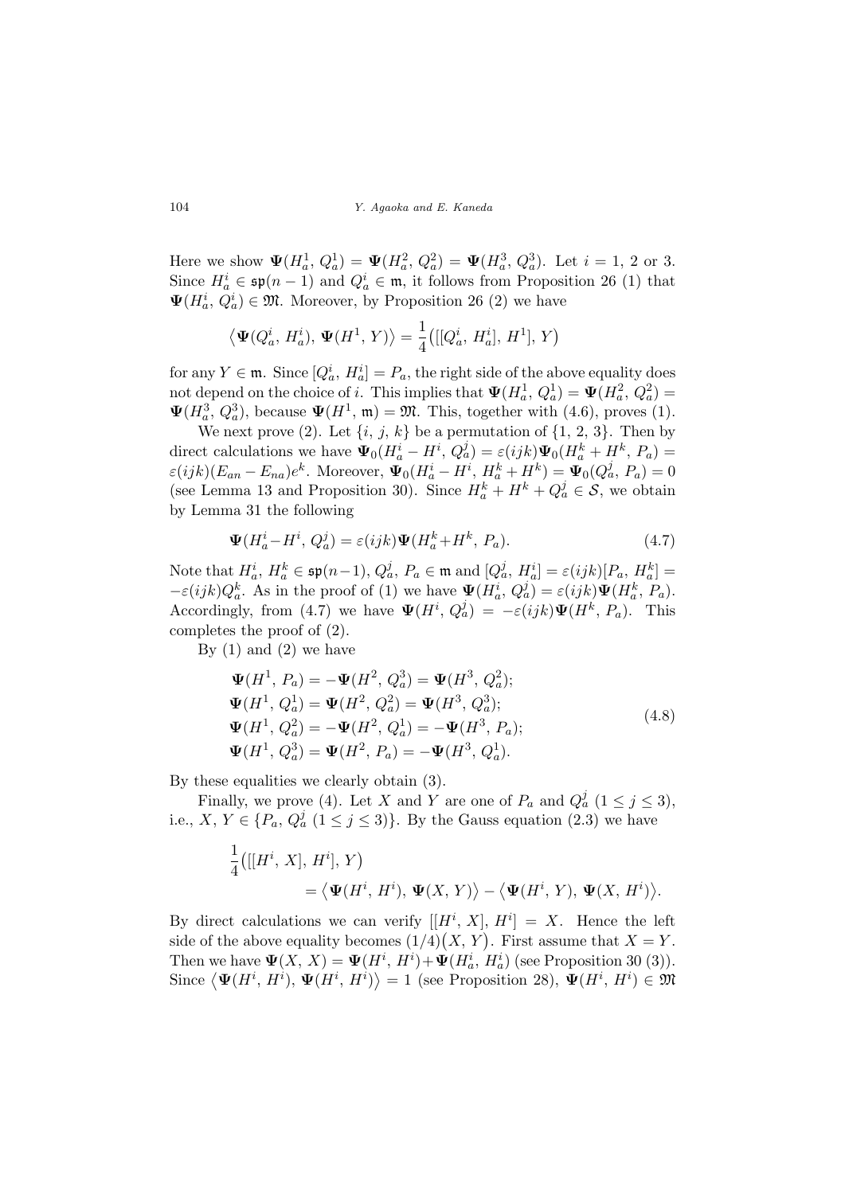Here we show $\boldsymbol{\Psi}(H_a^1, Q_a^1) = \boldsymbol{\Psi}(H_a^2, Q_a^2) = \boldsymbol{\Psi}(H_a^3, Q_a^3)$. Let $i = 1$, 2 or 3. Since $H_a^i \in \mathfrak{sp}(n-1)$ and $Q_a^i \in \mathfrak{m}$, it follows from Proposition 26 (1) that $\boldsymbol{\Psi}(H_a^i, Q_a^i) \in \mathfrak{M}$. Moreover, by Proposition 26 (2) we have

$$\big\langle \boldsymbol{\Psi}(Q_a^i, H_a^i), \boldsymbol{\Psi}(H^1, Y)\big\rangle = \frac{1}{4}\big([[Q_a^i, H_a^i], H^1], Y\big)$$

for any $Y \in \mathfrak{m}$. Since $[Q_a^i, H_a^i] = P_a$, the right side of the above equality does not depend on the choice of $i$. This implies that $\boldsymbol{\Psi}(H_a^1, Q_a^1) = \boldsymbol{\Psi}(H_a^2, Q_a^2) = \boldsymbol{\Psi}(H_a^3, Q_a^3)$, because $\boldsymbol{\Psi}(H^1, \mathfrak{m}) = \mathfrak{M}$. This, together with (4.6), proves (1).

We next prove (2). Let $\{i, j, k\}$ be a permutation of $\{1, 2, 3\}$. Then by direct calculations we have $\boldsymbol{\Psi}_0(H_a^i - H^i, Q_a^j) = \varepsilon(ijk)\boldsymbol{\Psi}_0(H_a^k + H^k, P_a) = \varepsilon(ijk)(E_{an} - E_{na})e^k$. Moreover, $\boldsymbol{\Psi}_0(H_a^i - H^i, H_a^k + H^k) = \boldsymbol{\Psi}_0(Q_a^j, P_a) = 0$ (see Lemma 13 and Proposition 30). Since $H_a^k + H^k + Q_a^j \in \mathcal{S}$, we obtain by Lemma 31 the following

$$\boldsymbol{\Psi}(H_a^i - H^i, Q_a^j) = \varepsilon(ijk)\boldsymbol{\Psi}(H_a^k + H^k, P_a). \tag{4.7}$$

Note that $H_a^i$, $H_a^k \in \mathfrak{sp}(n-1)$, $Q_a^j$, $P_a \in \mathfrak{m}$ and $[Q_a^j, H_a^i] = \varepsilon(ijk)[P_a, H_a^k] = -\varepsilon(ijk)Q_a^k$. As in the proof of (1) we have $\boldsymbol{\Psi}(H_a^i, Q_a^j) = \varepsilon(ijk)\boldsymbol{\Psi}(H_a^k, P_a)$. Accordingly, from (4.7) we have $\boldsymbol{\Psi}(H^i, Q_a^j) = -\varepsilon(ijk)\boldsymbol{\Psi}(H^k, P_a)$. This completes the proof of (2).

By (1) and (2) we have

$$\begin{aligned}
\boldsymbol{\Psi}(H^1, P_a) &= -\boldsymbol{\Psi}(H^2, Q_a^3) = \boldsymbol{\Psi}(H^3, Q_a^2);\\
\boldsymbol{\Psi}(H^1, Q_a^1) &= \boldsymbol{\Psi}(H^2, Q_a^2) = \boldsymbol{\Psi}(H^3, Q_a^3);\\
\boldsymbol{\Psi}(H^1, Q_a^2) &= -\boldsymbol{\Psi}(H^2, Q_a^1) = -\boldsymbol{\Psi}(H^3, P_a);\\
\boldsymbol{\Psi}(H^1, Q_a^3) &= \boldsymbol{\Psi}(H^2, P_a) = -\boldsymbol{\Psi}(H^3, Q_a^1).
\end{aligned} \tag{4.8}$$

By these equalities we clearly obtain (3).

Finally, we prove (4). Let $X$ and $Y$ are one of $P_a$ and $Q_a^j$ $(1 \le j \le 3)$, i.e., $X, Y \in \{P_a, Q_a^j \ (1 \le j \le 3)\}$. By the Gauss equation (2.3) we have

$$\begin{aligned}
&\frac{1}{4}\big([[H^i, X], H^i], Y\big)\\
&\qquad = \big\langle \boldsymbol{\Psi}(H^i, H^i), \boldsymbol{\Psi}(X, Y)\big\rangle - \big\langle \boldsymbol{\Psi}(H^i, Y), \boldsymbol{\Psi}(X, H^i)\big\rangle.
\end{aligned}$$

By direct calculations we can verify $[[H^i, X], H^i] = X$. Hence the left side of the above equality becomes $(1/4)\big(X, Y\big)$. First assume that $X = Y$. Then we have $\boldsymbol{\Psi}(X, X) = \boldsymbol{\Psi}(H^i, H^i) + \boldsymbol{\Psi}(H_a^i, H_a^i)$ (see Proposition 30 (3)). Since $\big\langle \boldsymbol{\Psi}(H^i, H^i), \boldsymbol{\Psi}(H^i, H^i)\big\rangle = 1$ (see Proposition 28), $\boldsymbol{\Psi}(H^i, H^i) \in \mathfrak{M}$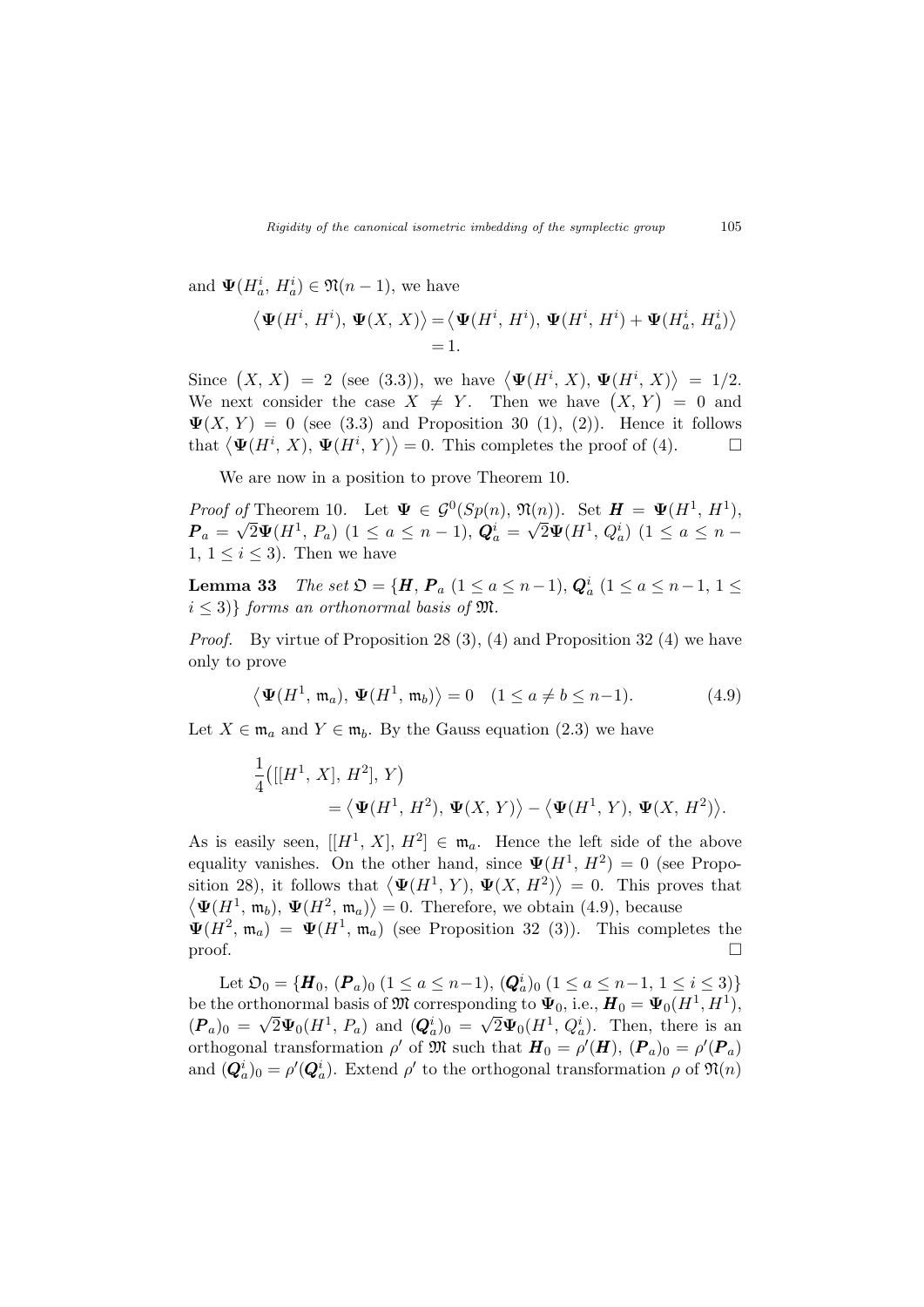and $\boldsymbol{\Psi}(H_a^i, H_a^i) \in \mathfrak{N}(n-1)$, we have

$$\big\langle \boldsymbol{\Psi}(H^i, H^i), \boldsymbol{\Psi}(X, X)\big\rangle = \big\langle \boldsymbol{\Psi}(H^i, H^i), \boldsymbol{\Psi}(H^i, H^i) + \boldsymbol{\Psi}(H_a^i, H_a^i)\big\rangle = 1.$$

Since $\big(X, X\big) = 2$ (see (3.3)), we have $\big\langle \boldsymbol{\Psi}(H^i, X), \boldsymbol{\Psi}(H^i, X)\big\rangle = 1/2$. We next consider the case $X \neq Y$. Then we have $\big(X, Y\big) = 0$ and $\boldsymbol{\Psi}(X, Y) = 0$ (see (3.3) and Proposition 30 (1), (2)). Hence it follows that $\big\langle \boldsymbol{\Psi}(H^i, X), \boldsymbol{\Psi}(H^i, Y)\big\rangle = 0$. This completes the proof of (4). $\square$

We are now in a position to prove Theorem 10.

*Proof of* Theorem 10. Let $\boldsymbol{\Psi} \in \mathcal{G}^0(Sp(n), \mathfrak{N}(n))$. Set $\boldsymbol{H} = \boldsymbol{\Psi}(H^1, H^1)$, $\boldsymbol{P}_a = \sqrt{2}\boldsymbol{\Psi}(H^1, P_a)$ $(1 \leq a \leq n-1)$, $\boldsymbol{Q}_a^i = \sqrt{2}\boldsymbol{\Psi}(H^1, Q_a^i)$ $(1 \leq a \leq n-1, 1 \leq i \leq 3)$. Then we have

**Lemma 33** *The set $\mathfrak{O} = \{\boldsymbol{H}, \boldsymbol{P}_a \ (1 \leq a \leq n-1), \boldsymbol{Q}_a^i \ (1 \leq a \leq n-1, 1 \leq i \leq 3)\}$ forms an orthonormal basis of $\mathfrak{M}$.*

*Proof.* By virtue of Proposition 28 (3), (4) and Proposition 32 (4) we have only to prove

$$\big\langle \boldsymbol{\Psi}(H^1, \mathfrak{m}_a), \boldsymbol{\Psi}(H^1, \mathfrak{m}_b)\big\rangle = 0 \quad (1 \leq a \neq b \leq n-1). \tag{4.9}$$

Let $X \in \mathfrak{m}_a$ and $Y \in \mathfrak{m}_b$. By the Gauss equation (2.3) we have

$$\frac{1}{4}\big([[H^1, X], H^2], Y\big) = \big\langle \boldsymbol{\Psi}(H^1, H^2), \boldsymbol{\Psi}(X, Y)\big\rangle - \big\langle \boldsymbol{\Psi}(H^1, Y), \boldsymbol{\Psi}(X, H^2)\big\rangle.$$

As is easily seen, $[[H^1, X], H^2] \in \mathfrak{m}_a$. Hence the left side of the above equality vanishes. On the other hand, since $\boldsymbol{\Psi}(H^1, H^2) = 0$ (see Proposition 28), it follows that $\big\langle \boldsymbol{\Psi}(H^1, Y), \boldsymbol{\Psi}(X, H^2)\big\rangle = 0$. This proves that $\big\langle \boldsymbol{\Psi}(H^1, \mathfrak{m}_b), \boldsymbol{\Psi}(H^2, \mathfrak{m}_a)\big\rangle = 0$. Therefore, we obtain (4.9), because $\boldsymbol{\Psi}(H^2, \mathfrak{m}_a) = \boldsymbol{\Psi}(H^1, \mathfrak{m}_a)$ (see Proposition 32 (3)). This completes the proof. $\square$

Let $\mathfrak{O}_0 = \{\boldsymbol{H}_0, (\boldsymbol{P}_a)_0 \ (1 \leq a \leq n-1), (\boldsymbol{Q}_a^i)_0 \ (1 \leq a \leq n-1, 1 \leq i \leq 3)\}$ be the orthonormal basis of $\mathfrak{M}$ corresponding to $\boldsymbol{\Psi}_0$, i.e., $\boldsymbol{H}_0 = \boldsymbol{\Psi}_0(H^1, H^1)$, $(\boldsymbol{P}_a)_0 = \sqrt{2}\boldsymbol{\Psi}_0(H^1, P_a)$ and $(\boldsymbol{Q}_a^i)_0 = \sqrt{2}\boldsymbol{\Psi}_0(H^1, Q_a^i)$. Then, there is an orthogonal transformation $\rho'$ of $\mathfrak{M}$ such that $\boldsymbol{H}_0 = \rho'(\boldsymbol{H})$, $(\boldsymbol{P}_a)_0 = \rho'(\boldsymbol{P}_a)$ and $(\boldsymbol{Q}_a^i)_0 = \rho'(\boldsymbol{Q}_a^i)$. Extend $\rho'$ to the orthogonal transformation $\rho$ of $\mathfrak{N}(n)$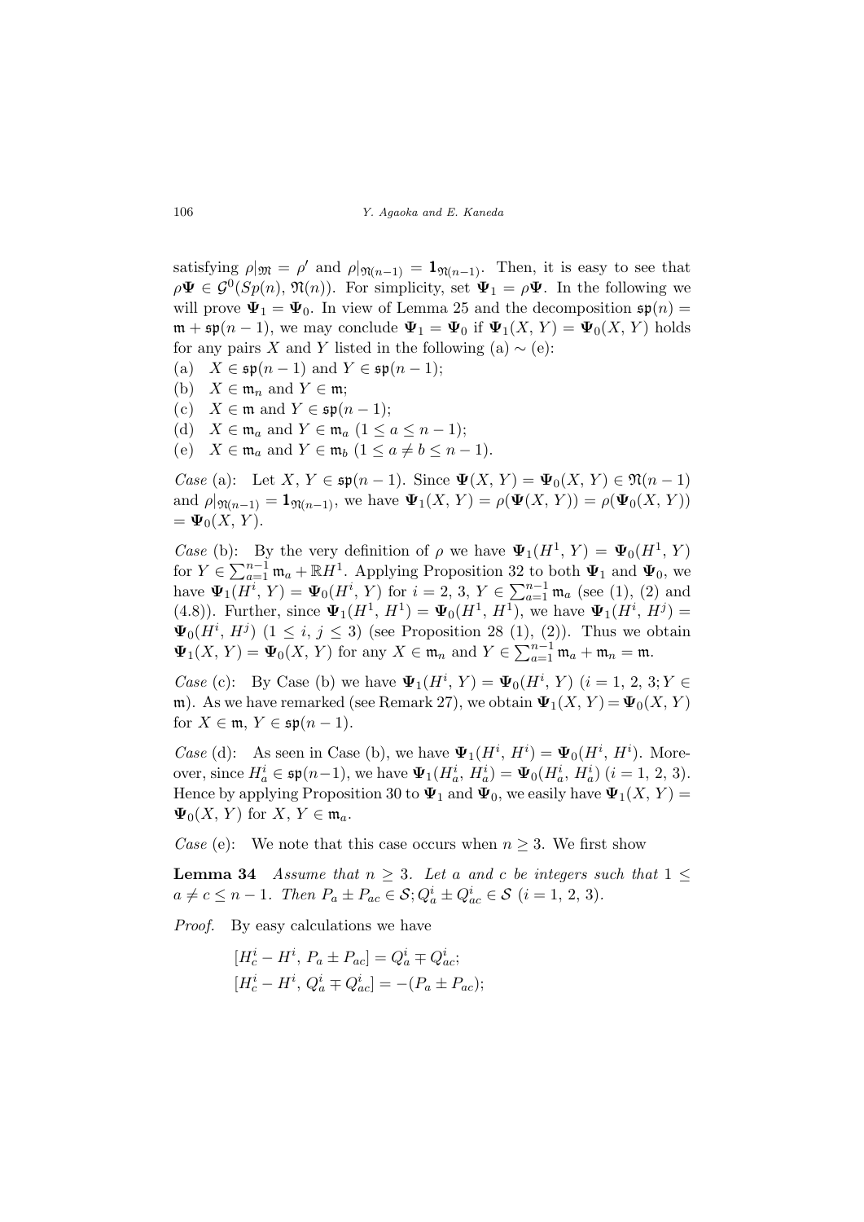satisfying $\rho|_{\mathfrak{M}} = \rho'$ and $\rho|_{\mathfrak{N}(n-1)} = \mathbf{1}_{\mathfrak{N}(n-1)}$. Then, it is easy to see that $\rho\boldsymbol{\Psi} \in \mathcal{G}^0(Sp(n), \mathfrak{N}(n))$. For simplicity, set $\boldsymbol{\Psi}_1 = \rho\boldsymbol{\Psi}$. In the following we will prove $\boldsymbol{\Psi}_1 = \boldsymbol{\Psi}_0$. In view of Lemma 25 and the decomposition $\mathfrak{sp}(n) = \mathfrak{m} + \mathfrak{sp}(n-1)$, we may conclude $\boldsymbol{\Psi}_1 = \boldsymbol{\Psi}_0$ if $\boldsymbol{\Psi}_1(X, Y) = \boldsymbol{\Psi}_0(X, Y)$ holds for any pairs $X$ and $Y$ listed in the following (a) $\sim$ (e):

(a) $X \in \mathfrak{sp}(n-1)$ and $Y \in \mathfrak{sp}(n-1)$;

(b) $X \in \mathfrak{m}_n$ and $Y \in \mathfrak{m}$;

(c) $X \in \mathfrak{m}$ and $Y \in \mathfrak{sp}(n-1)$;

(d) $X \in \mathfrak{m}_a$ and $Y \in \mathfrak{m}_a$ $(1 \leq a \leq n-1)$;

(e) $X \in \mathfrak{m}_a$ and $Y \in \mathfrak{m}_b$ $(1 \leq a \neq b \leq n-1)$.

*Case* (a): Let $X, Y \in \mathfrak{sp}(n-1)$. Since $\boldsymbol{\Psi}(X, Y) = \boldsymbol{\Psi}_0(X, Y) \in \mathfrak{N}(n-1)$ and $\rho|_{\mathfrak{N}(n-1)} = \mathbf{1}_{\mathfrak{N}(n-1)}$, we have $\boldsymbol{\Psi}_1(X, Y) = \rho(\boldsymbol{\Psi}(X, Y)) = \rho(\boldsymbol{\Psi}_0(X, Y)) = \boldsymbol{\Psi}_0(X, Y)$.

*Case* (b): By the very definition of $\rho$ we have $\boldsymbol{\Psi}_1(H^1, Y) = \boldsymbol{\Psi}_0(H^1, Y)$ for $Y \in \sum_{a=1}^{n-1}\mathfrak{m}_a + \mathbb{R}H^1$. Applying Proposition 32 to both $\boldsymbol{\Psi}_1$ and $\boldsymbol{\Psi}_0$, we have $\boldsymbol{\Psi}_1(H^i, Y) = \boldsymbol{\Psi}_0(H^i, Y)$ for $i = 2, 3$, $Y \in \sum_{a=1}^{n-1}\mathfrak{m}_a$ (see (1), (2) and (4.8)). Further, since $\boldsymbol{\Psi}_1(H^1, H^1) = \boldsymbol{\Psi}_0(H^1, H^1)$, we have $\boldsymbol{\Psi}_1(H^i, H^j) = \boldsymbol{\Psi}_0(H^i, H^j)$ $(1 \leq i, j \leq 3)$ (see Proposition 28 (1), (2)). Thus we obtain $\boldsymbol{\Psi}_1(X, Y) = \boldsymbol{\Psi}_0(X, Y)$ for any $X \in \mathfrak{m}_n$ and $Y \in \sum_{a=1}^{n-1}\mathfrak{m}_a + \mathfrak{m}_n = \mathfrak{m}$.

*Case* (c): By Case (b) we have $\boldsymbol{\Psi}_1(H^i, Y) = \boldsymbol{\Psi}_0(H^i, Y)$ $(i = 1, 2, 3; Y \in \mathfrak{m})$. As we have remarked (see Remark 27), we obtain $\boldsymbol{\Psi}_1(X, Y) = \boldsymbol{\Psi}_0(X, Y)$ for $X \in \mathfrak{m}$, $Y \in \mathfrak{sp}(n-1)$.

*Case* (d): As seen in Case (b), we have $\boldsymbol{\Psi}_1(H^i, H^i) = \boldsymbol{\Psi}_0(H^i, H^i)$. Moreover, since $H_a^i \in \mathfrak{sp}(n-1)$, we have $\boldsymbol{\Psi}_1(H_a^i, H_a^i) = \boldsymbol{\Psi}_0(H_a^i, H_a^i)$ $(i = 1, 2, 3)$. Hence by applying Proposition 30 to $\boldsymbol{\Psi}_1$ and $\boldsymbol{\Psi}_0$, we easily have $\boldsymbol{\Psi}_1(X, Y) = \boldsymbol{\Psi}_0(X, Y)$ for $X, Y \in \mathfrak{m}_a$.

*Case* (e): We note that this case occurs when $n \geq 3$. We first show

**Lemma 34** *Assume that $n \geq 3$. Let $a$ and $c$ be integers such that $1 \leq a \neq c \leq n-1$. Then $P_a \pm P_{ac} \in \mathcal{S}; Q_a^i \pm Q_{ac}^i \in \mathcal{S}$ $(i = 1, 2, 3)$.*

*Proof.* By easy calculations we have

$$[H_c^i - H^i, P_a \pm P_{ac}] = Q_a^i \mp Q_{ac}^i;$$
$$[H_c^i - H^i, Q_a^i \mp Q_{ac}^i] = -(P_a \pm P_{ac});$$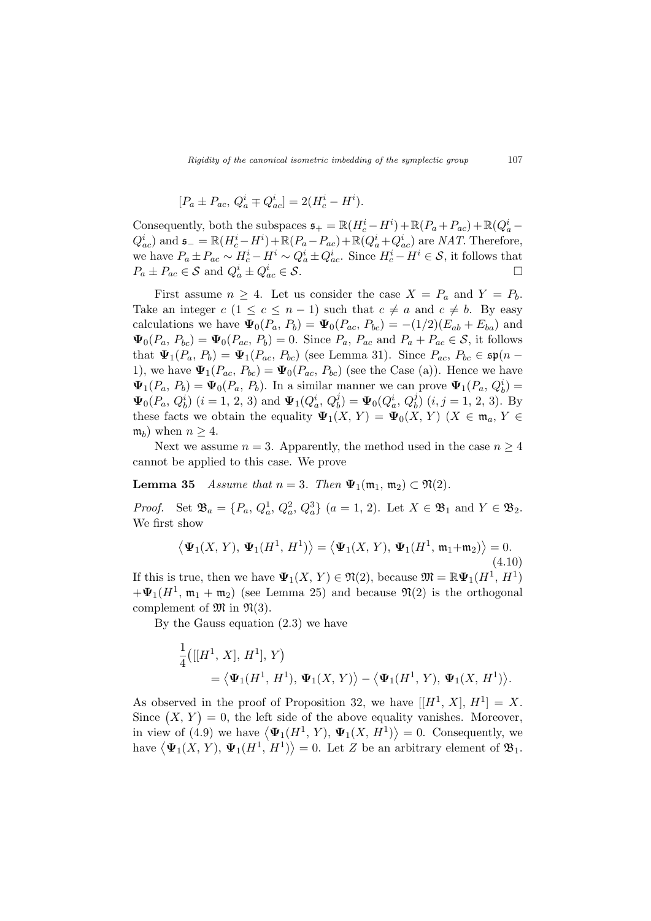$$[P_a \pm P_{ac},\, Q_a^i \mp Q_{ac}^i] = 2(H_c^i - H^i).$$

Consequently, both the subspaces $\mathfrak{s}_+ = \mathbb{R}(H_c^i - H^i) + \mathbb{R}(P_a + P_{ac}) + \mathbb{R}(Q_a^i - Q_{ac}^i)$ and $\mathfrak{s}_- = \mathbb{R}(H_c^i - H^i) + \mathbb{R}(P_a - P_{ac}) + \mathbb{R}(Q_a^i + Q_{ac}^i)$ are *NAT*. Therefore, we have $P_a \pm P_{ac} \sim H_c^i - H^i \sim Q_a^i \pm Q_{ac}^i$. Since $H_c^i - H^i \in \mathcal{S}$, it follows that $P_a \pm P_{ac} \in \mathcal{S}$ and $Q_a^i \pm Q_{ac}^i \in \mathcal{S}$. □

First assume $n \geq 4$. Let us consider the case $X = P_a$ and $Y = P_b$. Take an integer $c$ $(1 \leq c \leq n-1)$ such that $c \neq a$ and $c \neq b$. By easy calculations we have $\mathbf{\Psi}_0(P_a, P_b) = \mathbf{\Psi}_0(P_{ac}, P_{bc}) = -(1/2)(E_{ab} + E_{ba})$ and $\mathbf{\Psi}_0(P_a, P_{bc}) = \mathbf{\Psi}_0(P_{ac}, P_b) = 0$. Since $P_a$, $P_{ac}$ and $P_a + P_{ac} \in \mathcal{S}$, it follows that $\mathbf{\Psi}_1(P_a, P_b) = \mathbf{\Psi}_1(P_{ac}, P_{bc})$ (see Lemma 31). Since $P_{ac}, P_{bc} \in \mathfrak{sp}(n-1)$, we have $\mathbf{\Psi}_1(P_{ac}, P_{bc}) = \mathbf{\Psi}_0(P_{ac}, P_{bc})$ (see the Case (a)). Hence we have $\mathbf{\Psi}_1(P_a, P_b) = \mathbf{\Psi}_0(P_a, P_b)$. In a similar manner we can prove $\mathbf{\Psi}_1(P_a, Q_b^i) = \mathbf{\Psi}_0(P_a, Q_b^i)$ $(i = 1, 2, 3)$ and $\mathbf{\Psi}_1(Q_a^i, Q_b^j) = \mathbf{\Psi}_0(Q_a^i, Q_b^j)$ $(i, j = 1, 2, 3)$. By these facts we obtain the equality $\mathbf{\Psi}_1(X, Y) = \mathbf{\Psi}_0(X, Y)$ $(X \in \mathfrak{m}_a, Y \in \mathfrak{m}_b)$ when $n \geq 4$.

Next we assume $n = 3$. Apparently, the method used in the case $n \geq 4$ cannot be applied to this case. We prove

**Lemma 35** *Assume that $n = 3$. Then $\mathbf{\Psi}_1(\mathfrak{m}_1, \mathfrak{m}_2) \subset \mathfrak{N}(2)$.*

*Proof.* Set $\mathfrak{B}_a = \{P_a, Q_a^1, Q_a^2, Q_a^3\}$ $(a = 1, 2)$. Let $X \in \mathfrak{B}_1$ and $Y \in \mathfrak{B}_2$. We first show

$$\langle \mathbf{\Psi}_1(X, Y), \mathbf{\Psi}_1(H^1, H^1) \rangle = \langle \mathbf{\Psi}_1(X, Y), \mathbf{\Psi}_1(H^1, \mathfrak{m}_1 + \mathfrak{m}_2) \rangle = 0. \tag{4.10}$$

If this is true, then we have $\mathbf{\Psi}_1(X, Y) \in \mathfrak{N}(2)$, because $\mathfrak{M} = \mathbb{R}\mathbf{\Psi}_1(H^1, H^1) + \mathbf{\Psi}_1(H^1, \mathfrak{m}_1 + \mathfrak{m}_2)$ (see Lemma 25) and because $\mathfrak{N}(2)$ is the orthogonal complement of $\mathfrak{M}$ in $\mathfrak{N}(3)$.

By the Gauss equation (2.3) we have

$$\begin{aligned}
&\frac{1}{4}\big([[H^1, X], H^1], Y\big) \\
&\qquad = \langle \mathbf{\Psi}_1(H^1, H^1), \mathbf{\Psi}_1(X, Y) \rangle - \langle \mathbf{\Psi}_1(H^1, Y), \mathbf{\Psi}_1(X, H^1) \rangle.
\end{aligned}$$

As observed in the proof of Proposition 32, we have $[[H^1, X], H^1] = X$. Since $(X, Y) = 0$, the left side of the above equality vanishes. Moreover, in view of (4.9) we have $\langle \mathbf{\Psi}_1(H^1, Y), \mathbf{\Psi}_1(X, H^1) \rangle = 0$. Consequently, we have $\langle \mathbf{\Psi}_1(X, Y), \mathbf{\Psi}_1(H^1, H^1) \rangle = 0$. Let $Z$ be an arbitrary element of $\mathfrak{B}_1$.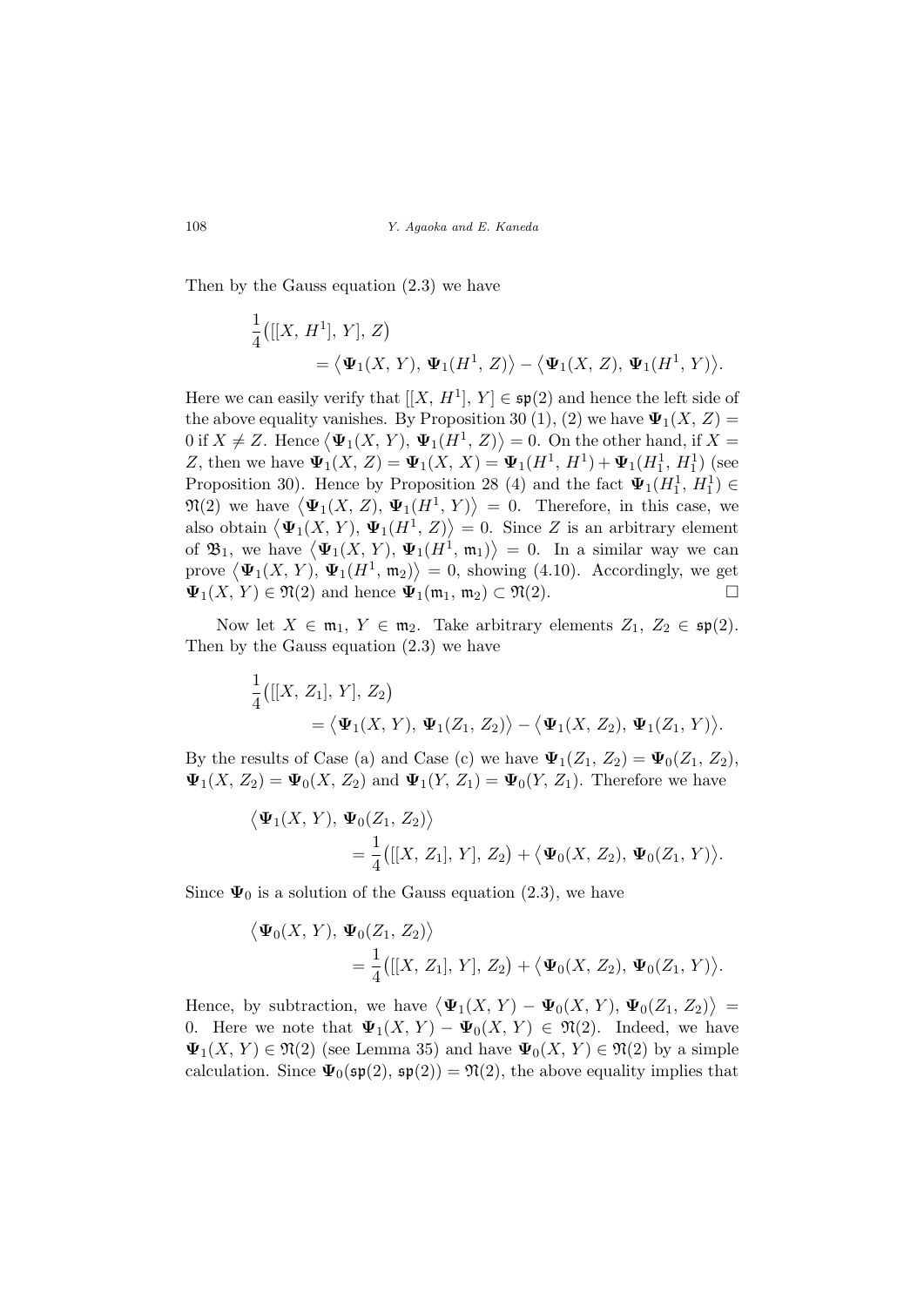Then by the Gauss equation (2.3) we have

$$\frac{1}{4}\big([[X,\, H^1],\, Y],\, Z\big) = \big\langle \mathbf{\Psi}_1(X,\, Y),\, \mathbf{\Psi}_1(H^1,\, Z)\big\rangle - \big\langle \mathbf{\Psi}_1(X,\, Z),\, \mathbf{\Psi}_1(H^1,\, Y)\big\rangle.$$

Here we can easily verify that $[[X,\, H^1],\, Y] \in \mathfrak{sp}(2)$ and hence the left side of the above equality vanishes. By Proposition 30 (1), (2) we have $\mathbf{\Psi}_1(X,\, Z) = 0$ if $X \neq Z$. Hence $\big\langle \mathbf{\Psi}_1(X,\, Y),\, \mathbf{\Psi}_1(H^1,\, Z)\big\rangle = 0$. On the other hand, if $X = Z$, then we have $\mathbf{\Psi}_1(X,\, Z) = \mathbf{\Psi}_1(X,\, X) = \mathbf{\Psi}_1(H^1,\, H^1) + \mathbf{\Psi}_1(H^1_1,\, H^1_1)$ (see Proposition 30). Hence by Proposition 28 (4) and the fact $\mathbf{\Psi}_1(H^1_1,\, H^1_1) \in \mathfrak{N}(2)$ we have $\big\langle \mathbf{\Psi}_1(X,\, Z),\, \mathbf{\Psi}_1(H^1,\, Y)\big\rangle = 0$. Therefore, in this case, we also obtain $\big\langle \mathbf{\Psi}_1(X,\, Y),\, \mathbf{\Psi}_1(H^1,\, Z)\big\rangle = 0$. Since $Z$ is an arbitrary element of $\mathfrak{B}_1$, we have $\big\langle \mathbf{\Psi}_1(X,\, Y),\, \mathbf{\Psi}_1(H^1,\, \mathfrak{m}_1)\big\rangle = 0$. In a similar way we can prove $\big\langle \mathbf{\Psi}_1(X,\, Y),\, \mathbf{\Psi}_1(H^1,\, \mathfrak{m}_2)\big\rangle = 0$, showing (4.10). Accordingly, we get $\mathbf{\Psi}_1(X,\, Y) \in \mathfrak{N}(2)$ and hence $\mathbf{\Psi}_1(\mathfrak{m}_1,\, \mathfrak{m}_2) \subset \mathfrak{N}(2)$. □

Now let $X \in \mathfrak{m}_1$, $Y \in \mathfrak{m}_2$. Take arbitrary elements $Z_1,\, Z_2 \in \mathfrak{sp}(2)$. Then by the Gauss equation (2.3) we have

$$\frac{1}{4}\big([[X,\, Z_1],\, Y],\, Z_2\big) = \big\langle \mathbf{\Psi}_1(X,\, Y),\, \mathbf{\Psi}_1(Z_1,\, Z_2)\big\rangle - \big\langle \mathbf{\Psi}_1(X,\, Z_2),\, \mathbf{\Psi}_1(Z_1,\, Y)\big\rangle.$$

By the results of Case (a) and Case (c) we have $\mathbf{\Psi}_1(Z_1,\, Z_2) = \mathbf{\Psi}_0(Z_1,\, Z_2)$, $\mathbf{\Psi}_1(X,\, Z_2) = \mathbf{\Psi}_0(X,\, Z_2)$ and $\mathbf{\Psi}_1(Y,\, Z_1) = \mathbf{\Psi}_0(Y,\, Z_1)$. Therefore we have

$$\big\langle \mathbf{\Psi}_1(X,\, Y),\, \mathbf{\Psi}_0(Z_1,\, Z_2)\big\rangle = \frac{1}{4}\big([[X,\, Z_1],\, Y],\, Z_2\big) + \big\langle \mathbf{\Psi}_0(X,\, Z_2),\, \mathbf{\Psi}_0(Z_1,\, Y)\big\rangle.$$

Since $\mathbf{\Psi}_0$ is a solution of the Gauss equation (2.3), we have

$$\big\langle \mathbf{\Psi}_0(X,\, Y),\, \mathbf{\Psi}_0(Z_1,\, Z_2)\big\rangle = \frac{1}{4}\big([[X,\, Z_1],\, Y],\, Z_2\big) + \big\langle \mathbf{\Psi}_0(X,\, Z_2),\, \mathbf{\Psi}_0(Z_1,\, Y)\big\rangle.$$

Hence, by subtraction, we have $\big\langle \mathbf{\Psi}_1(X,\, Y) - \mathbf{\Psi}_0(X,\, Y),\, \mathbf{\Psi}_0(Z_1,\, Z_2)\big\rangle = 0$. Here we note that $\mathbf{\Psi}_1(X,\, Y) - \mathbf{\Psi}_0(X,\, Y) \in \mathfrak{N}(2)$. Indeed, we have $\mathbf{\Psi}_1(X,\, Y) \in \mathfrak{N}(2)$ (see Lemma 35) and have $\mathbf{\Psi}_0(X,\, Y) \in \mathfrak{N}(2)$ by a simple calculation. Since $\mathbf{\Psi}_0(\mathfrak{sp}(2),\, \mathfrak{sp}(2)) = \mathfrak{N}(2)$, the above equality implies that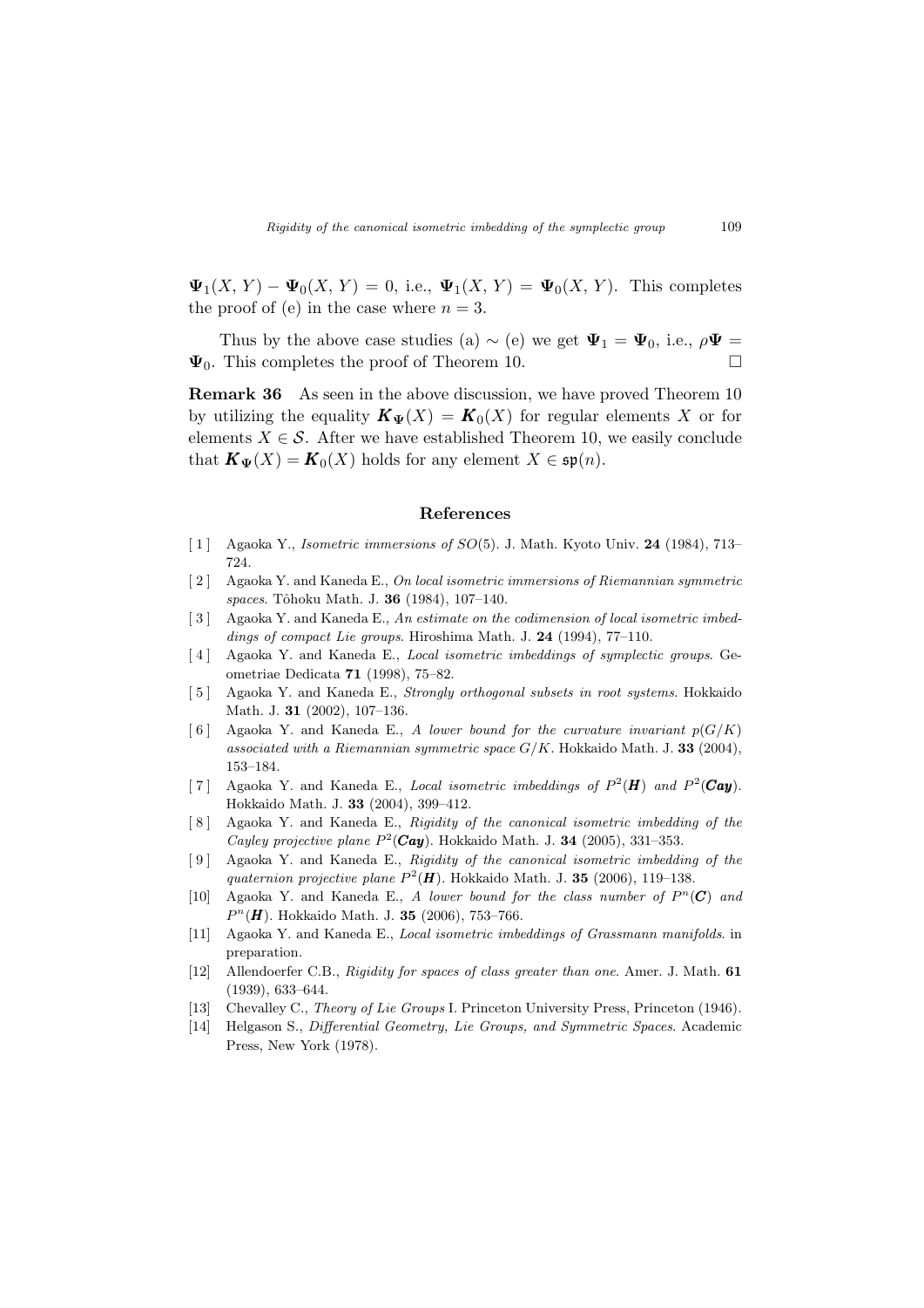$\mathbf{\Psi}_1(X, Y) - \mathbf{\Psi}_0(X, Y) = 0$, i.e., $\mathbf{\Psi}_1(X, Y) = \mathbf{\Psi}_0(X, Y)$. This completes the proof of (e) in the case where $n = 3$.

Thus by the above case studies (a) $\sim$ (e) we get $\mathbf{\Psi}_1 = \mathbf{\Psi}_0$, i.e., $\rho\mathbf{\Psi} = \mathbf{\Psi}_0$. This completes the proof of Theorem 10. $\square$

**Remark 36** As seen in the above discussion, we have proved Theorem 10 by utilizing the equality $\boldsymbol{K}_{\mathbf{\Psi}}(X) = \boldsymbol{K}_0(X)$ for regular elements $X$ or for elements $X \in \mathcal{S}$. After we have established Theorem 10, we easily conclude that $\boldsymbol{K}_{\mathbf{\Psi}}(X) = \boldsymbol{K}_0(X)$ holds for any element $X \in \mathfrak{sp}(n)$.

## References

[1] Agaoka Y., *Isometric immersions of SO(5)*. J. Math. Kyoto Univ. **24** (1984), 713–724.

[2] Agaoka Y. and Kaneda E., *On local isometric immersions of Riemannian symmetric spaces*. Tôhoku Math. J. **36** (1984), 107–140.

[3] Agaoka Y. and Kaneda E., *An estimate on the codimension of local isometric imbeddings of compact Lie groups*. Hiroshima Math. J. **24** (1994), 77–110.

[4] Agaoka Y. and Kaneda E., *Local isometric imbeddings of symplectic groups*. Geometriae Dedicata **71** (1998), 75–82.

[5] Agaoka Y. and Kaneda E., *Strongly orthogonal subsets in root systems*. Hokkaido Math. J. **31** (2002), 107–136.

[6] Agaoka Y. and Kaneda E., *A lower bound for the curvature invariant $p(G/K)$ associated with a Riemannian symmetric space $G/K$*. Hokkaido Math. J. **33** (2004), 153–184.

[7] Agaoka Y. and Kaneda E., *Local isometric imbeddings of $P^2(\boldsymbol{H})$ and $P^2(\boldsymbol{Cay})$*. Hokkaido Math. J. **33** (2004), 399–412.

[8] Agaoka Y. and Kaneda E., *Rigidity of the canonical isometric imbedding of the Cayley projective plane $P^2(\boldsymbol{Cay})$*. Hokkaido Math. J. **34** (2005), 331–353.

[9] Agaoka Y. and Kaneda E., *Rigidity of the canonical isometric imbedding of the quaternion projective plane $P^2(\boldsymbol{H})$*. Hokkaido Math. J. **35** (2006), 119–138.

[10] Agaoka Y. and Kaneda E., *A lower bound for the class number of $P^n(\boldsymbol{C})$ and $P^n(\boldsymbol{H})$*. Hokkaido Math. J. **35** (2006), 753–766.

[11] Agaoka Y. and Kaneda E., *Local isometric imbeddings of Grassmann manifolds*. in preparation.

[12] Allendoerfer C.B., *Rigidity for spaces of class greater than one*. Amer. J. Math. **61** (1939), 633–644.

[13] Chevalley C., *Theory of Lie Groups* I. Princeton University Press, Princeton (1946).

[14] Helgason S., *Differential Geometry, Lie Groups, and Symmetric Spaces*. Academic Press, New York (1978).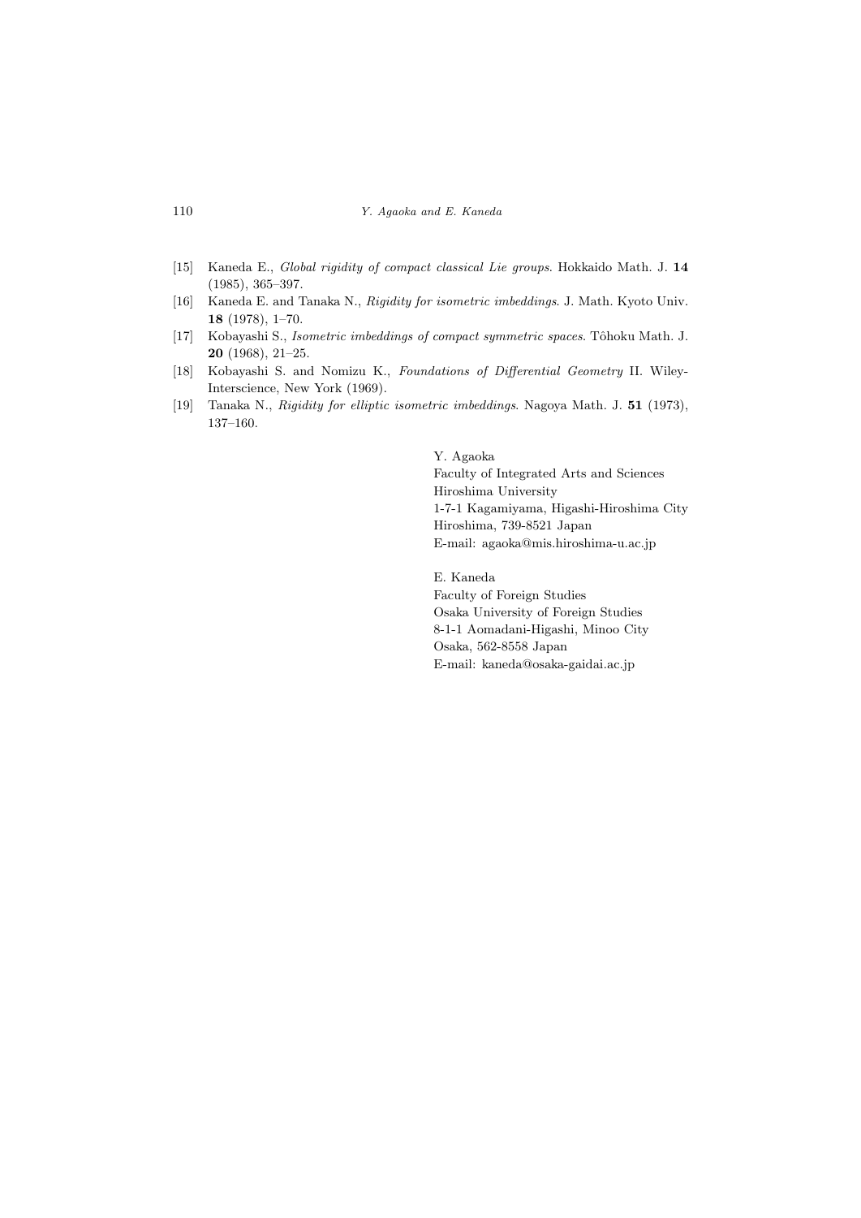[15] Kaneda E., *Global rigidity of compact classical Lie groups*. Hokkaido Math. J. **14** (1985), 365–397.

[16] Kaneda E. and Tanaka N., *Rigidity for isometric imbeddings*. J. Math. Kyoto Univ. **18** (1978), 1–70.

[17] Kobayashi S., *Isometric imbeddings of compact symmetric spaces*. Tôhoku Math. J. **20** (1968), 21–25.

[18] Kobayashi S. and Nomizu K., *Foundations of Differential Geometry* II. Wiley-Interscience, New York (1969).

[19] Tanaka N., *Rigidity for elliptic isometric imbeddings*. Nagoya Math. J. **51** (1973), 137–160.

Y. Agaoka
Faculty of Integrated Arts and Sciences
Hiroshima University
1-7-1 Kagamiyama, Higashi-Hiroshima City
Hiroshima, 739-8521 Japan
E-mail: agaoka@mis.hiroshima-u.ac.jp

E. Kaneda
Faculty of Foreign Studies
Osaka University of Foreign Studies
8-1-1 Aomadani-Higashi, Minoo City
Osaka, 562-8558 Japan
E-mail: kaneda@osaka-gaidai.ac.jp